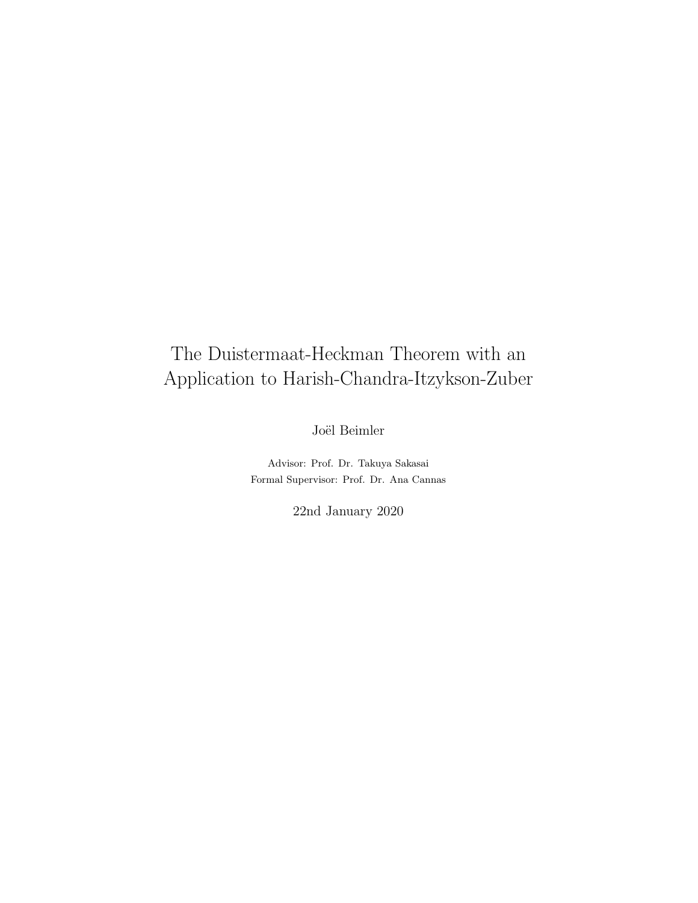# The Duistermaat-Heckman Theorem with an Application to Harish-Chandra-Itzykson-Zuber

Joël Beimler

Advisor: Prof. Dr. Takuya Sakasai
Formal Supervisor: Prof. Dr. Ana Cannas

22nd January 2020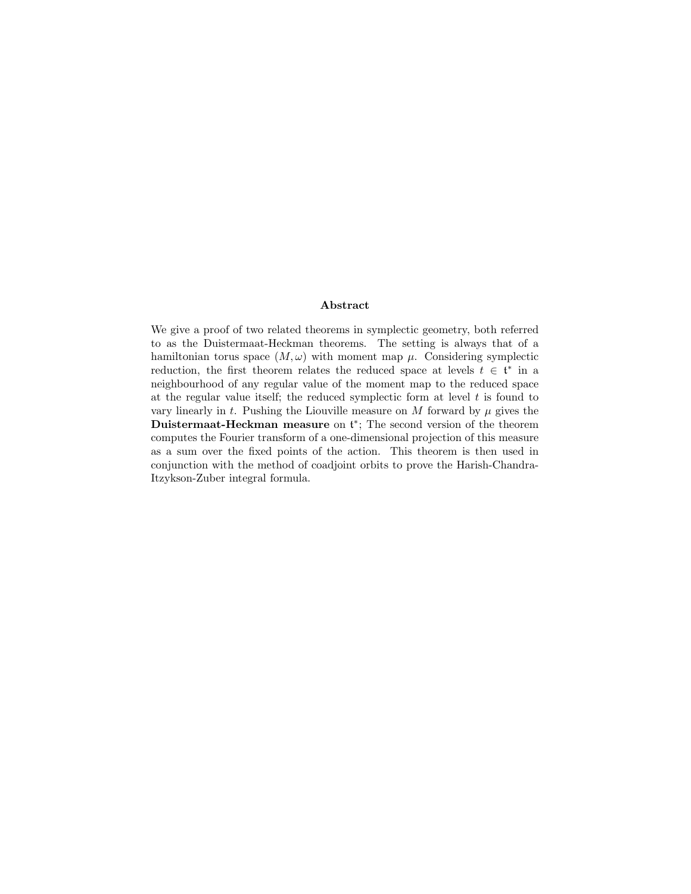## Abstract

We give a proof of two related theorems in symplectic geometry, both referred to as the Duistermaat-Heckman theorems. The setting is always that of a hamiltonian torus space $(M, \omega)$ with moment map $\mu$. Considering symplectic reduction, the first theorem relates the reduced space at levels $t \in \mathfrak{t}^*$ in a neighbourhood of any regular value of the moment map to the reduced space at the regular value itself; the reduced symplectic form at level $t$ is found to vary linearly in $t$. Pushing the Liouville measure on $M$ forward by $\mu$ gives the **Duistermaat-Heckman measure** on $\mathfrak{t}^*$; The second version of the theorem computes the Fourier transform of a one-dimensional projection of this measure as a sum over the fixed points of the action. This theorem is then used in conjunction with the method of coadjoint orbits to prove the Harish-Chandra-Itzykson-Zuber integral formula.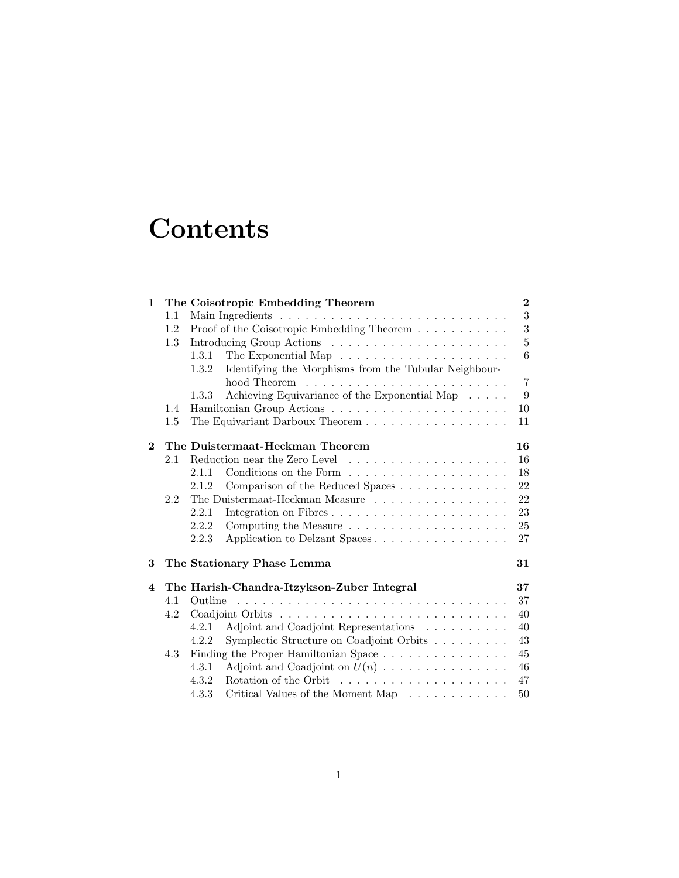# Contents

| | | |
|---|---|---|
| **1** | **The Coisotropic Embedding Theorem** | **2** |
| 1.1 | Main Ingredients | 3 |
| 1.2 | Proof of the Coisotropic Embedding Theorem | 3 |
| 1.3 | Introducing Group Actions | 5 |
| 1.3.1 | The Exponential Map | 6 |
| 1.3.2 | Identifying the Morphisms from the Tubular Neighbourhood Theorem | 7 |
| 1.3.3 | Achieving Equivariance of the Exponential Map | 9 |
| 1.4 | Hamiltonian Group Actions | 10 |
| 1.5 | The Equivariant Darboux Theorem | 11 |
| **2** | **The Duistermaat-Heckman Theorem** | **16** |
| 2.1 | Reduction near the Zero Level | 16 |
| 2.1.1 | Conditions on the Form | 18 |
| 2.1.2 | Comparison of the Reduced Spaces | 22 |
| 2.2 | The Duistermaat-Heckman Measure | 22 |
| 2.2.1 | Integration on Fibres | 23 |
| 2.2.2 | Computing the Measure | 25 |
| 2.2.3 | Application to Delzant Spaces | 27 |
| **3** | **The Stationary Phase Lemma** | **31** |
| **4** | **The Harish-Chandra-Itzykson-Zuber Integral** | **37** |
| 4.1 | Outline | 37 |
| 4.2 | Coadjoint Orbits | 40 |
| 4.2.1 | Adjoint and Coadjoint Representations | 40 |
| 4.2.2 | Symplectic Structure on Coadjoint Orbits | 43 |
| 4.3 | Finding the Proper Hamiltonian Space | 45 |
| 4.3.1 | Adjoint and Coadjoint on $U(n)$ | 46 |
| 4.3.2 | Rotation of the Orbit | 47 |
| 4.3.3 | Critical Values of the Moment Map | 50 |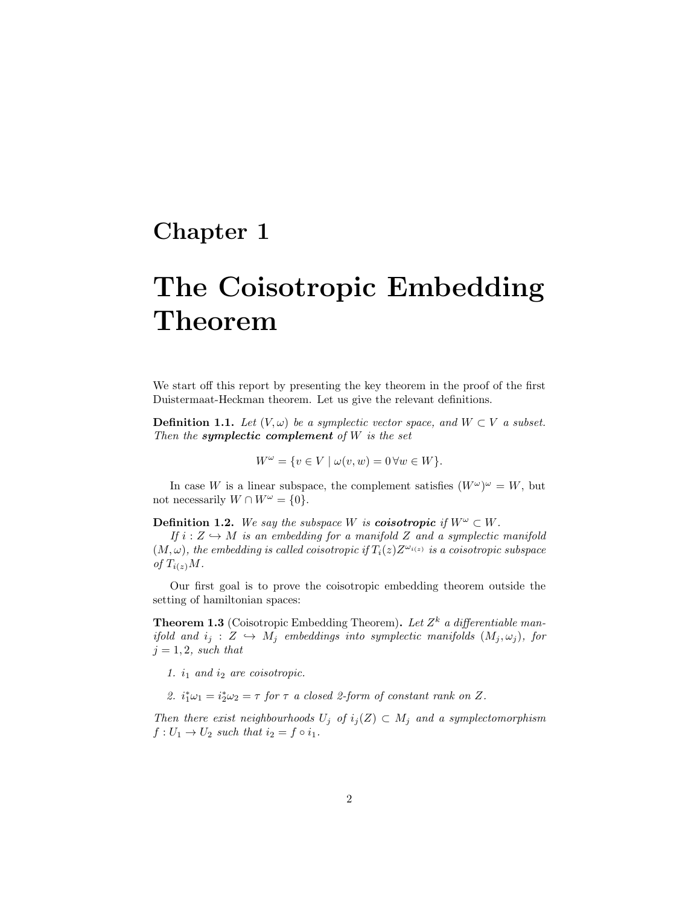# Chapter 1

# The Coisotropic Embedding Theorem

We start off this report by presenting the key theorem in the proof of the first Duistermaat-Heckman theorem. Let us give the relevant definitions.

**Definition 1.1.** *Let $(V, \omega)$ be a symplectic vector space, and $W \subset V$ a subset. Then the* ***symplectic complement*** *of $W$ is the set*

$$W^{\omega} = \{v \in V \mid \omega(v, w) = 0 \, \forall w \in W\}.$$

In case $W$ is a linear subspace, the complement satisfies $(W^{\omega})^{\omega} = W$, but not necessarily $W \cap W^{\omega} = \{0\}$.

**Definition 1.2.** *We say the subspace $W$ is* ***coisotropic*** *if $W^{\omega} \subset W$.*

*If $i : Z \hookrightarrow M$ is an embedding for a manifold $Z$ and a symplectic manifold $(M, \omega)$, the embedding is called coisotropic if $T_i(z)Z^{\omega_{i(z)}}$ is a coisotropic subspace of $T_{i(z)}M$.*

Our first goal is to prove the coisotropic embedding theorem outside the setting of hamiltonian spaces:

**Theorem 1.3** (Coisotropic Embedding Theorem)**.** *Let $Z^k$ a differentiable manifold and $i_j : Z \hookrightarrow M_j$ embeddings into symplectic manifolds $(M_j, \omega_j)$, for $j = 1, 2$, such that*

1. *$i_1$ and $i_2$ are coisotropic.*
2. *$i_1^*\omega_1 = i_2^*\omega_2 = \tau$ for $\tau$ a closed 2-form of constant rank on $Z$.*

*Then there exist neighbourhoods $U_j$ of $i_j(Z) \subset M_j$ and a symplectomorphism $f : U_1 \to U_2$ such that $i_2 = f \circ i_1$.*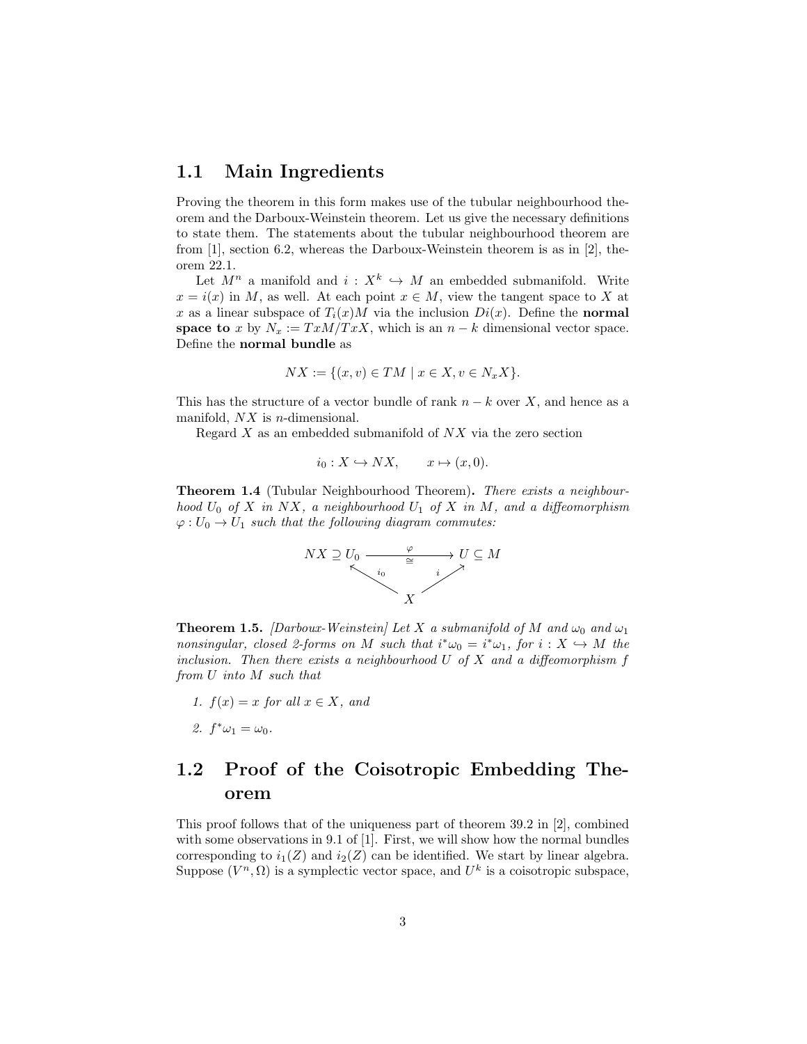## 1.1 Main Ingredients

Proving the theorem in this form makes use of the tubular neighbourhood theorem and the Darboux-Weinstein theorem. Let us give the necessary definitions to state them. The statements about the tubular neighbourhood theorem are from [1], section 6.2, whereas the Darboux-Weinstein theorem is as in [2], theorem 22.1.

Let $M^n$ a manifold and $i : X^k \hookrightarrow M$ an embedded submanifold. Write $x = i(x)$ in $M$, as well. At each point $x \in M$, view the tangent space to $X$ at $x$ as a linear subspace of $T_i(x)M$ via the inclusion $Di(x)$. Define the **normal space to** $x$ by $N_x := TxM/TxX$, which is an $n - k$ dimensional vector space. Define the **normal bundle** as

$$NX := \{(x, v) \in TM \mid x \in X, v \in N_xX\}.$$

This has the structure of a vector bundle of rank $n - k$ over $X$, and hence as a manifold, $NX$ is $n$-dimensional.

Regard $X$ as an embedded submanifold of $NX$ via the zero section

$$i_0 : X \hookrightarrow NX, \qquad x \mapsto (x, 0).$$

**Theorem 1.4** (Tubular Neighbourhood Theorem)**.** *There exists a neighbourhood $U_0$ of $X$ in $NX$, a neighbourhood $U_1$ of $X$ in $M$, and a diffeomorphism $\varphi : U_0 \to U_1$ such that the following diagram commutes:*

$$\begin{array}{ccc} NX \supseteq U_0 & \xrightarrow[\cong]{\varphi} & U \subseteq M \\ & {\scriptstyle i_0}\nwarrow \quad \nearrow{\scriptstyle i} & \\ & X & \end{array}$$

**Theorem 1.5.** *[Darboux-Weinstein] Let $X$ a submanifold of $M$ and $\omega_0$ and $\omega_1$ nonsingular, closed 2-forms on $M$ such that $i^*\omega_0 = i^*\omega_1$, for $i : X \hookrightarrow M$ the inclusion. Then there exists a neighbourhood $U$ of $X$ and a diffeomorphism $f$ from $U$ into $M$ such that*

1. *$f(x) = x$ for all $x \in X$, and*
2. *$f^*\omega_1 = \omega_0$.*

## 1.2 Proof of the Coisotropic Embedding Theorem

This proof follows that of the uniqueness part of theorem 39.2 in [2], combined with some observations in 9.1 of [1]. First, we will show how the normal bundles corresponding to $i_1(Z)$ and $i_2(Z)$ can be identified. We start by linear algebra. Suppose $(V^n, \Omega)$ is a symplectic vector space, and $U^k$ is a coisotropic subspace,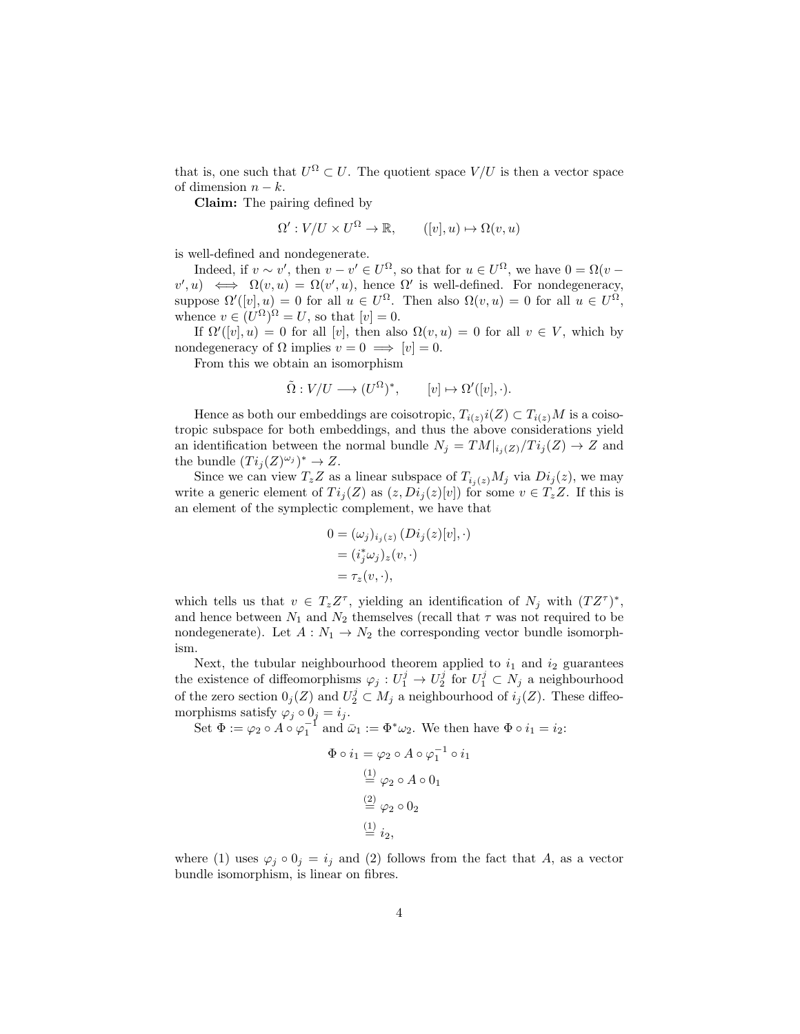that is, one such that $U^\Omega \subset U$. The quotient space $V/U$ is then a vector space of dimension $n-k$.

**Claim:** The pairing defined by

$$\Omega' : V/U \times U^\Omega \to \mathbb{R}, \qquad ([v], u) \mapsto \Omega(v, u)$$

is well-defined and nondegenerate.

Indeed, if $v \sim v'$, then $v - v' \in U^\Omega$, so that for $u \in U^\Omega$, we have $0 = \Omega(v - v', u) \iff \Omega(v, u) = \Omega(v', u)$, hence $\Omega'$ is well-defined. For nondegeneracy, suppose $\Omega'([v], u) = 0$ for all $u \in U^\Omega$. Then also $\Omega(v, u) = 0$ for all $u \in U^\Omega$, whence $v \in (U^\Omega)^\Omega = U$, so that $[v] = 0$.

If $\Omega'([v], u) = 0$ for all $[v]$, then also $\Omega(v, u) = 0$ for all $v \in V$, which by nondegeneracy of $\Omega$ implies $v = 0 \implies [v] = 0$.

From this we obtain an isomorphism

$$\tilde{\Omega} : V/U \longrightarrow (U^\Omega)^*, \qquad [v] \mapsto \Omega'([v], \cdot).$$

Hence as both our embeddings are coisotropic, $T_{i(z)}i(Z) \subset T_{i(z)}M$ is a coisotropic subspace for both embeddings, and thus the above considerations yield an identification between the normal bundle $N_j = TM|_{i_j(Z)}/Ti_j(Z) \to Z$ and the bundle $(Ti_j(Z)^{\omega_j})^* \to Z$.

Since we can view $T_zZ$ as a linear subspace of $T_{i_j(z)}M_j$ via $Di_j(z)$, we may write a generic element of $Ti_j(Z)$ as $(z, Di_j(z)[v])$ for some $v \in T_zZ$. If this is an element of the symplectic complement, we have that

$$\begin{aligned}
0 &= (\omega_j)_{i_j(z)}\left(Di_j(z)[v], \cdot\right) \\
&= (i_j^*\omega_j)_z(v, \cdot) \\
&= \tau_z(v, \cdot),
\end{aligned}$$

which tells us that $v \in T_zZ^\tau$, yielding an identification of $N_j$ with $(TZ^\tau)^*$, and hence between $N_1$ and $N_2$ themselves (recall that $\tau$ was not required to be nondegenerate). Let $A : N_1 \to N_2$ the corresponding vector bundle isomorphism.

Next, the tubular neighbourhood theorem applied to $i_1$ and $i_2$ guarantees the existence of diffeomorphisms $\varphi_j : U_1^j \to U_2^j$ for $U_1^j \subset N_j$ a neighbourhood of the zero section $0_j(Z)$ and $U_2^j \subset M_j$ a neighbourhood of $i_j(Z)$. These diffeomorphisms satisfy $\varphi_j \circ 0_j = i_j$.

Set $\Phi := \varphi_2 \circ A \circ \varphi_1^{-1}$ and $\bar{\omega}_1 := \Phi^*\omega_2$. We then have $\Phi \circ i_1 = i_2$:

$$\begin{aligned}
\Phi \circ i_1 &= \varphi_2 \circ A \circ \varphi_1^{-1} \circ i_1 \\
&\overset{(1)}{=} \varphi_2 \circ A \circ 0_1 \\
&\overset{(2)}{=} \varphi_2 \circ 0_2 \\
&\overset{(1)}{=} i_2,
\end{aligned}$$

where (1) uses $\varphi_j \circ 0_j = i_j$ and (2) follows from the fact that $A$, as a vector bundle isomorphism, is linear on fibres.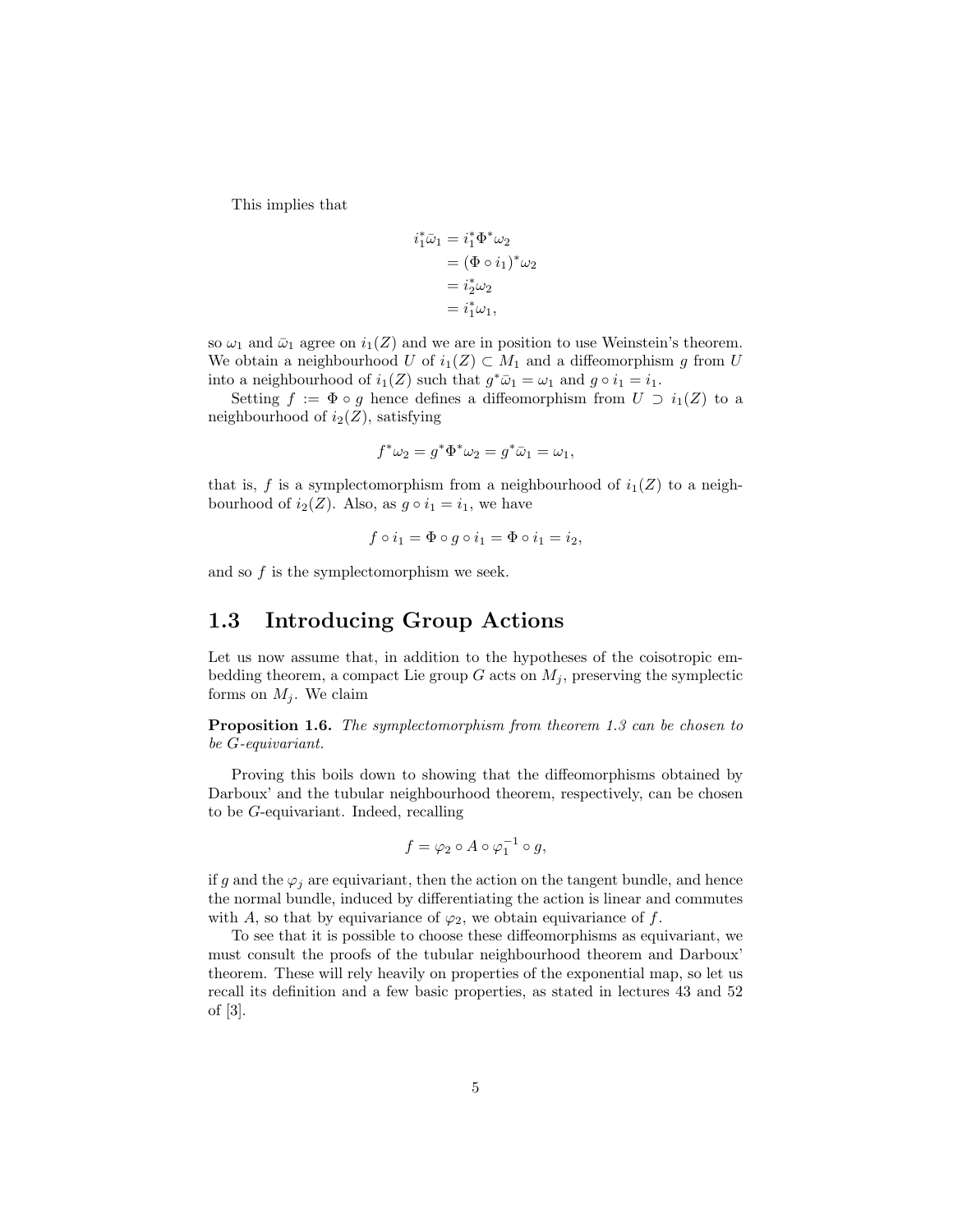This implies that

$$
\begin{aligned}
i_1^*\bar{\omega}_1 &= i_1^*\Phi^*\omega_2 \\
&= (\Phi \circ i_1)^*\omega_2 \\
&= i_2^*\omega_2 \\
&= i_1^*\omega_1,
\end{aligned}
$$

so $\omega_1$ and $\bar{\omega}_1$ agree on $i_1(Z)$ and we are in position to use Weinstein's theorem. We obtain a neighbourhood $U$ of $i_1(Z) \subset M_1$ and a diffeomorphism $g$ from $U$ into a neighbourhood of $i_1(Z)$ such that $g^*\bar{\omega}_1 = \omega_1$ and $g \circ i_1 = i_1$.

Setting $f := \Phi \circ g$ hence defines a diffeomorphism from $U \supset i_1(Z)$ to a neighbourhood of $i_2(Z)$, satisfying

$$
f^*\omega_2 = g^*\Phi^*\omega_2 = g^*\bar{\omega}_1 = \omega_1,
$$

that is, $f$ is a symplectomorphism from a neighbourhood of $i_1(Z)$ to a neighbourhood of $i_2(Z)$. Also, as $g \circ i_1 = i_1$, we have

$$
f \circ i_1 = \Phi \circ g \circ i_1 = \Phi \circ i_1 = i_2,
$$

and so $f$ is the symplectomorphism we seek.

## 1.3 Introducing Group Actions

Let us now assume that, in addition to the hypotheses of the coisotropic embedding theorem, a compact Lie group $G$ acts on $M_j$, preserving the symplectic forms on $M_j$. We claim

**Proposition 1.6.** *The symplectomorphism from theorem 1.3 can be chosen to be $G$-equivariant.*

Proving this boils down to showing that the diffeomorphisms obtained by Darboux' and the tubular neighbourhood theorem, respectively, can be chosen to be $G$-equivariant. Indeed, recalling

$$
f = \varphi_2 \circ A \circ \varphi_1^{-1} \circ g,
$$

if $g$ and the $\varphi_j$ are equivariant, then the action on the tangent bundle, and hence the normal bundle, induced by differentiating the action is linear and commutes with $A$, so that by equivariance of $\varphi_2$, we obtain equivariance of $f$.

To see that it is possible to choose these diffeomorphisms as equivariant, we must consult the proofs of the tubular neighbourhood theorem and Darboux' theorem. These will rely heavily on properties of the exponential map, so let us recall its definition and a few basic properties, as stated in lectures 43 and 52 of [3].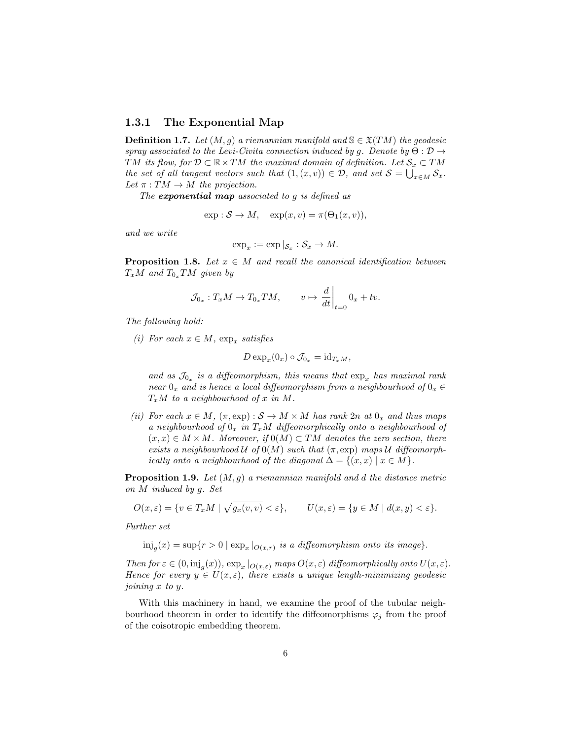### 1.3.1 The Exponential Map

**Definition 1.7.** *Let $(M, g)$ a riemannian manifold and $\mathbb{S} \in \mathfrak{X}(TM)$ the geodesic spray associated to the Levi-Civita connection induced by $g$. Denote by $\Theta : \mathcal{D} \to TM$ its flow, for $\mathcal{D} \subset \mathbb{R} \times TM$ the maximal domain of definition. Let $\mathcal{S}_x \subset TM$ the set of all tangent vectors such that $(1, (x, v)) \in \mathcal{D}$, and set $\mathcal{S} = \bigcup_{x \in M} \mathcal{S}_x$. Let $\pi : TM \to M$ the projection.*

*The **exponential map** associated to $g$ is defined as*

$$\exp : \mathcal{S} \to M, \quad \exp(x, v) = \pi(\Theta_1(x, v)),$$

*and we write*

$$\exp_x := \exp|_{\mathcal{S}_x} : \mathcal{S}_x \to M.$$

**Proposition 1.8.** *Let $x \in M$ and recall the canonical identification between $T_xM$ and $T_{0_x}TM$ given by*

$$\mathcal{J}_{0_x} : T_xM \to T_{0_x}TM, \qquad v \mapsto \left.\frac{d}{dt}\right|_{t=0} 0_x + tv.$$

*The following hold:*

*(i) For each $x \in M$, $\exp_x$ satisfies*

$$D\exp_x(0_x) \circ \mathcal{J}_{0_x} = \mathrm{id}_{T_xM},$$

*and as $\mathcal{J}_{0_x}$ is a diffeomorphism, this means that $\exp_x$ has maximal rank near $0_x$ and is hence a local diffeomorphism from a neighbourhood of $0_x \in T_xM$ to a neighbourhood of $x$ in $M$.*

*(ii) For each $x \in M$, $(\pi, \exp) : \mathcal{S} \to M \times M$ has rank $2n$ at $0_x$ and thus maps a neighbourhood of $0_x$ in $T_xM$ diffeomorphically onto a neighbourhood of $(x, x) \in M \times M$. Moreover, if $0(M) \subset TM$ denotes the zero section, there exists a neighbourhood $\mathcal{U}$ of $0(M)$ such that $(\pi, \exp)$ maps $\mathcal{U}$ diffeomorphically onto a neighbourhood of the diagonal $\Delta = \{(x, x) \mid x \in M\}$.*

**Proposition 1.9.** *Let $(M, g)$ a riemannian manifold and $d$ the distance metric on $M$ induced by $g$. Set*

$$O(x, \varepsilon) = \{v \in T_xM \mid \sqrt{g_x(v, v)} < \varepsilon\}, \qquad U(x, \varepsilon) = \{y \in M \mid d(x, y) < \varepsilon\}.$$

*Further set*

$$\mathrm{inj}_g(x) = \sup\{r > 0 \mid \exp_x|_{O(x,r)} \text{ is a diffeomorphism onto its image}\}.$$

*Then for $\varepsilon \in (0, \mathrm{inj}_g(x))$, $\exp_x|_{O(x,\varepsilon)}$ maps $O(x, \varepsilon)$ diffeomorphically onto $U(x, \varepsilon)$. Hence for every $y \in U(x, \varepsilon)$, there exists a unique length-minimizing geodesic joining $x$ to $y$.*

With this machinery in hand, we examine the proof of the tubular neighbourhood theorem in order to identify the diffeomorphisms $\varphi_j$ from the proof of the coisotropic embedding theorem.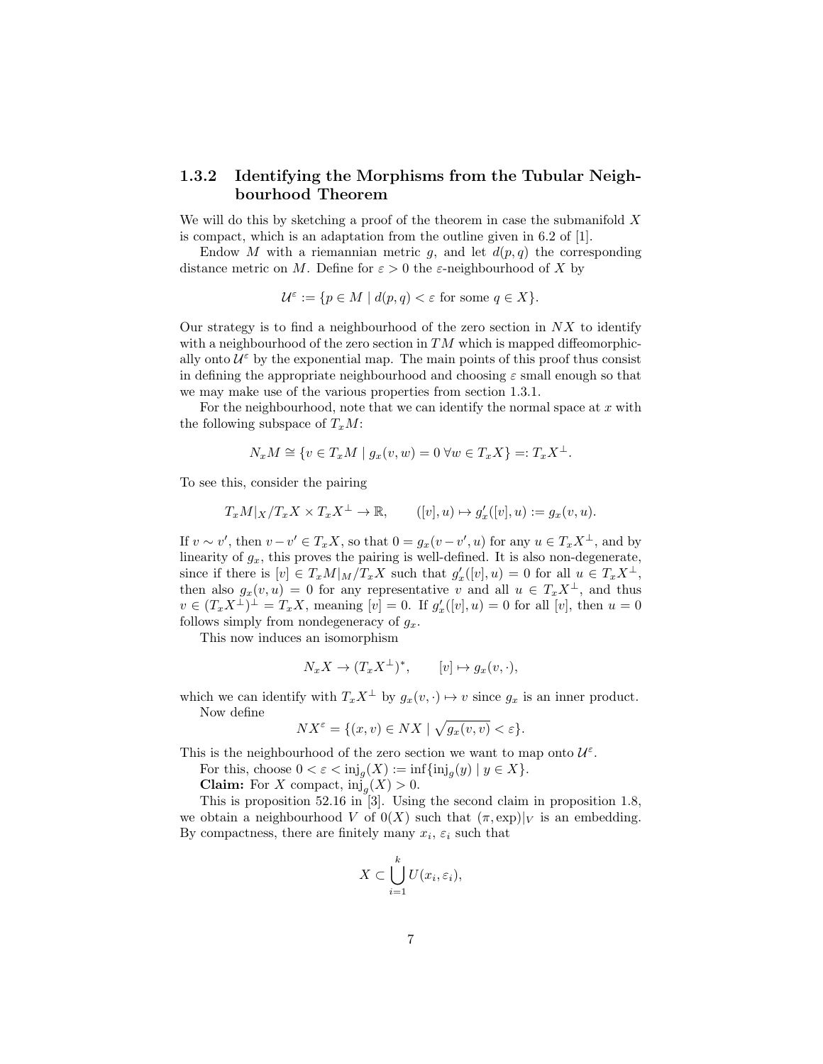### 1.3.2 Identifying the Morphisms from the Tubular Neighbourhood Theorem

We will do this by sketching a proof of the theorem in case the submanifold $X$ is compact, which is an adaptation from the outline given in 6.2 of [1].

Endow $M$ with a riemannian metric $g$, and let $d(p, q)$ the corresponding distance metric on $M$. Define for $\varepsilon > 0$ the $\varepsilon$-neighbourhood of $X$ by

$$\mathcal{U}^\varepsilon := \{p \in M \mid d(p, q) < \varepsilon \text{ for some } q \in X\}.$$

Our strategy is to find a neighbourhood of the zero section in $NX$ to identify with a neighbourhood of the zero section in $TM$ which is mapped diffeomorphically onto $\mathcal{U}^\varepsilon$ by the exponential map. The main points of this proof thus consist in defining the appropriate neighbourhood and choosing $\varepsilon$ small enough so that we may make use of the various properties from section 1.3.1.

For the neighbourhood, note that we can identify the normal space at $x$ with the following subspace of $T_xM$:

$$N_xM \cong \{v \in T_xM \mid g_x(v, w) = 0 \; \forall w \in T_xX\} =: T_xX^\perp.$$

To see this, consider the pairing

$$T_xM|_X/T_xX \times T_xX^\perp \to \mathbb{R}, \qquad ([v], u) \mapsto g'_x([v], u) := g_x(v, u).$$

If $v \sim v'$, then $v - v' \in T_xX$, so that $0 = g_x(v - v', u)$ for any $u \in T_xX^\perp$, and by linearity of $g_x$, this proves the pairing is well-defined. It is also non-degenerate, since if there is $[v] \in T_xM|_M/T_xX$ such that $g'_x([v], u) = 0$ for all $u \in T_xX^\perp$, then also $g_x(v, u) = 0$ for any representative $v$ and all $u \in T_xX^\perp$, and thus $v \in (T_xX^\perp)^\perp = T_xX$, meaning $[v] = 0$. If $g'_x([v], u) = 0$ for all $[v]$, then $u = 0$ follows simply from nondegeneracy of $g_x$.

This now induces an isomorphism

$$N_xX \to (T_xX^\perp)^*, \qquad [v] \mapsto g_x(v, \cdot),$$

which we can identify with $T_xX^\perp$ by $g_x(v, \cdot) \mapsto v$ since $g_x$ is an inner product.

Now define

$$NX^\varepsilon = \{(x, v) \in NX \mid \sqrt{g_x(v, v)} < \varepsilon\}.$$

This is the neighbourhood of the zero section we want to map onto $\mathcal{U}^\varepsilon$.

For this, choose $0 < \varepsilon < \mathrm{inj}_g(X) := \inf\{\mathrm{inj}_g(y) \mid y \in X\}$.

**Claim:** For $X$ compact, $\mathrm{inj}_g(X) > 0$.

This is proposition 52.16 in [3]. Using the second claim in proposition 1.8, we obtain a neighbourhood $V$ of $0(X)$ such that $(\pi, \exp)|_V$ is an embedding. By compactness, there are finitely many $x_i$, $\varepsilon_i$ such that

$$X \subset \bigcup_{i=1}^{k} U(x_i, \varepsilon_i),$$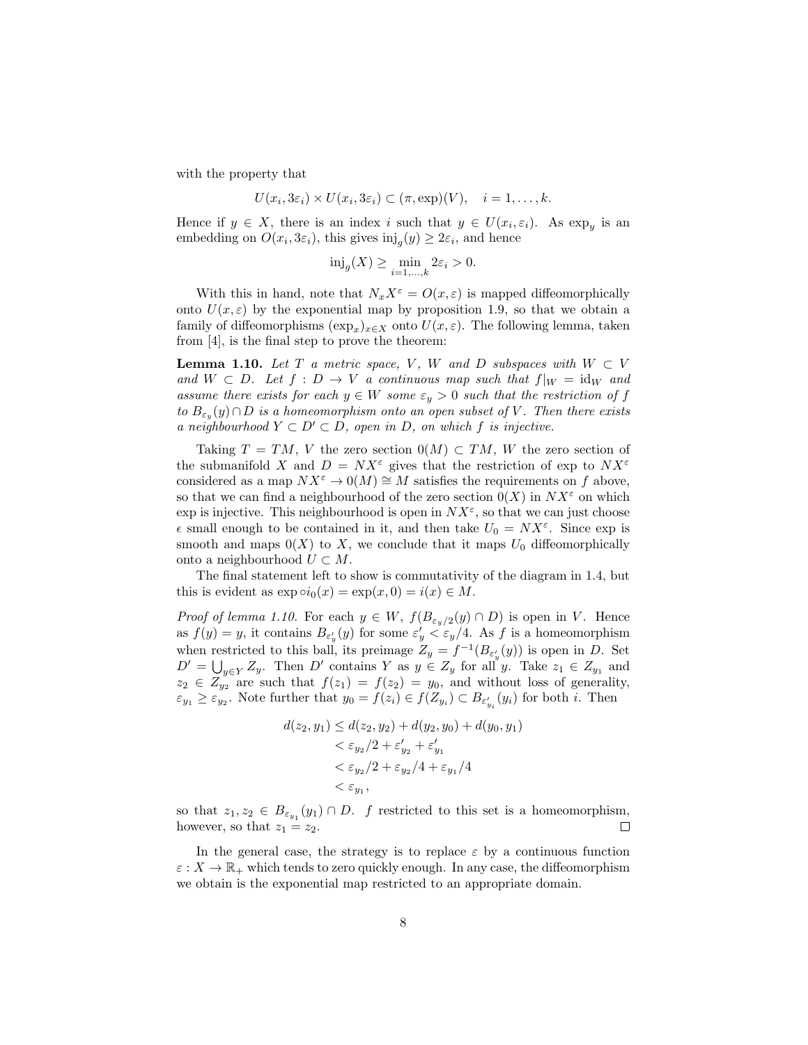with the property that

$$U(x_i, 3\varepsilon_i) \times U(x_i, 3\varepsilon_i) \subset (\pi, \exp)(V), \quad i = 1, \ldots, k.$$

Hence if $y \in X$, there is an index $i$ such that $y \in U(x_i, \varepsilon_i)$. As $\exp_y$ is an embedding on $O(x_i, 3\varepsilon_i)$, this gives $\mathrm{inj}_g(y) \geq 2\varepsilon_i$, and hence

$$\mathrm{inj}_g(X) \geq \min_{i=1,\ldots,k} 2\varepsilon_i > 0.$$

With this in hand, note that $N_x X^\varepsilon = O(x, \varepsilon)$ is mapped diffeomorphically onto $U(x, \varepsilon)$ by the exponential map by proposition 1.9, so that we obtain a family of diffeomorphisms $(\exp_x)_{x \in X}$ onto $U(x, \varepsilon)$. The following lemma, taken from [4], is the final step to prove the theorem:

**Lemma 1.10.** *Let $T$ a metric space, $V$, $W$ and $D$ subspaces with $W \subset V$ and $W \subset D$. Let $f : D \to V$ a continuous map such that $f|_W = \mathrm{id}_W$ and assume there exists for each $y \in W$ some $\varepsilon_y > 0$ such that the restriction of $f$ to $B_{\varepsilon_y}(y) \cap D$ is a homeomorphism onto an open subset of $V$. Then there exists a neighbourhood $Y \subset D' \subset D$, open in $D$, on which $f$ is injective.*

Taking $T = TM$, $V$ the zero section $0(M) \subset TM$, $W$ the zero section of the submanifold $X$ and $D = NX^\varepsilon$ gives that the restriction of exp to $NX^\varepsilon$ considered as a map $NX^\varepsilon \to 0(M) \cong M$ satisfies the requirements on $f$ above, so that we can find a neighbourhood of the zero section $0(X)$ in $NX^\varepsilon$ on which exp is injective. This neighbourhood is open in $NX^\varepsilon$, so that we can just choose $\epsilon$ small enough to be contained in it, and then take $U_0 = NX^\varepsilon$. Since exp is smooth and maps $0(X)$ to $X$, we conclude that it maps $U_0$ diffeomorphically onto a neighbourhood $U \subset M$.

The final statement left to show is commutativity of the diagram in 1.4, but this is evident as $\exp \circ i_0(x) = \exp(x, 0) = i(x) \in M$.

*Proof of lemma 1.10.* For each $y \in W$, $f(B_{\varepsilon_y/2}(y) \cap D)$ is open in $V$. Hence as $f(y) = y$, it contains $B_{\varepsilon'_y}(y)$ for some $\varepsilon'_y < \varepsilon_y/4$. As $f$ is a homeomorphism when restricted to this ball, its preimage $Z_y = f^{-1}(B_{\varepsilon'_y}(y))$ is open in $D$. Set $D' = \bigcup_{y \in Y} Z_y$. Then $D'$ contains $Y$ as $y \in Z_y$ for all $y$. Take $z_1 \in Z_{y_1}$ and $z_2 \in Z_{y_2}$ are such that $f(z_1) = f(z_2) = y_0$, and without loss of generality, $\varepsilon_{y_1} \geq \varepsilon_{y_2}$. Note further that $y_0 = f(z_i) \in f(Z_{y_i}) \subset B_{\varepsilon'_{y_i}}(y_i)$ for both $i$. Then

$$\begin{aligned}
d(z_2, y_1) &\leq d(z_2, y_2) + d(y_2, y_0) + d(y_0, y_1) \\
&< \varepsilon_{y_2}/2 + \varepsilon'_{y_2} + \varepsilon'_{y_1} \\
&< \varepsilon_{y_2}/2 + \varepsilon_{y_2}/4 + \varepsilon_{y_1}/4 \\
&< \varepsilon_{y_1},
\end{aligned}$$

so that $z_1, z_2 \in B_{\varepsilon_{y_1}}(y_1) \cap D$. $f$ restricted to this set is a homeomorphism, however, so that $z_1 = z_2$. ◻

In the general case, the strategy is to replace $\varepsilon$ by a continuous function $\varepsilon : X \to \mathbb{R}_+$ which tends to zero quickly enough. In any case, the diffeomorphism we obtain is the exponential map restricted to an appropriate domain.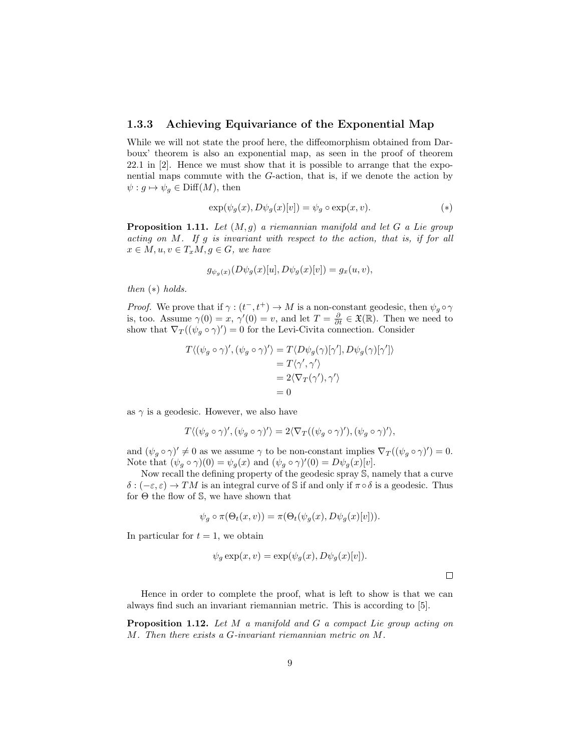### 1.3.3 Achieving Equivariance of the Exponential Map

While we will not state the proof here, the diffeomorphism obtained from Darboux' theorem is also an exponential map, as seen in the proof of theorem 22.1 in [2]. Hence we must show that it is possible to arrange that the exponential maps commute with the $G$-action, that is, if we denote the action by $\psi : g \mapsto \psi_g \in \mathrm{Diff}(M)$, then

$$\exp(\psi_g(x), D\psi_g(x)[v]) = \psi_g \circ \exp(x, v). \tag{$*$}$$

**Proposition 1.11.** *Let $(M, g)$ a riemannian manifold and let $G$ a Lie group acting on $M$. If $g$ is invariant with respect to the action, that is, if for all $x \in M, u, v \in T_x M, g \in G$, we have*

$$g_{\psi_g(x)}(D\psi_g(x)[u], D\psi_g(x)[v]) = g_x(u, v),$$

*then $(*)$ holds.*

*Proof.* We prove that if $\gamma : (t^-, t^+) \to M$ is a non-constant geodesic, then $\psi_g \circ \gamma$ is, too. Assume $\gamma(0) = x$, $\gamma'(0) = v$, and let $T = \frac{\partial}{\partial t} \in \mathfrak{X}(\mathbb{R})$. Then we need to show that $\nabla_T((\psi_g \circ \gamma)') = 0$ for the Levi-Civita connection. Consider

$$\begin{aligned}
T\langle(\psi_g \circ \gamma)', (\psi_g \circ \gamma)'\rangle &= T\langle D\psi_g(\gamma)[\gamma'], D\psi_g(\gamma)[\gamma']\rangle \\
&= T\langle \gamma', \gamma' \rangle \\
&= 2\langle \nabla_T(\gamma'), \gamma' \rangle \\
&= 0
\end{aligned}$$

as $\gamma$ is a geodesic. However, we also have

$$T\langle(\psi_g \circ \gamma)', (\psi_g \circ \gamma)'\rangle = 2\langle \nabla_T((\psi_g \circ \gamma)'), (\psi_g \circ \gamma)'\rangle,$$

and $(\psi_g \circ \gamma)' \neq 0$ as we assume $\gamma$ to be non-constant implies $\nabla_T((\psi_g \circ \gamma)') = 0$. Note that $(\psi_g \circ \gamma)(0) = \psi_g(x)$ and $(\psi_g \circ \gamma)'(0) = D\psi_g(x)[v]$.

Now recall the defining property of the geodesic spray $\mathbb{S}$, namely that a curve $\delta : (-\varepsilon, \varepsilon) \to TM$ is an integral curve of $\mathbb{S}$ if and only if $\pi \circ \delta$ is a geodesic. Thus for $\Theta$ the flow of $\mathbb{S}$, we have shown that

$$\psi_g \circ \pi(\Theta_t(x, v)) = \pi(\Theta_t(\psi_g(x), D\psi_g(x)[v])).$$

In particular for $t = 1$, we obtain

$$\psi_g \exp(x, v) = \exp(\psi_g(x), D\psi_g(x)[v]).$$

$\square$

Hence in order to complete the proof, what is left to show is that we can always find such an invariant riemannian metric. This is according to [5].

**Proposition 1.12.** *Let $M$ a manifold and $G$ a compact Lie group acting on $M$. Then there exists a $G$-invariant riemannian metric on $M$.*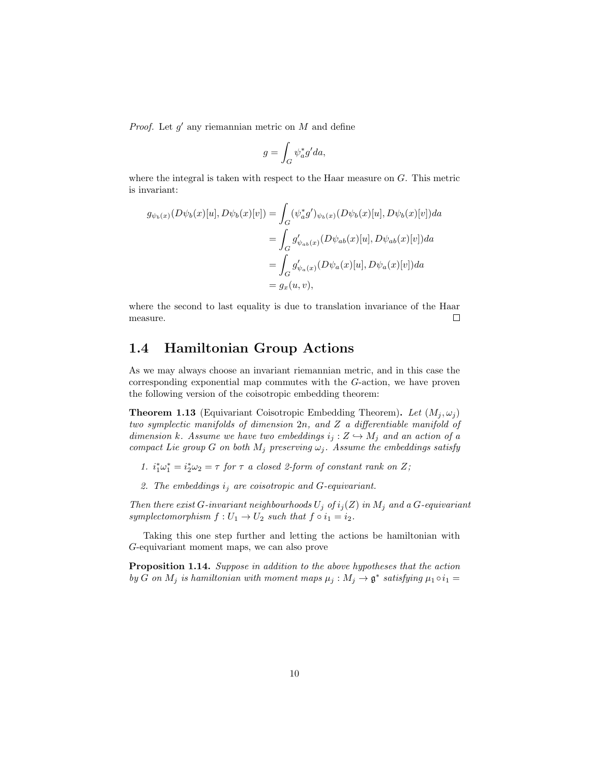*Proof.* Let $g'$ any riemannian metric on $M$ and define

$$g = \int_G \psi_a^* g' da,$$

where the integral is taken with respect to the Haar measure on $G$. This metric is invariant:

$$\begin{aligned}
g_{\psi_b(x)}(D\psi_b(x)[u], D\psi_b(x)[v]) &= \int_G (\psi_a^* g')_{\psi_b(x)}(D\psi_b(x)[u], D\psi_b(x)[v]) da \\
&= \int_G g'_{\psi_{ab}(x)}(D\psi_{ab}(x)[u], D\psi_{ab}(x)[v]) da \\
&= \int_G g'_{\psi_a(x)}(D\psi_a(x)[u], D\psi_a(x)[v]) da \\
&= g_x(u, v),
\end{aligned}$$

where the second to last equality is due to translation invariance of the Haar measure. □

## 1.4 Hamiltonian Group Actions

As we may always choose an invariant riemannian metric, and in this case the corresponding exponential map commutes with the $G$-action, we have proven the following version of the coisotropic embedding theorem:

**Theorem 1.13** (Equivariant Coisotropic Embedding Theorem)**.** *Let $(M_j, \omega_j)$ two symplectic manifolds of dimension $2n$, and $Z$ a differentiable manifold of dimension $k$. Assume we have two embeddings $i_j : Z \hookrightarrow M_j$ and an action of a compact Lie group $G$ on both $M_j$ preserving $\omega_j$. Assume the embeddings satisfy*

1. *$i_1^* \omega_1^* = i_2^* \omega_2 = \tau$ for $\tau$ a closed 2-form of constant rank on $Z$;*
2. *The embeddings $i_j$ are coisotropic and $G$-equivariant.*

*Then there exist $G$-invariant neighbourhoods $U_j$ of $i_j(Z)$ in $M_j$ and a $G$-equivariant symplectomorphism $f : U_1 \to U_2$ such that $f \circ i_1 = i_2$.*

Taking this one step further and letting the actions be hamiltonian with $G$-equivariant moment maps, we can also prove

**Proposition 1.14.** *Suppose in addition to the above hypotheses that the action by $G$ on $M_j$ is hamiltonian with moment maps $\mu_j : M_j \to \mathfrak{g}^*$ satisfying $\mu_1 \circ i_1 =$*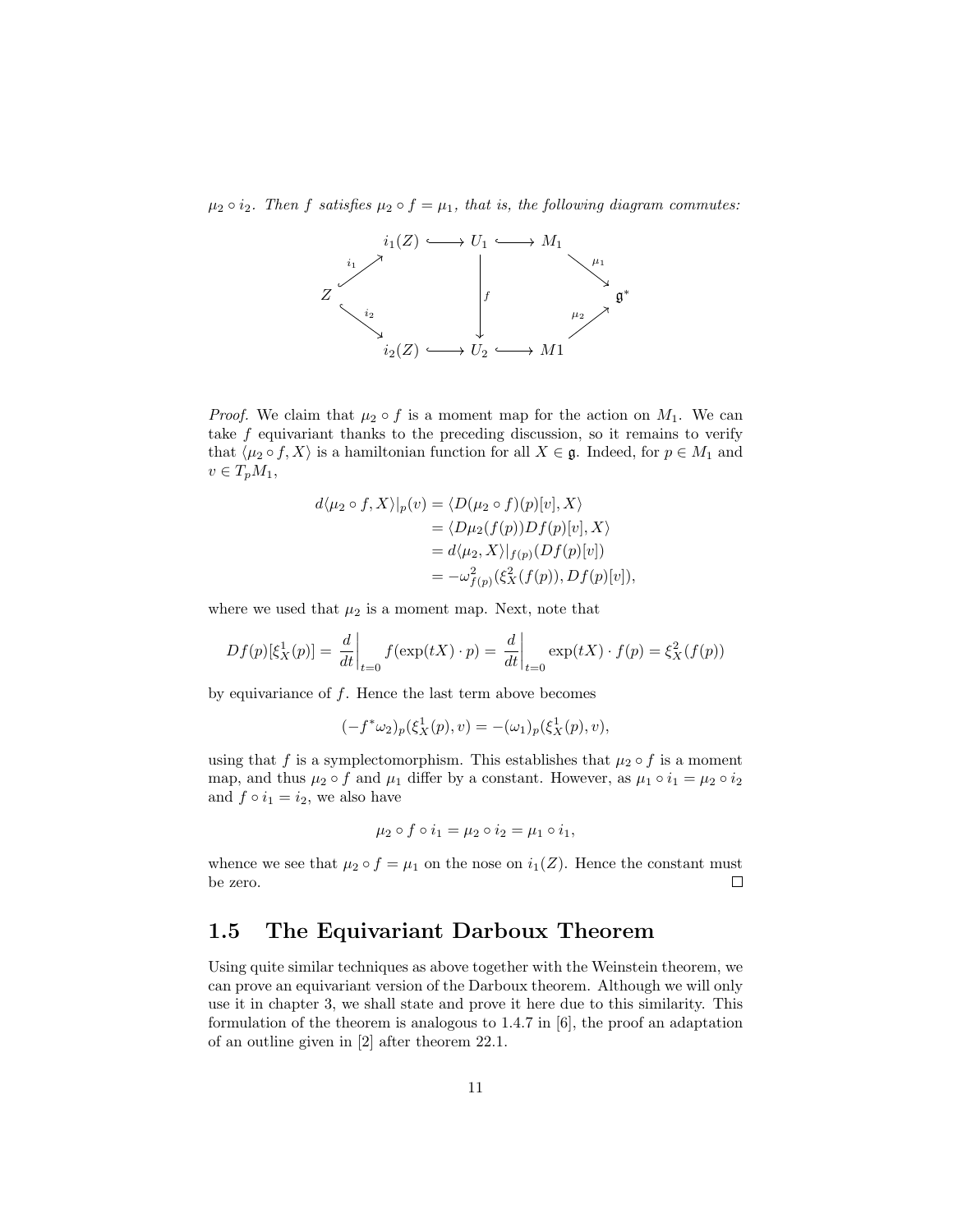*$\mu_2 \circ i_2$. Then $f$ satisfies $\mu_2 \circ f = \mu_1$, that is, the following diagram commutes:*

$$
\begin{array}{ccccccc}
 & & i_1(Z) & \hookrightarrow & U_1 & \hookrightarrow & M_1 & & \\
 & \overset{i_1}{\nearrow} & & & & & & \overset{\mu_1}{\searrow} & \\
Z & & & & \Big\downarrow f & & & & \mathfrak{g}^* \\
 & \underset{i_2}{\searrow} & & & & & & \underset{\mu_2}{\nearrow} & \\
 & & i_2(Z) & \hookrightarrow & U_2 & \hookrightarrow & M1 & &
\end{array}
$$

*Proof.* We claim that $\mu_2 \circ f$ is a moment map for the action on $M_1$. We can take $f$ equivariant thanks to the preceding discussion, so it remains to verify that $\langle \mu_2 \circ f, X \rangle$ is a hamiltonian function for all $X \in \mathfrak{g}$. Indeed, for $p \in M_1$ and $v \in T_p M_1$,

$$
\begin{aligned}
d\langle \mu_2 \circ f, X \rangle|_p(v) &= \langle D(\mu_2 \circ f)(p)[v], X \rangle \\
&= \langle D\mu_2(f(p))Df(p)[v], X \rangle \\
&= d\langle \mu_2, X \rangle|_{f(p)}(Df(p)[v]) \\
&= -\omega^2_{f(p)}(\xi^2_X(f(p)), Df(p)[v]),
\end{aligned}
$$

where we used that $\mu_2$ is a moment map. Next, note that

$$
Df(p)[\xi^1_X(p)] = \frac{d}{dt}\bigg|_{t=0} f(\exp(tX) \cdot p) = \frac{d}{dt}\bigg|_{t=0} \exp(tX) \cdot f(p) = \xi^2_X(f(p))
$$

by equivariance of $f$. Hence the last term above becomes

$$
(-f^*\omega_2)_p(\xi^1_X(p), v) = -(\omega_1)_p(\xi^1_X(p), v),
$$

using that $f$ is a symplectomorphism. This establishes that $\mu_2 \circ f$ is a moment map, and thus $\mu_2 \circ f$ and $\mu_1$ differ by a constant. However, as $\mu_1 \circ i_1 = \mu_2 \circ i_2$ and $f \circ i_1 = i_2$, we also have

$$
\mu_2 \circ f \circ i_1 = \mu_2 \circ i_2 = \mu_1 \circ i_1,
$$

whence we see that $\mu_2 \circ f = \mu_1$ on the nose on $i_1(Z)$. Hence the constant must be zero. ◻

## 1.5 The Equivariant Darboux Theorem

Using quite similar techniques as above together with the Weinstein theorem, we can prove an equivariant version of the Darboux theorem. Although we will only use it in chapter 3, we shall state and prove it here due to this similarity. This formulation of the theorem is analogous to 1.4.7 in [6], the proof an adaptation of an outline given in [2] after theorem 22.1.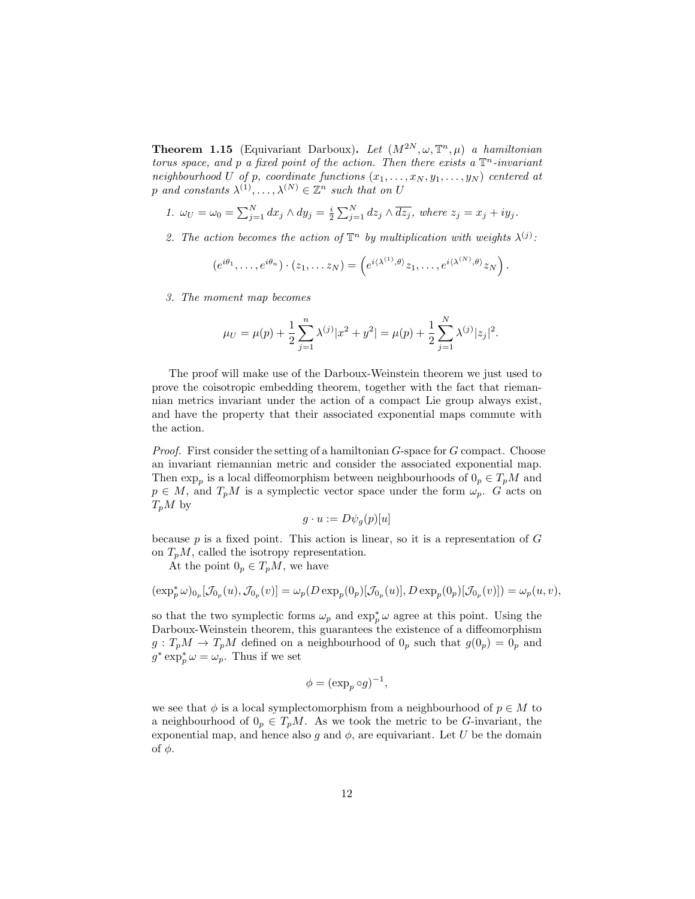**Theorem 1.15** (Equivariant Darboux)**.** *Let $(M^{2N}, \omega, \mathbb{T}^n, \mu)$ a hamiltonian torus space, and $p$ a fixed point of the action. Then there exists a $\mathbb{T}^n$-invariant neighbourhood $U$ of $p$, coordinate functions $(x_1, \ldots, x_N, y_1, \ldots, y_N)$ centered at $p$ and constants $\lambda^{(1)}, \ldots, \lambda^{(N)} \in \mathbb{Z}^n$ such that on $U$*

1. $\omega_U = \omega_0 = \sum_{j=1}^N dx_j \wedge dy_j = \frac{i}{2} \sum_{j=1}^N dz_j \wedge \overline{dz_j}$, *where* $z_j = x_j + iy_j$.

2. *The action becomes the action of $\mathbb{T}^n$ by multiplication with weights $\lambda^{(j)}$:*
$$(e^{i\theta_1}, \ldots, e^{i\theta_n}) \cdot (z_1, \ldots z_N) = \left(e^{i\langle \lambda^{(1)}, \theta \rangle} z_1, \ldots, e^{i\langle \lambda^{(N)}, \theta \rangle} z_N\right).$$

3. *The moment map becomes*
$$\mu_U = \mu(p) + \frac{1}{2} \sum_{j=1}^n \lambda^{(j)} |x^2 + y^2| = \mu(p) + \frac{1}{2} \sum_{j=1}^N \lambda^{(j)} |z_j|^2.$$

The proof will make use of the Darboux-Weinstein theorem we just used to prove the coisotropic embedding theorem, together with the fact that riemannian metrics invariant under the action of a compact Lie group always exist, and have the property that their associated exponential maps commute with the action.

*Proof.* First consider the setting of a hamiltonian $G$-space for $G$ compact. Choose an invariant riemannian metric and consider the associated exponential map. Then $\exp_p$ is a local diffeomorphism between neighbourhoods of $0_p \in T_pM$ and $p \in M$, and $T_pM$ is a symplectic vector space under the form $\omega_p$. $G$ acts on $T_pM$ by
$$g \cdot u := D\psi_g(p)[u]$$
because $p$ is a fixed point. This action is linear, so it is a representation of $G$ on $T_pM$, called the isotropy representation.

At the point $0_p \in T_pM$, we have

$$(\exp_p^* \omega)_{0_p}[\mathcal{J}_{0_p}(u), \mathcal{J}_{0_p}(v)] = \omega_p(D\exp_p(0_p)[\mathcal{J}_{0_p}(u)], D\exp_p(0_p)[\mathcal{J}_{0_p}(v)]) = \omega_p(u, v),$$

so that the two symplectic forms $\omega_p$ and $\exp_p^* \omega$ agree at this point. Using the Darboux-Weinstein theorem, this guarantees the existence of a diffeomorphism $g : T_pM \to T_pM$ defined on a neighbourhood of $0_p$ such that $g(0_p) = 0_p$ and $g^* \exp_p^* \omega = \omega_p$. Thus if we set
$$\phi = (\exp_p \circ g)^{-1},$$
we see that $\phi$ is a local symplectomorphism from a neighbourhood of $p \in M$ to a neighbourhood of $0_p \in T_pM$. As we took the metric to be $G$-invariant, the exponential map, and hence also $g$ and $\phi$, are equivariant. Let $U$ be the domain of $\phi$.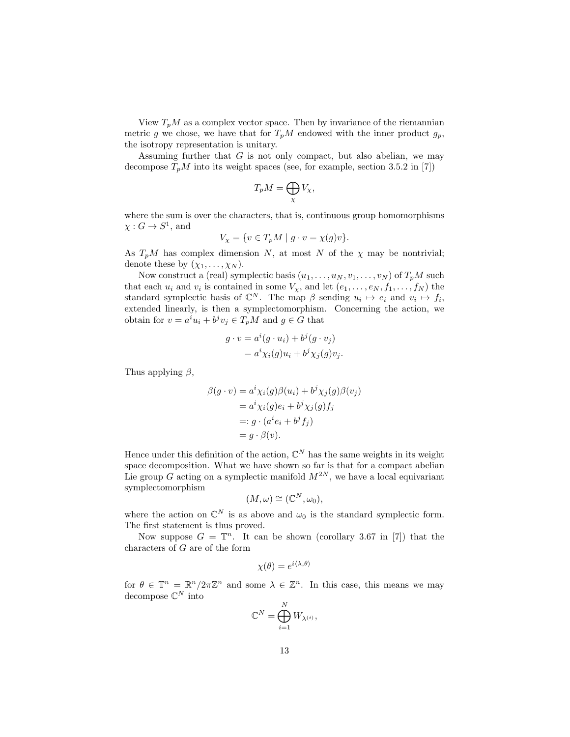View $T_pM$ as a complex vector space. Then by invariance of the riemannian metric $g$ we chose, we have that for $T_pM$ endowed with the inner product $g_p$, the isotropy representation is unitary.

Assuming further that $G$ is not only compact, but also abelian, we may decompose $T_pM$ into its weight spaces (see, for example, section 3.5.2 in [7])

$$T_pM = \bigoplus_{\chi} V_\chi,$$

where the sum is over the characters, that is, continuous group homomorphisms $\chi : G \to S^1$, and

$$V_\chi = \{v \in T_pM \mid g \cdot v = \chi(g)v\}.$$

As $T_pM$ has complex dimension $N$, at most $N$ of the $\chi$ may be nontrivial; denote these by $(\chi_1, \ldots, \chi_N)$.

Now construct a (real) symplectic basis $(u_1, \ldots, u_N, v_1, \ldots, v_N)$ of $T_pM$ such that each $u_i$ and $v_i$ is contained in some $V_\chi$, and let $(e_1, \ldots, e_N, f_1, \ldots, f_N)$ the standard symplectic basis of $\mathbb{C}^N$. The map $\beta$ sending $u_i \mapsto e_i$ and $v_i \mapsto f_i$, extended linearly, is then a symplectomorphism. Concerning the action, we obtain for $v = a^i u_i + b^j v_j \in T_pM$ and $g \in G$ that

$$\begin{aligned}
g \cdot v &= a^i (g \cdot u_i) + b^j (g \cdot v_j) \\
&= a^i \chi_i(g) u_i + b^j \chi_j(g) v_j.
\end{aligned}$$

Thus applying $\beta$,

$$\begin{aligned}
\beta(g \cdot v) &= a^i \chi_i(g) \beta(u_i) + b^j \chi_j(g) \beta(v_j) \\
&= a^i \chi_i(g) e_i + b^j \chi_j(g) f_j \\
&=: g \cdot (a^i e_i + b^j f_j) \\
&= g \cdot \beta(v).
\end{aligned}$$

Hence under this definition of the action, $\mathbb{C}^N$ has the same weights in its weight space decomposition. What we have shown so far is that for a compact abelian Lie group $G$ acting on a symplectic manifold $M^{2N}$, we have a local equivariant symplectomorphism

$$(M, \omega) \cong (\mathbb{C}^N, \omega_0),$$

where the action on $\mathbb{C}^N$ is as above and $\omega_0$ is the standard symplectic form. The first statement is thus proved.

Now suppose $G = \mathbb{T}^n$. It can be shown (corollary 3.67 in [7]) that the characters of $G$ are of the form

$$\chi(\theta) = e^{i\langle \lambda, \theta \rangle}$$

for $\theta \in \mathbb{T}^n = \mathbb{R}^n / 2\pi\mathbb{Z}^n$ and some $\lambda \in \mathbb{Z}^n$. In this case, this means we may decompose $\mathbb{C}^N$ into

$$\mathbb{C}^N = \bigoplus_{i=1}^{N} W_{\lambda^{(i)}},$$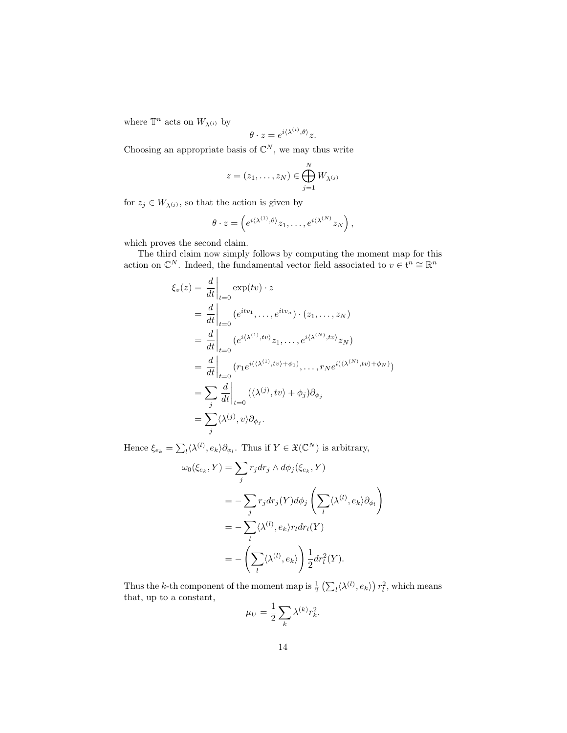where $\mathbb{T}^n$ acts on $W_{\lambda^{(i)}}$ by

$$\theta \cdot z = e^{i\langle \lambda^{(i)}, \theta \rangle} z.$$

Choosing an appropriate basis of $\mathbb{C}^N$, we may thus write

$$z = (z_1, \ldots, z_N) \in \bigoplus_{j=1}^{N} W_{\lambda^{(j)}}$$

for $z_j \in W_{\lambda^{(j)}}$, so that the action is given by

$$\theta \cdot z = \left( e^{i\langle \lambda^{(1)}, \theta \rangle} z_1, \ldots, e^{i\langle \lambda^{(N)} \rangle} z_N \right),$$

which proves the second claim.

The third claim now simply follows by computing the moment map for this action on $\mathbb{C}^N$. Indeed, the fundamental vector field associated to $v \in \mathfrak{t}^n \cong \mathbb{R}^n$

$$\begin{aligned}
\xi_v(z) &= \left.\frac{d}{dt}\right|_{t=0} \exp(tv) \cdot z \\
&= \left.\frac{d}{dt}\right|_{t=0} (e^{itv_1}, \ldots, e^{itv_n}) \cdot (z_1, \ldots, z_N) \\
&= \left.\frac{d}{dt}\right|_{t=0} (e^{i\langle \lambda^{(1)}, tv \rangle} z_1, \ldots, e^{i\langle \lambda^{(N)}, tv \rangle} z_N) \\
&= \left.\frac{d}{dt}\right|_{t=0} (r_1 e^{i(\langle \lambda^{(1)}, tv \rangle + \phi_1)}, \ldots, r_N e^{i(\langle \lambda^{(N)}, tv \rangle + \phi_N)}) \\
&= \sum_j \left.\frac{d}{dt}\right|_{t=0} (\langle \lambda^{(j)}, tv \rangle + \phi_j) \partial_{\phi_j} \\
&= \sum_j \langle \lambda^{(j)}, v \rangle \partial_{\phi_j}.
\end{aligned}$$

Hence $\xi_{e_k} = \sum_l \langle \lambda^{(l)}, e_k \rangle \partial_{\phi_l}$. Thus if $Y \in \mathfrak{X}(\mathbb{C}^N)$ is arbitrary,

$$\begin{aligned}
\omega_0(\xi_{e_k}, Y) &= \sum_j r_j dr_j \wedge d\phi_j(\xi_{e_k}, Y) \\
&= -\sum_j r_j dr_j(Y) d\phi_j \left( \sum_l \langle \lambda^{(l)}, e_k \rangle \partial_{\phi_l} \right) \\
&= -\sum_l \langle \lambda^{(l)}, e_k \rangle r_l dr_l(Y) \\
&= -\left( \sum_l \langle \lambda^{(l)}, e_k \rangle \right) \frac{1}{2} dr_l^2(Y).
\end{aligned}$$

Thus the $k$-th component of the moment map is $\frac{1}{2} \left( \sum_l \langle \lambda^{(l)}, e_k \rangle \right) r_l^2$, which means that, up to a constant,

$$\mu_U = \frac{1}{2} \sum_k \lambda^{(k)} r_k^2.$$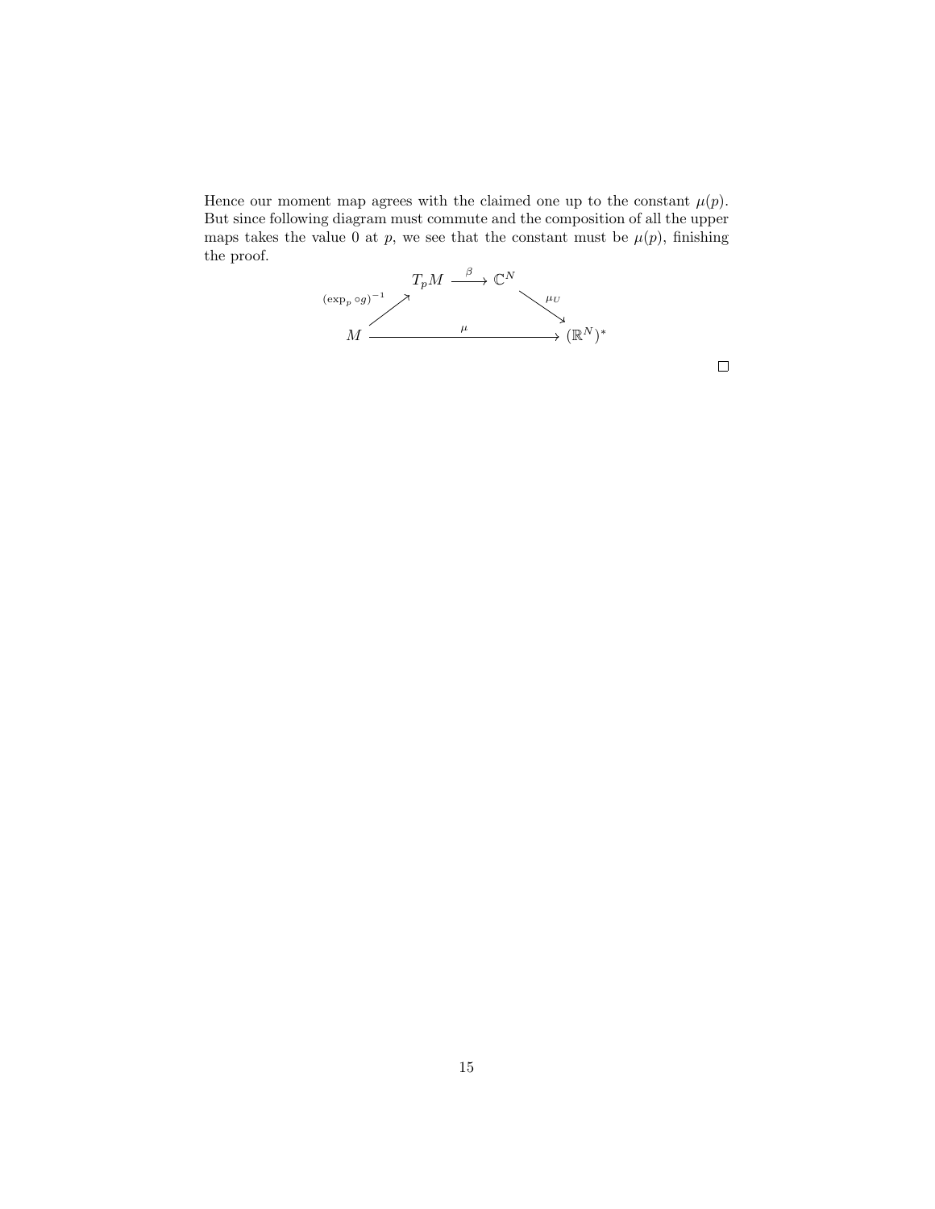Hence our moment map agrees with the claimed one up to the constant $\mu(p)$. But since following diagram must commute and the composition of all the upper maps takes the value 0 at $p$, we see that the constant must be $\mu(p)$, finishing the proof.

$$
\begin{array}{ccccc}
 & T_pM & \xrightarrow{\beta} & \mathbb{C}^N & \\
{\scriptstyle (\exp_p \circ g)^{-1}} \nearrow & & & & \searrow {\scriptstyle \mu_U} \\
M & & \xrightarrow{\qquad\quad \mu \quad\qquad} & & (\mathbb{R}^N)^*
\end{array}
$$

$\square$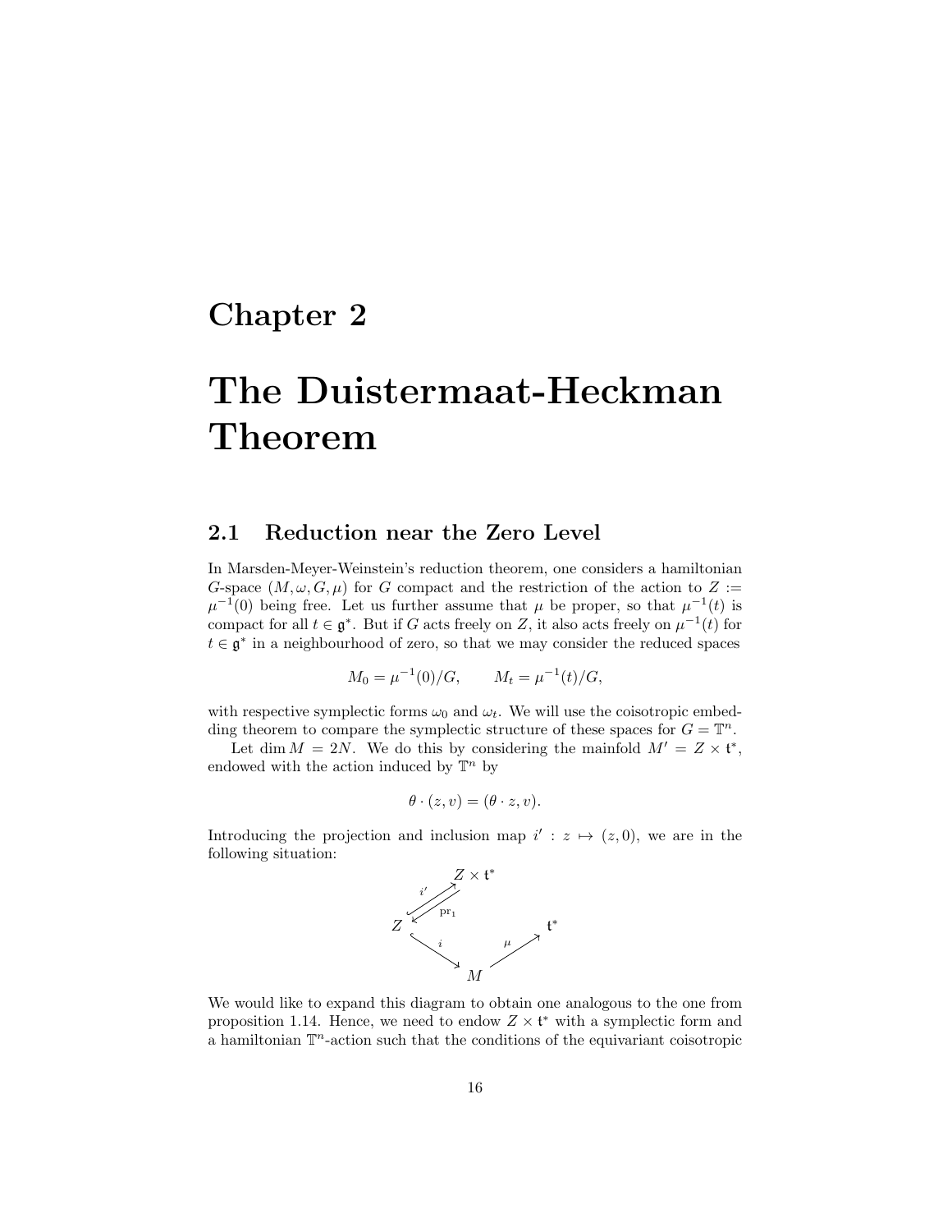# Chapter 2

# The Duistermaat-Heckman Theorem

## 2.1 Reduction near the Zero Level

In Marsden-Meyer-Weinstein's reduction theorem, one considers a hamiltonian $G$-space $(M, \omega, G, \mu)$ for $G$ compact and the restriction of the action to $Z := \mu^{-1}(0)$ being free. Let us further assume that $\mu$ be proper, so that $\mu^{-1}(t)$ is compact for all $t \in \mathfrak{g}^*$. But if $G$ acts freely on $Z$, it also acts freely on $\mu^{-1}(t)$ for $t \in \mathfrak{g}^*$ in a neighbourhood of zero, so that we may consider the reduced spaces

$$M_0 = \mu^{-1}(0)/G, \qquad M_t = \mu^{-1}(t)/G,$$

with respective symplectic forms $\omega_0$ and $\omega_t$. We will use the coisotropic embedding theorem to compare the symplectic structure of these spaces for $G = \mathbb{T}^n$.

Let $\dim M = 2N$. We do this by considering the mainfold $M' = Z \times \mathfrak{t}^*$, endowed with the action induced by $\mathbb{T}^n$ by

$$\theta \cdot (z, v) = (\theta \cdot z, v).$$

Introducing the projection and inclusion map $i' : z \mapsto (z, 0)$, we are in the following situation:

$$\begin{array}{ccccc} & & Z \times \mathfrak{t}^* & & \\ & {\scriptstyle i'} \nearrow \swarrow {\scriptstyle \mathrm{pr}_1} & & & \\ Z & & & & \mathfrak{t}^* \\ & {\scriptstyle i} \searrow & & \nearrow {\scriptstyle \mu} & \\ & & M & & \end{array}$$

We would like to expand this diagram to obtain one analogous to the one from proposition 1.14. Hence, we need to endow $Z \times \mathfrak{t}^*$ with a symplectic form and a hamiltonian $\mathbb{T}^n$-action such that the conditions of the equivariant coisotropic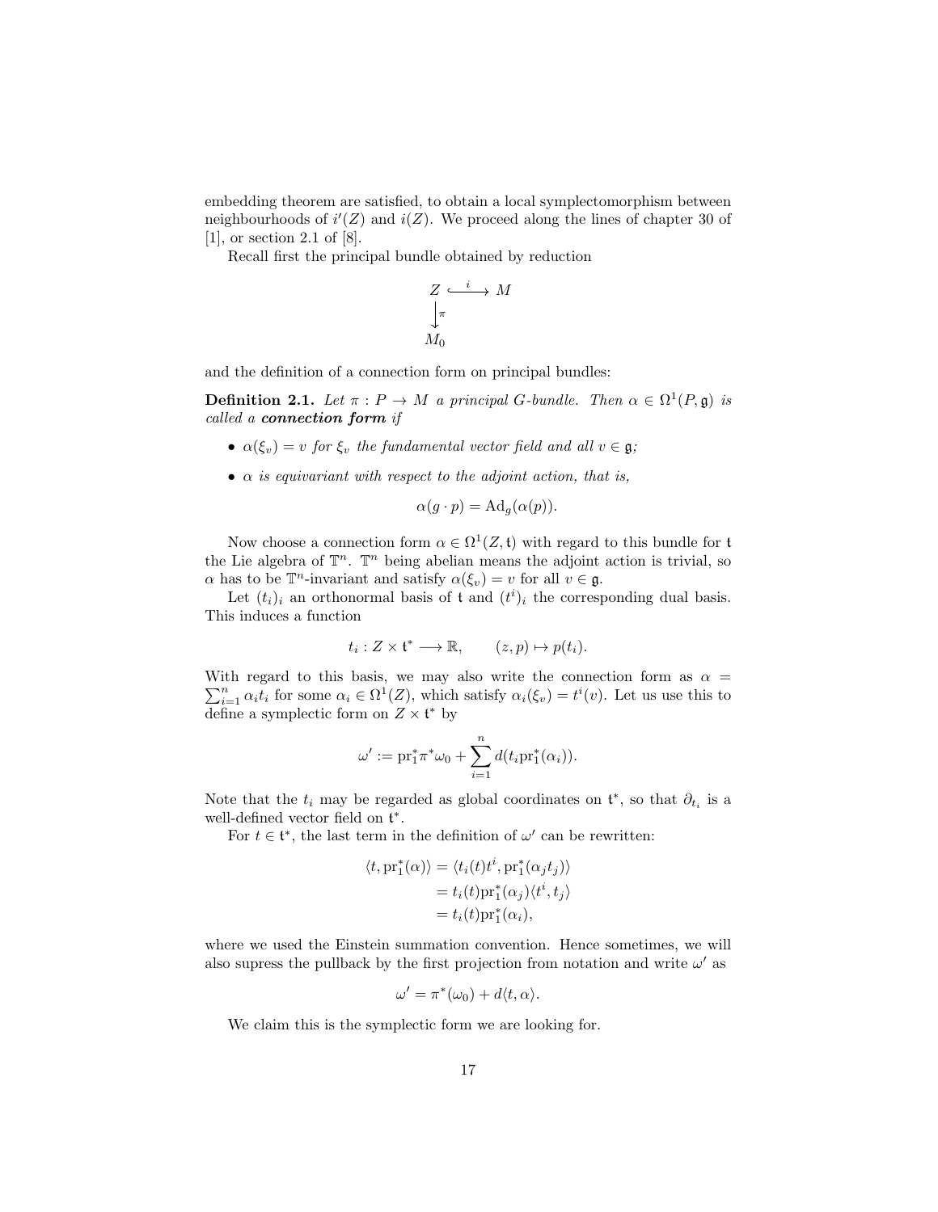embedding theorem are satisfied, to obtain a local symplectomorphism between neighbourhoods of $i'(Z)$ and $i(Z)$. We proceed along the lines of chapter 30 of [1], or section 2.1 of [8].

Recall first the principal bundle obtained by reduction

$$\begin{array}{ccc} Z & \xhookrightarrow{i} & M \\ \downarrow{\scriptstyle \pi} & & \\ M_0 & & \end{array}$$

and the definition of a connection form on principal bundles:

**Definition 2.1.** *Let $\pi : P \to M$ a principal $G$-bundle. Then $\alpha \in \Omega^1(P, \mathfrak{g})$ is called a* ***connection form*** *if*

- *$\alpha(\xi_v) = v$ for $\xi_v$ the fundamental vector field and all $v \in \mathfrak{g}$;*
- *$\alpha$ is equivariant with respect to the adjoint action, that is,*

$$\alpha(g \cdot p) = \mathrm{Ad}_g(\alpha(p)).$$

Now choose a connection form $\alpha \in \Omega^1(Z, \mathfrak{t})$ with regard to this bundle for $\mathfrak{t}$ the Lie algebra of $\mathbb{T}^n$. $\mathbb{T}^n$ being abelian means the adjoint action is trivial, so $\alpha$ has to be $\mathbb{T}^n$-invariant and satisfy $\alpha(\xi_v) = v$ for all $v \in \mathfrak{g}$.

Let $(t_i)_i$ an orthonormal basis of $\mathfrak{t}$ and $(t^i)_i$ the corresponding dual basis. This induces a function

$$t_i : Z \times \mathfrak{t}^* \longrightarrow \mathbb{R}, \qquad (z, p) \mapsto p(t_i).$$

With regard to this basis, we may also write the connection form as $\alpha = \sum_{i=1}^n \alpha_i t_i$ for some $\alpha_i \in \Omega^1(Z)$, which satisfy $\alpha_i(\xi_v) = t^i(v)$. Let us use this to define a symplectic form on $Z \times \mathfrak{t}^*$ by

$$\omega' := \mathrm{pr}_1^* \pi^* \omega_0 + \sum_{i=1}^n d(t_i \mathrm{pr}_1^*(\alpha_i)).$$

Note that the $t_i$ may be regarded as global coordinates on $\mathfrak{t}^*$, so that $\partial_{t_i}$ is a well-defined vector field on $\mathfrak{t}^*$.

For $t \in \mathfrak{t}^*$, the last term in the definition of $\omega'$ can be rewritten:

$$\begin{aligned} \langle t, \mathrm{pr}_1^*(\alpha) \rangle &= \langle t_i(t) t^i, \mathrm{pr}_1^*(\alpha_j t_j) \rangle \\ &= t_i(t) \mathrm{pr}_1^*(\alpha_j) \langle t^i, t_j \rangle \\ &= t_i(t) \mathrm{pr}_1^*(\alpha_i), \end{aligned}$$

where we used the Einstein summation convention. Hence sometimes, we will also supress the pullback by the first projection from notation and write $\omega'$ as

$$\omega' = \pi^*(\omega_0) + d\langle t, \alpha \rangle.$$

We claim this is the symplectic form we are looking for.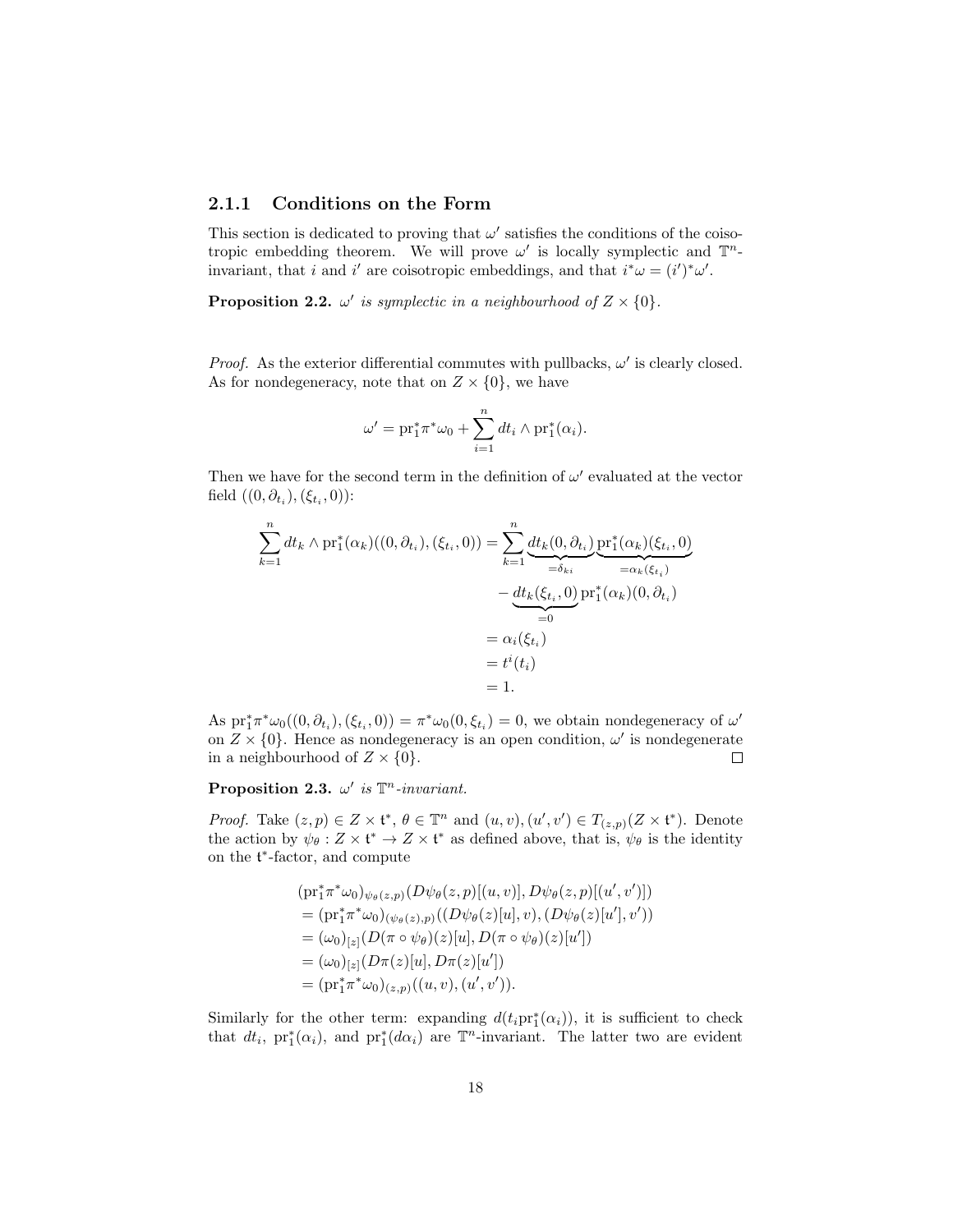### 2.1.1 Conditions on the Form

This section is dedicated to proving that $\omega'$ satisfies the conditions of the coisotropic embedding theorem. We will prove $\omega'$ is locally symplectic and $\mathbb{T}^n$-invariant, that $i$ and $i'$ are coisotropic embeddings, and that $i^*\omega = (i')^*\omega'$.

**Proposition 2.2.** *$\omega'$ is symplectic in a neighbourhood of $Z \times \{0\}$.*

*Proof.* As the exterior differential commutes with pullbacks, $\omega'$ is clearly closed. As for nondegeneracy, note that on $Z \times \{0\}$, we have

$$\omega' = \mathrm{pr}_1^* \pi^* \omega_0 + \sum_{i=1}^{n} dt_i \wedge \mathrm{pr}_1^*(\alpha_i).$$

Then we have for the second term in the definition of $\omega'$ evaluated at the vector field $((0, \partial_{t_i}), (\xi_{t_i}, 0))$:

$$\begin{aligned}
\sum_{k=1}^{n} dt_k \wedge \mathrm{pr}_1^*(\alpha_k)((0, \partial_{t_i}), (\xi_{t_i}, 0)) &= \sum_{k=1}^{n} \underbrace{dt_k(0, \partial_{t_i})}_{=\delta_{ki}} \underbrace{\mathrm{pr}_1^*(\alpha_k)(\xi_{t_i}, 0)}_{=\alpha_k(\xi_{t_i})} \\
&\quad - \underbrace{dt_k(\xi_{t_i}, 0)}_{=0} \mathrm{pr}_1^*(\alpha_k)(0, \partial_{t_i}) \\
&= \alpha_i(\xi_{t_i}) \\
&= t^i(t_i) \\
&= 1.
\end{aligned}$$

As $\mathrm{pr}_1^* \pi^* \omega_0((0, \partial_{t_i}), (\xi_{t_i}, 0)) = \pi^* \omega_0(0, \xi_{t_i}) = 0$, we obtain nondegeneracy of $\omega'$ on $Z \times \{0\}$. Hence as nondegeneracy is an open condition, $\omega'$ is nondegenerate in a neighbourhood of $Z \times \{0\}$. $\square$

**Proposition 2.3.** *$\omega'$ is $\mathbb{T}^n$-invariant.*

*Proof.* Take $(z, p) \in Z \times \mathfrak{t}^*$, $\theta \in \mathbb{T}^n$ and $(u, v), (u', v') \in T_{(z,p)}(Z \times \mathfrak{t}^*)$. Denote the action by $\psi_\theta : Z \times \mathfrak{t}^* \to Z \times \mathfrak{t}^*$ as defined above, that is, $\psi_\theta$ is the identity on the $\mathfrak{t}^*$-factor, and compute

$$\begin{aligned}
&(\mathrm{pr}_1^* \pi^* \omega_0)_{\psi_\theta(z,p)}(D\psi_\theta(z, p)[(u, v)], D\psi_\theta(z, p)[(u', v')]) \\
&= (\mathrm{pr}_1^* \pi^* \omega_0)_{(\psi_\theta(z),p)}((D\psi_\theta(z)[u], v), (D\psi_\theta(z)[u'], v')) \\
&= (\omega_0)_{[z]}(D(\pi \circ \psi_\theta)(z)[u], D(\pi \circ \psi_\theta)(z)[u']) \\
&= (\omega_0)_{[z]}(D\pi(z)[u], D\pi(z)[u']) \\
&= (\mathrm{pr}_1^* \pi^* \omega_0)_{(z,p)}((u, v), (u', v')).
\end{aligned}$$

Similarly for the other term: expanding $d(t_i \mathrm{pr}_1^*(\alpha_i))$, it is sufficient to check that $dt_i$, $\mathrm{pr}_1^*(\alpha_i)$, and $\mathrm{pr}_1^*(d\alpha_i)$ are $\mathbb{T}^n$-invariant. The latter two are evident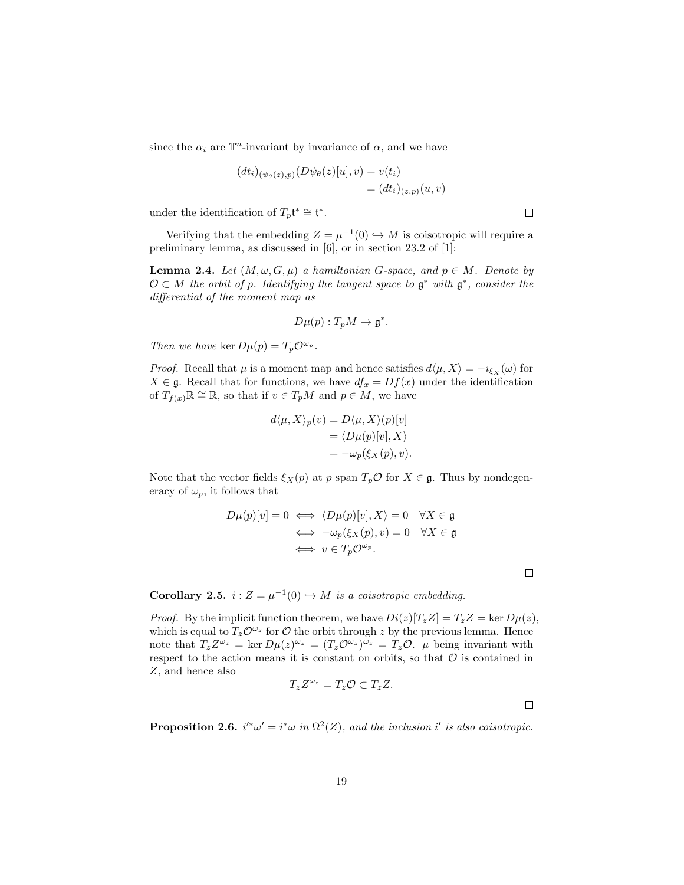since the $\alpha_i$ are $\mathbb{T}^n$-invariant by invariance of $\alpha$, and we have

$$\begin{aligned}(dt_i)_{(\psi_\theta(z),p)}(D\psi_\theta(z)[u], v) &= v(t_i) \\ &= (dt_i)_{(z,p)}(u, v)\end{aligned}$$

under the identification of $T_p\mathfrak{t}^* \cong \mathfrak{t}^*$. □

Verifying that the embedding $Z = \mu^{-1}(0) \hookrightarrow M$ is coisotropic will require a preliminary lemma, as discussed in [6], or in section 23.2 of [1]:

**Lemma 2.4.** *Let $(M, \omega, G, \mu)$ a hamiltonian $G$-space, and $p \in M$. Denote by $\mathcal{O} \subset M$ the orbit of $p$. Identifying the tangent space to $\mathfrak{g}^*$ with $\mathfrak{g}^*$, consider the differential of the moment map as*

$$D\mu(p) : T_pM \to \mathfrak{g}^*.$$

*Then we have $\ker D\mu(p) = T_p\mathcal{O}^{\omega_p}$.*

*Proof.* Recall that $\mu$ is a moment map and hence satisfies $d\langle \mu, X\rangle = -\imath_{\xi_X}(\omega)$ for $X \in \mathfrak{g}$. Recall that for functions, we have $df_x = Df(x)$ under the identification of $T_{f(x)}\mathbb{R} \cong \mathbb{R}$, so that if $v \in T_pM$ and $p \in M$, we have

$$\begin{aligned}d\langle \mu, X\rangle_p(v) &= D\langle \mu, X\rangle(p)[v] \\ &= \langle D\mu(p)[v], X\rangle \\ &= -\omega_p(\xi_X(p), v).\end{aligned}$$

Note that the vector fields $\xi_X(p)$ at $p$ span $T_p\mathcal{O}$ for $X \in \mathfrak{g}$. Thus by nondegeneracy of $\omega_p$, it follows that

$$\begin{aligned}D\mu(p)[v] = 0 &\iff \langle D\mu(p)[v], X\rangle = 0 \quad \forall X \in \mathfrak{g} \\ &\iff -\omega_p(\xi_X(p), v) = 0 \quad \forall X \in \mathfrak{g} \\ &\iff v \in T_p\mathcal{O}^{\omega_p}.\end{aligned}$$

□

**Corollary 2.5.** *$i : Z = \mu^{-1}(0) \hookrightarrow M$ is a coisotropic embedding.*

*Proof.* By the implicit function theorem, we have $Di(z)[T_zZ] = T_zZ = \ker D\mu(z)$, which is equal to $T_z\mathcal{O}^{\omega_z}$ for $\mathcal{O}$ the orbit through $z$ by the previous lemma. Hence note that $T_zZ^{\omega_z} = \ker D\mu(z)^{\omega_z} = (T_z\mathcal{O}^{\omega_z})^{\omega_z} = T_z\mathcal{O}$. $\mu$ being invariant with respect to the action means it is constant on orbits, so that $\mathcal{O}$ is contained in $Z$, and hence also

$$T_zZ^{\omega_z} = T_z\mathcal{O} \subset T_zZ.$$

□

**Proposition 2.6.** *$i'^*\omega' = i^*\omega$ in $\Omega^2(Z)$, and the inclusion $i'$ is also coisotropic.*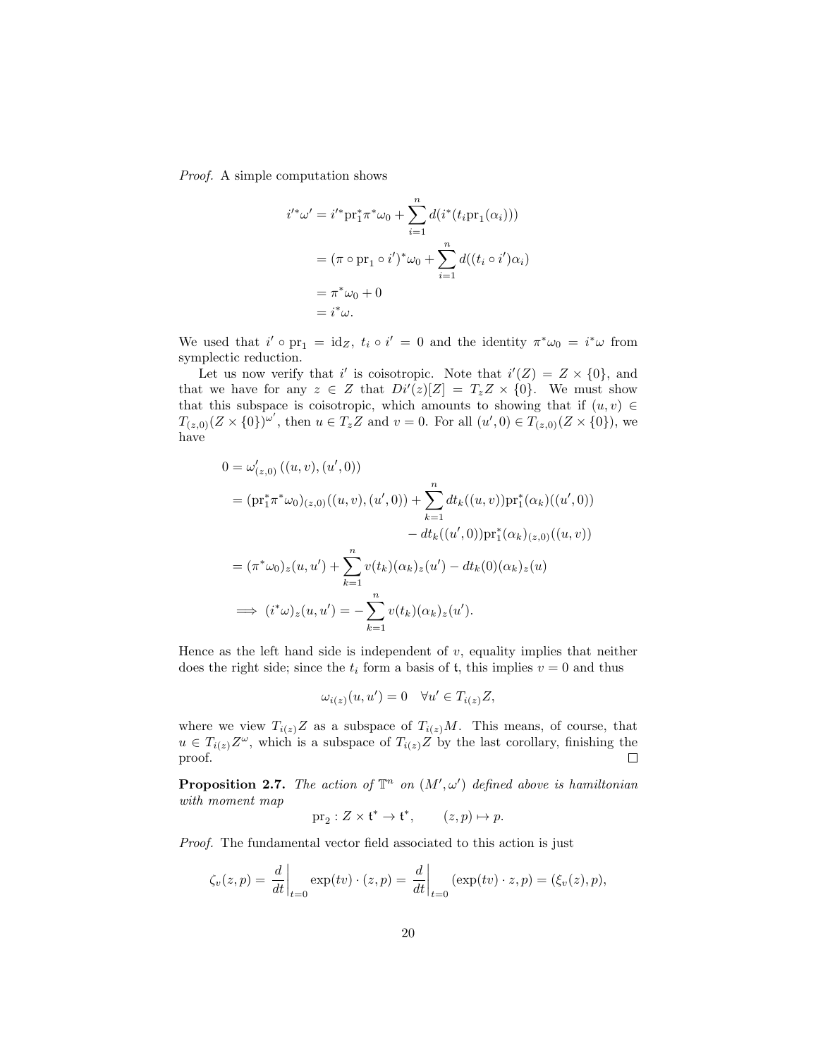*Proof.* A simple computation shows

$$
\begin{aligned}
i'^*\omega' &= i'^*\mathrm{pr}_1^*\pi^*\omega_0 + \sum_{i=1}^n d(i^*(t_i \mathrm{pr}_1(\alpha_i))) \\
&= (\pi \circ \mathrm{pr}_1 \circ i')^*\omega_0 + \sum_{i=1}^n d((t_i \circ i')\alpha_i) \\
&= \pi^*\omega_0 + 0 \\
&= i^*\omega.
\end{aligned}
$$

We used that $i' \circ \mathrm{pr}_1 = \mathrm{id}_Z$, $t_i \circ i' = 0$ and the identity $\pi^*\omega_0 = i^*\omega$ from symplectic reduction.

Let us now verify that $i'$ is coisotropic. Note that $i'(Z) = Z \times \{0\}$, and that we have for any $z \in Z$ that $Di'(z)[Z] = T_z Z \times \{0\}$. We must show that this subspace is coisotropic, which amounts to showing that if $(u, v) \in T_{(z,0)}(Z \times \{0\})^{\omega'}$, then $u \in T_z Z$ and $v = 0$. For all $(u', 0) \in T_{(z,0)}(Z \times \{0\})$, we have

$$
\begin{aligned}
0 &= \omega'_{(z,0)}\left((u,v),(u',0)\right) \\
&= (\mathrm{pr}_1^*\pi^*\omega_0)_{(z,0)}((u,v),(u',0)) + \sum_{k=1}^n dt_k((u,v))\mathrm{pr}_1^*(\alpha_k)((u',0)) \\
&\qquad\qquad\qquad\qquad - dt_k((u',0))\mathrm{pr}_1^*(\alpha_k)_{(z,0)}((u,v)) \\
&= (\pi^*\omega_0)_z(u,u') + \sum_{k=1}^n v(t_k)(\alpha_k)_z(u') - dt_k(0)(\alpha_k)_z(u) \\
&\implies (i^*\omega)_z(u,u') = -\sum_{k=1}^n v(t_k)(\alpha_k)_z(u').
\end{aligned}
$$

Hence as the left hand side is independent of $v$, equality implies that neither does the right side; since the $t_i$ form a basis of $\mathfrak{t}$, this implies $v = 0$ and thus

$$
\omega_{i(z)}(u, u') = 0 \quad \forall u' \in T_{i(z)}Z,
$$

where we view $T_{i(z)}Z$ as a subspace of $T_{i(z)}M$. This means, of course, that $u \in T_{i(z)}Z^{\omega}$, which is a subspace of $T_{i(z)}Z$ by the last corollary, finishing the proof. $\square$

**Proposition 2.7.** *The action of $\mathbb{T}^n$ on $(M', \omega')$ defined above is hamiltonian with moment map*

$$
\mathrm{pr}_2 : Z \times \mathfrak{t}^* \to \mathfrak{t}^*, \qquad (z, p) \mapsto p.
$$

*Proof.* The fundamental vector field associated to this action is just

$$
\zeta_v(z,p) = \left.\frac{d}{dt}\right|_{t=0} \exp(tv) \cdot (z,p) = \left.\frac{d}{dt}\right|_{t=0} (\exp(tv) \cdot z, p) = (\xi_v(z), p),
$$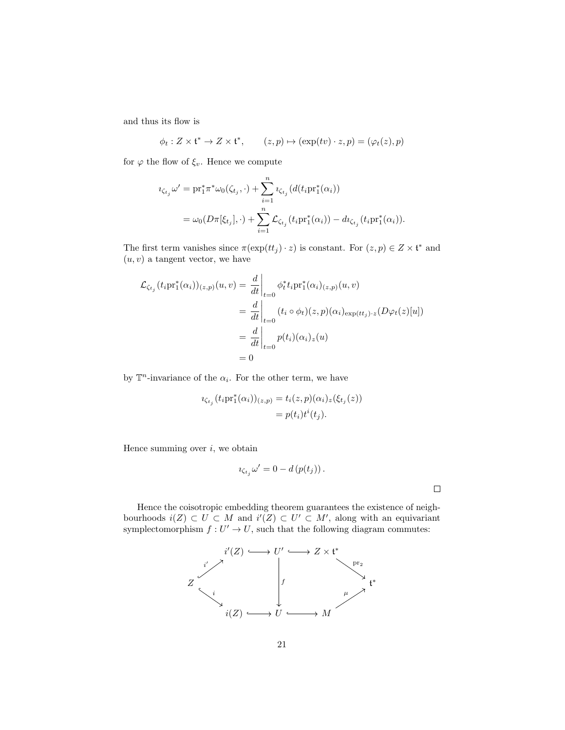and thus its flow is

$$\phi_t : Z \times \mathfrak{t}^* \to Z \times \mathfrak{t}^*, \qquad (z,p) \mapsto (\exp(tv) \cdot z, p) = (\varphi_t(z), p)$$

for $\varphi$ the flow of $\xi_v$. Hence we compute

$$\begin{aligned}
\imath_{\zeta_{t_j}} \omega' &= \mathrm{pr}_1^* \pi^* \omega_0(\zeta_{t_j}, \cdot) + \sum_{i=1}^n \imath_{\zeta_{t_j}} (d(t_i \mathrm{pr}_1^*(\alpha_i)) \\
&= \omega_0(D\pi[\xi_{t_j}], \cdot) + \sum_{i=1}^n \mathcal{L}_{\zeta_{t_j}}(t_i \mathrm{pr}_1^*(\alpha_i)) - d\imath_{\zeta_{t_j}}(t_i \mathrm{pr}_1^*(\alpha_i)).
\end{aligned}$$

The first term vanishes since $\pi(\exp(tt_j) \cdot z)$ is constant. For $(z,p) \in Z \times \mathfrak{t}^*$ and $(u,v)$ a tangent vector, we have

$$\begin{aligned}
\mathcal{L}_{\zeta_{t_j}}(t_i \mathrm{pr}_1^*(\alpha_i))_{(z,p)}(u,v) &= \left.\frac{d}{dt}\right|_{t=0} \phi_t^* t_i \mathrm{pr}_1^*(\alpha_i)_{(z,p)}(u,v) \\
&= \left.\frac{d}{dt}\right|_{t=0} (t_i \circ \phi_t)(z,p)(\alpha_i)_{\exp(tt_j)\cdot z}(D\varphi_t(z)[u]) \\
&= \left.\frac{d}{dt}\right|_{t=0} p(t_i)(\alpha_i)_z(u) \\
&= 0
\end{aligned}$$

by $\mathbb{T}^n$-invariance of the $\alpha_i$. For the other term, we have

$$\begin{aligned}
\imath_{\zeta_{t_j}}(t_i \mathrm{pr}_1^*(\alpha_i))_{(z,p)} &= t_i(z,p)(\alpha_i)_z(\xi_{t_j}(z)) \\
&= p(t_i) t^i(t_j).
\end{aligned}$$

Hence summing over $i$, we obtain

$$\imath_{\zeta_{t_j}} \omega' = 0 - d\left(p(t_j)\right).$$

□

Hence the coisotropic embedding theorem guarantees the existence of neighbourhoods $i(Z) \subset U \subset M$ and $i'(Z) \subset U' \subset M'$, along with an equivariant symplectomorphism $f : U' \to U$, such that the following diagram commutes:

$$\begin{array}{ccccccc}
 & & i'(Z) & \hookrightarrow & U' & \hookrightarrow & Z \times \mathfrak{t}^* & & \\
 & \overset{i'}{\nearrow} & & & & & & \overset{\mathrm{pr}_2}{\searrow} & \\
Z & & & & \downarrow f & & & & \mathfrak{t}^* \\
 & \underset{i}{\searrow} & & & & & & \underset{\mu}{\nearrow} & \\
 & & i(Z) & \hookrightarrow & U & \hookrightarrow & M & &
\end{array}$$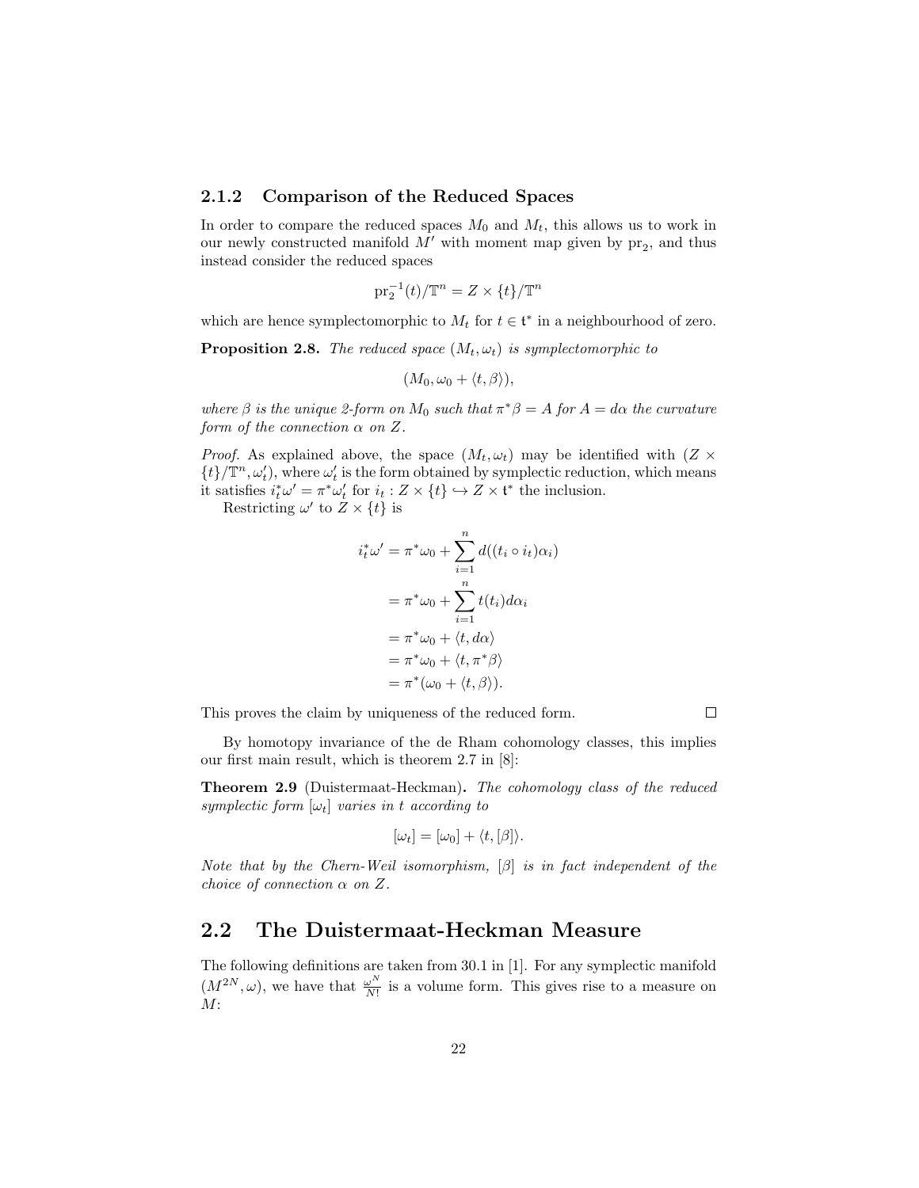### 2.1.2 Comparison of the Reduced Spaces

In order to compare the reduced spaces $M_0$ and $M_t$, this allows us to work in our newly constructed manifold $M'$ with moment map given by $\mathrm{pr}_2$, and thus instead consider the reduced spaces

$$\mathrm{pr}_2^{-1}(t)/\mathbb{T}^n = Z \times \{t\}/\mathbb{T}^n$$

which are hence symplectomorphic to $M_t$ for $t \in \mathfrak{t}^*$ in a neighbourhood of zero.

**Proposition 2.8.** *The reduced space $(M_t, \omega_t)$ is symplectomorphic to*

$$(M_0, \omega_0 + \langle t, \beta \rangle),$$

*where $\beta$ is the unique 2-form on $M_0$ such that $\pi^*\beta = A$ for $A = d\alpha$ the curvature form of the connection $\alpha$ on $Z$.*

*Proof.* As explained above, the space $(M_t, \omega_t)$ may be identified with $(Z \times \{t\}/\mathbb{T}^n, \omega_t')$, where $\omega_t'$ is the form obtained by symplectic reduction, which means it satisfies $i_t^*\omega' = \pi^*\omega_t'$ for $i_t : Z \times \{t\} \hookrightarrow Z \times \mathfrak{t}^*$ the inclusion.

Restricting $\omega'$ to $Z \times \{t\}$ is

$$\begin{aligned}
i_t^*\omega' &= \pi^*\omega_0 + \sum_{i=1}^n d((t_i \circ i_t)\alpha_i) \\
&= \pi^*\omega_0 + \sum_{i=1}^n t(t_i) d\alpha_i \\
&= \pi^*\omega_0 + \langle t, d\alpha \rangle \\
&= \pi^*\omega_0 + \langle t, \pi^*\beta \rangle \\
&= \pi^*(\omega_0 + \langle t, \beta \rangle).
\end{aligned}$$

This proves the claim by uniqueness of the reduced form. □

By homotopy invariance of the de Rham cohomology classes, this implies our first main result, which is theorem 2.7 in [8]:

**Theorem 2.9** (Duistermaat-Heckman)**.** *The cohomology class of the reduced symplectic form $[\omega_t]$ varies in $t$ according to*

$$[\omega_t] = [\omega_0] + \langle t, [\beta] \rangle.$$

*Note that by the Chern-Weil isomorphism, $[\beta]$ is in fact independent of the choice of connection $\alpha$ on $Z$.*

## 2.2 The Duistermaat-Heckman Measure

The following definitions are taken from 30.1 in [1]. For any symplectic manifold $(M^{2N}, \omega)$, we have that $\frac{\omega^N}{N!}$ is a volume form. This gives rise to a measure on $M$: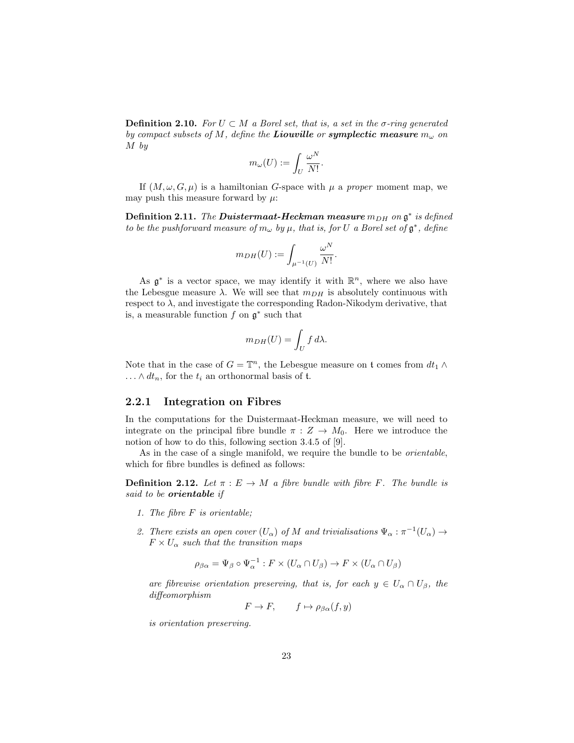**Definition 2.10.** *For $U \subset M$ a Borel set, that is, a set in the $\sigma$-ring generated by compact subsets of $M$, define the **Liouville** or **symplectic measure** $m_\omega$ on $M$ by*

$$m_\omega(U) := \int_U \frac{\omega^N}{N!}.$$

If $(M, \omega, G, \mu)$ is a hamiltonian $G$-space with $\mu$ a *proper* moment map, we may push this measure forward by $\mu$:

**Definition 2.11.** *The **Duistermaat-Heckman measure** $m_{DH}$ on $\mathfrak{g}^*$ is defined to be the pushforward measure of $m_\omega$ by $\mu$, that is, for $U$ a Borel set of $\mathfrak{g}^*$, define*

$$m_{DH}(U) := \int_{\mu^{-1}(U)} \frac{\omega^N}{N!}.$$

As $\mathfrak{g}^*$ is a vector space, we may identify it with $\mathbb{R}^n$, where we also have the Lebesgue measure $\lambda$. We will see that $m_{DH}$ is absolutely continuous with respect to $\lambda$, and investigate the corresponding Radon-Nikodym derivative, that is, a measurable function $f$ on $\mathfrak{g}^*$ such that

$$m_{DH}(U) = \int_U f \, d\lambda.$$

Note that in the case of $G = \mathbb{T}^n$, the Lebesgue measure on $\mathfrak{t}$ comes from $dt_1 \wedge \ldots \wedge dt_n$, for the $t_i$ an orthonormal basis of $\mathfrak{t}$.

### 2.2.1 Integration on Fibres

In the computations for the Duistermaat-Heckman measure, we will need to integrate on the principal fibre bundle $\pi : Z \to M_0$. Here we introduce the notion of how to do this, following section 3.4.5 of [9].

As in the case of a single manifold, we require the bundle to be *orientable*, which for fibre bundles is defined as follows:

**Definition 2.12.** *Let $\pi : E \to M$ a fibre bundle with fibre $F$. The bundle is said to be **orientable** if*

1. *The fibre $F$ is orientable;*
2. *There exists an open cover $(U_\alpha)$ of $M$ and trivialisations $\Psi_\alpha : \pi^{-1}(U_\alpha) \to F \times U_\alpha$ such that the transition maps*

$$\rho_{\beta\alpha} = \Psi_\beta \circ \Psi_\alpha^{-1} : F \times (U_\alpha \cap U_\beta) \to F \times (U_\alpha \cap U_\beta)$$

*are fibrewise orientation preserving, that is, for each $y \in U_\alpha \cap U_\beta$, the diffeomorphism*

$$F \to F, \qquad f \mapsto \rho_{\beta\alpha}(f, y)$$

*is orientation preserving.*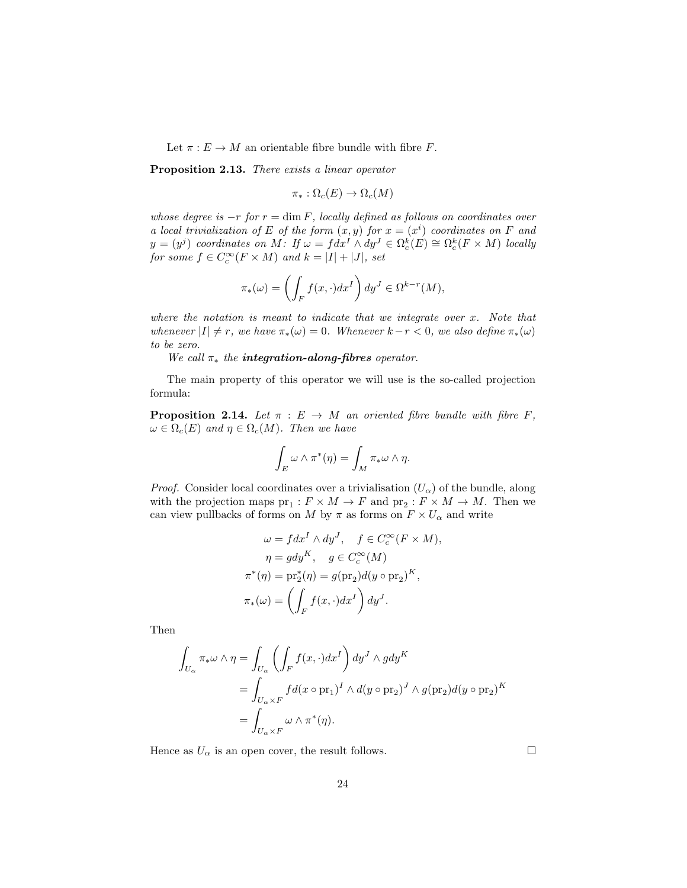Let $\pi : E \to M$ an orientable fibre bundle with fibre $F$.

**Proposition 2.13.** *There exists a linear operator*

$$\pi_* : \Omega_c(E) \to \Omega_c(M)$$

*whose degree is $-r$ for $r = \dim F$, locally defined as follows on coordinates over a local trivialization of $E$ of the form $(x, y)$ for $x = (x^i)$ coordinates on $F$ and $y = (y^j)$ coordinates on $M$: If $\omega = f dx^I \wedge dy^J \in \Omega_c^k(E) \cong \Omega_c^k(F \times M)$ locally for some $f \in C_c^\infty(F \times M)$ and $k = |I| + |J|$, set*

$$\pi_*(\omega) = \left( \int_F f(x, \cdot) dx^I \right) dy^J \in \Omega^{k-r}(M),$$

*where the notation is meant to indicate that we integrate over $x$. Note that whenever $|I| \neq r$, we have $\pi_*(\omega) = 0$. Whenever $k - r < 0$, we also define $\pi_*(\omega)$ to be zero.*

*We call $\pi_*$ the* ***integration-along-fibres*** *operator.*

The main property of this operator we will use is the so-called projection formula:

**Proposition 2.14.** *Let $\pi : E \to M$ an oriented fibre bundle with fibre $F$, $\omega \in \Omega_c(E)$ and $\eta \in \Omega_c(M)$. Then we have*

$$\int_E \omega \wedge \pi^*(\eta) = \int_M \pi_* \omega \wedge \eta.$$

*Proof.* Consider local coordinates over a trivialisation $(U_\alpha)$ of the bundle, along with the projection maps $\mathrm{pr}_1 : F \times M \to F$ and $\mathrm{pr}_2 : F \times M \to M$. Then we can view pullbacks of forms on $M$ by $\pi$ as forms on $F \times U_\alpha$ and write

$$\begin{aligned}
\omega &= f dx^I \wedge dy^J, \quad f \in C_c^\infty(F \times M), \\
\eta &= g dy^K, \quad g \in C_c^\infty(M) \\
\pi^*(\eta) &= \mathrm{pr}_2^*(\eta) = g(\mathrm{pr}_2) d(y \circ \mathrm{pr}_2)^K, \\
\pi_*(\omega) &= \left( \int_F f(x, \cdot) dx^I \right) dy^J.
\end{aligned}$$

Then

$$\begin{aligned}
\int_{U_\alpha} \pi_* \omega \wedge \eta &= \int_{U_\alpha} \left( \int_F f(x, \cdot) dx^I \right) dy^J \wedge g dy^K \\
&= \int_{U_\alpha \times F} f d(x \circ \mathrm{pr}_1)^I \wedge d(y \circ \mathrm{pr}_2)^J \wedge g(\mathrm{pr}_2) d(y \circ \mathrm{pr}_2)^K \\
&= \int_{U_\alpha \times F} \omega \wedge \pi^*(\eta).
\end{aligned}$$

Hence as $U_\alpha$ is an open cover, the result follows. $\square$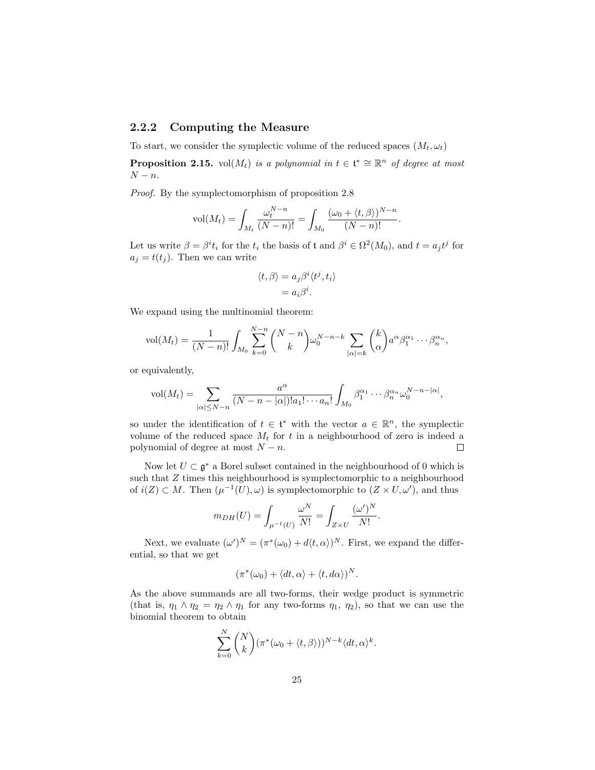### 2.2.2 Computing the Measure

To start, we consider the symplectic volume of the reduced spaces $(M_t, \omega_t)$

**Proposition 2.15.** *$\mathrm{vol}(M_t)$ is a polynomial in $t \in \mathfrak{t}^* \cong \mathbb{R}^n$ of degree at most $N-n$.*

*Proof.* By the symplectomorphism of proposition 2.8

$$\mathrm{vol}(M_t) = \int_{M_t} \frac{\omega_t^{N-n}}{(N-n)!} = \int_{M_0} \frac{(\omega_0 + \langle t, \beta \rangle)^{N-n}}{(N-n)!}.$$

Let us write $\beta = \beta^i t_i$ for the $t_i$ the basis of $\mathfrak{t}$ and $\beta^i \in \Omega^2(M_0)$, and $t = a_j t^j$ for $a_j = t(t_j)$. Then we can write

$$\begin{aligned} \langle t, \beta \rangle &= a_j \beta^i \langle t^j, t_i \rangle \\ &= a_i \beta^i. \end{aligned}$$

We expand using the multinomial theorem:

$$\mathrm{vol}(M_t) = \frac{1}{(N-n)!} \int_{M_0} \sum_{k=0}^{N-n} \binom{N-n}{k} \omega_0^{N-n-k} \sum_{|\alpha|=k} \binom{k}{\alpha} a^\alpha \beta_1^{\alpha_1} \cdots \beta_n^{\alpha_n},$$

or equivalently,

$$\mathrm{vol}(M_t) = \sum_{|\alpha| \leq N-n} \frac{a^\alpha}{(N-n-|\alpha|)! a_1! \cdots a_n!} \int_{M_0} \beta_1^{\alpha_1} \cdots \beta_n^{\alpha_n} \omega_0^{N-n-|\alpha|},$$

so under the identification of $t \in \mathfrak{t}^*$ with the vector $a \in \mathbb{R}^n$, the symplectic volume of the reduced space $M_t$ for $t$ in a neighbourhood of zero is indeed a polynomial of degree at most $N-n$. $\square$

Now let $U \subset \mathfrak{g}^*$ a Borel subset contained in the neighbourhood of 0 which is such that $Z$ times this neighbourhood is symplectomorphic to a neighbourhood of $i(Z) \subset M$. Then $(\mu^{-1}(U), \omega)$ is symplectomorphic to $(Z \times U, \omega')$, and thus

$$m_{DH}(U) = \int_{\mu^{-1}(U)} \frac{\omega^N}{N!} = \int_{Z \times U} \frac{(\omega')^N}{N!}.$$

Next, we evaluate $(\omega')^N = (\pi^*(\omega_0) + d\langle t, \alpha \rangle)^N$. First, we expand the differential, so that we get

$$(\pi^*(\omega_0) + \langle dt, \alpha \rangle + \langle t, d\alpha \rangle)^N.$$

As the above summands are all two-forms, their wedge product is symmetric (that is, $\eta_1 \wedge \eta_2 = \eta_2 \wedge \eta_1$ for any two-forms $\eta_1$, $\eta_2$), so that we can use the binomial theorem to obtain

$$\sum_{k=0}^{N} \binom{N}{k} (\pi^*(\omega_0 + \langle t, \beta \rangle))^{N-k} \langle dt, \alpha \rangle^k.$$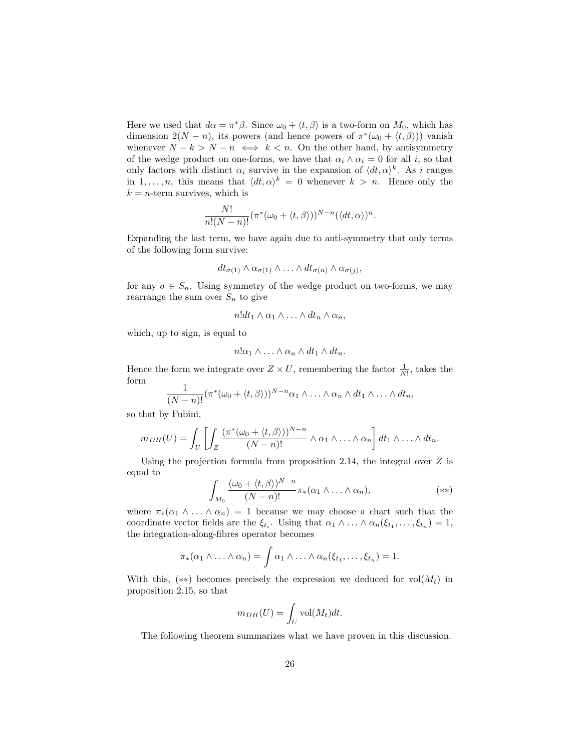Here we used that $d\alpha = \pi^*\beta$. Since $\omega_0 + \langle t, \beta\rangle$ is a two-form on $M_0$, which has dimension $2(N-n)$, its powers (and hence powers of $\pi^*(\omega_0 + \langle t, \beta\rangle)$) vanish whenever $N - k > N - n \iff k < n$. On the other hand, by antisymmetry of the wedge product on one-forms, we have that $\alpha_i \wedge \alpha_i = 0$ for all $i$, so that only factors with distinct $\alpha_i$ survive in the expansion of $\langle dt, \alpha\rangle^k$. As $i$ ranges in $1, \ldots, n$, this means that $\langle dt, \alpha\rangle^k = 0$ whenever $k > n$. Hence only the $k = n$-term survives, which is

$$\frac{N!}{n!(N-n)!}(\pi^*(\omega_0 + \langle t, \beta\rangle))^{N-n}(\langle dt, \alpha\rangle)^n.$$

Expanding the last term, we have again due to anti-symmetry that only terms of the following form survive:

$$dt_{\sigma(1)} \wedge \alpha_{\sigma(1)} \wedge \ldots \wedge dt_{\sigma(n)} \wedge \alpha_{\sigma(j)},$$

for any $\sigma \in S_n$. Using symmetry of the wedge product on two-forms, we may rearrange the sum over $S_n$ to give

$$n! dt_1 \wedge \alpha_1 \wedge \ldots \wedge dt_n \wedge \alpha_n,$$

which, up to sign, is equal to

$$n! \alpha_1 \wedge \ldots \wedge \alpha_n \wedge dt_1 \wedge dt_n.$$

Hence the form we integrate over $Z \times U$, remembering the factor $\frac{1}{N!}$, takes the form

$$\frac{1}{(N-n)!}(\pi^*(\omega_0 + \langle t, \beta\rangle))^{N-n}\alpha_1 \wedge \ldots \wedge \alpha_n \wedge dt_1 \wedge \ldots \wedge dt_n,$$

so that by Fubini,

$$m_{DH}(U) = \int_U \left[\int_Z \frac{(\pi^*(\omega_0 + \langle t, \beta\rangle))^{N-n}}{(N-n)!} \wedge \alpha_1 \wedge \ldots \wedge \alpha_n\right] dt_1 \wedge \ldots \wedge dt_n.$$

Using the projection formula from proposition 2.14, the integral over $Z$ is equal to

$$\int_{M_0} \frac{(\omega_0 + \langle t, \beta\rangle)^{N-n}}{(N-n)!}\pi_*(\alpha_1 \wedge \ldots \wedge \alpha_n), \tag{$**$}$$

where $\pi_*(\alpha_1 \wedge \ldots \wedge \alpha_n) = 1$ because we may choose a chart such that the coordinate vector fields are the $\xi_{t_i}$. Using that $\alpha_1 \wedge \ldots \wedge \alpha_n(\xi_{t_1}, \ldots, \xi_{t_n}) = 1$, the integration-along-fibres operator becomes

$$\pi_*(\alpha_1 \wedge \ldots \wedge \alpha_n) = \int \alpha_1 \wedge \ldots \wedge \alpha_n(\xi_{t_1}, \ldots, \xi_{t_n}) = 1.$$

With this, $(**)$ becomes precisely the expression we deduced for $\mathrm{vol}(M_t)$ in proposition 2.15, so that

$$m_{DH}(U) = \int_U \mathrm{vol}(M_t) dt.$$

The following theorem summarizes what we have proven in this discussion.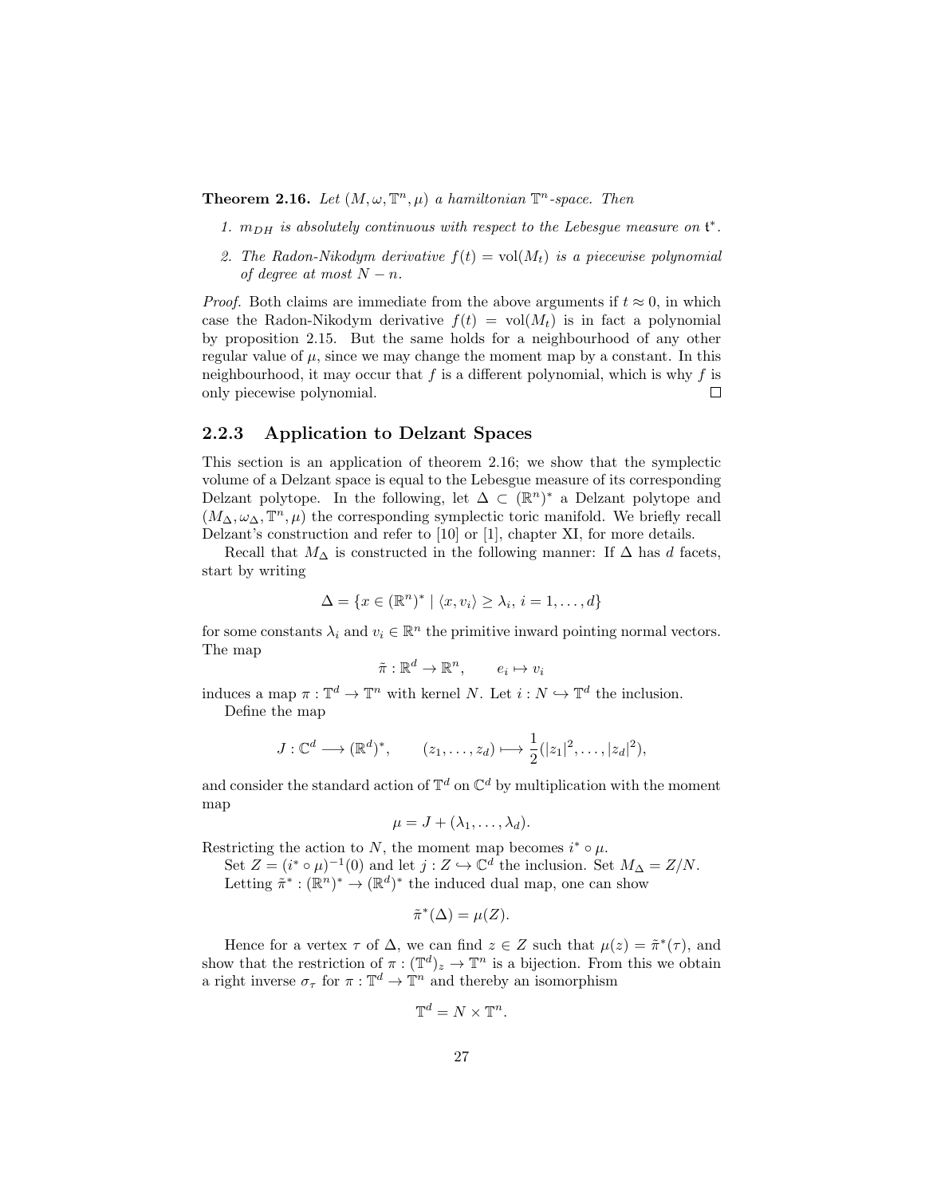**Theorem 2.16.** *Let $(M, \omega, \mathbb{T}^n, \mu)$ a hamiltonian $\mathbb{T}^n$-space. Then*

1. *$m_{DH}$ is absolutely continuous with respect to the Lebesgue measure on $\mathfrak{t}^*$.*
2. *The Radon-Nikodym derivative $f(t) = \mathrm{vol}(M_t)$ is a piecewise polynomial of degree at most $N - n$.*

*Proof.* Both claims are immediate from the above arguments if $t \approx 0$, in which case the Radon-Nikodym derivative $f(t) = \mathrm{vol}(M_t)$ is in fact a polynomial by proposition 2.15. But the same holds for a neighbourhood of any other regular value of $\mu$, since we may change the moment map by a constant. In this neighbourhood, it may occur that $f$ is a different polynomial, which is why $f$ is only piecewise polynomial. $\square$

### 2.2.3 Application to Delzant Spaces

This section is an application of theorem 2.16; we show that the symplectic volume of a Delzant space is equal to the Lebesgue measure of its corresponding Delzant polytope. In the following, let $\Delta \subset (\mathbb{R}^n)^*$ a Delzant polytope and $(M_\Delta, \omega_\Delta, \mathbb{T}^n, \mu)$ the corresponding symplectic toric manifold. We briefly recall Delzant's construction and refer to [10] or [1], chapter XI, for more details.

Recall that $M_\Delta$ is constructed in the following manner: If $\Delta$ has $d$ facets, start by writing

$$\Delta = \{x \in (\mathbb{R}^n)^* \mid \langle x, v_i \rangle \geq \lambda_i,\ i = 1, \dots, d\}$$

for some constants $\lambda_i$ and $v_i \in \mathbb{R}^n$ the primitive inward pointing normal vectors. The map

$$\tilde{\pi} : \mathbb{R}^d \to \mathbb{R}^n, \qquad e_i \mapsto v_i$$

induces a map $\pi : \mathbb{T}^d \to \mathbb{T}^n$ with kernel $N$. Let $i : N \hookrightarrow \mathbb{T}^d$ the inclusion.

Define the map

$$J : \mathbb{C}^d \longrightarrow (\mathbb{R}^d)^*, \qquad (z_1, \dots, z_d) \longmapsto \frac{1}{2}(|z_1|^2, \dots, |z_d|^2),$$

and consider the standard action of $\mathbb{T}^d$ on $\mathbb{C}^d$ by multiplication with the moment map

$$\mu = J + (\lambda_1, \dots, \lambda_d).$$

Restricting the action to $N$, the moment map becomes $i^* \circ \mu$.

Set $Z = (i^* \circ \mu)^{-1}(0)$ and let $j : Z \hookrightarrow \mathbb{C}^d$ the inclusion. Set $M_\Delta = Z/N$.

Letting $\tilde{\pi}^* : (\mathbb{R}^n)^* \to (\mathbb{R}^d)^*$ the induced dual map, one can show

$$\tilde{\pi}^*(\Delta) = \mu(Z).$$

Hence for a vertex $\tau$ of $\Delta$, we can find $z \in Z$ such that $\mu(z) = \tilde{\pi}^*(\tau)$, and show that the restriction of $\pi : (\mathbb{T}^d)_z \to \mathbb{T}^n$ is a bijection. From this we obtain a right inverse $\sigma_\tau$ for $\pi : \mathbb{T}^d \to \mathbb{T}^n$ and thereby an isomorphism

$$\mathbb{T}^d = N \times \mathbb{T}^n.$$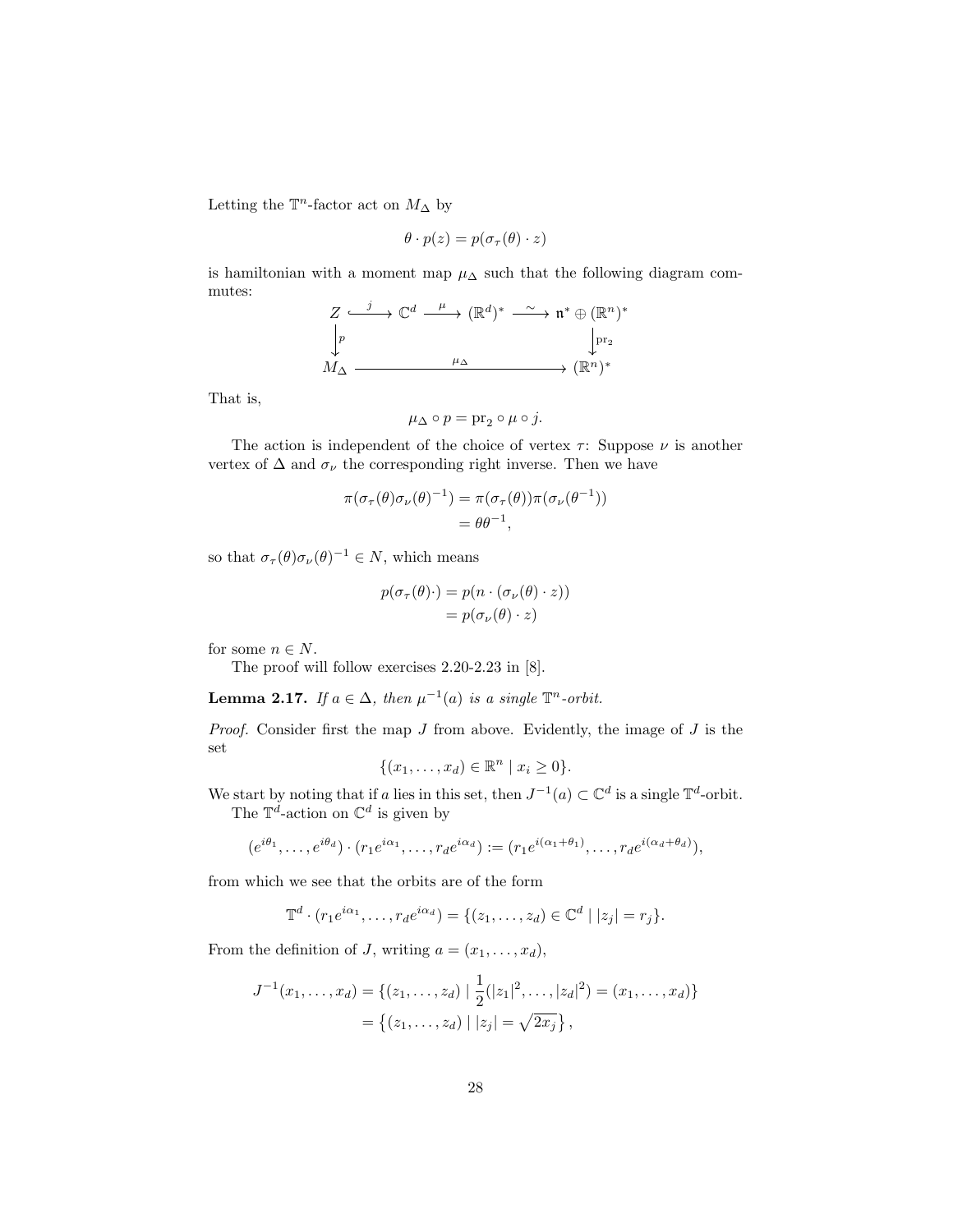Letting the $\mathbb{T}^n$-factor act on $M_\Delta$ by

$$\theta \cdot p(z) = p(\sigma_\tau(\theta) \cdot z)$$

is hamiltonian with a moment map $\mu_\Delta$ such that the following diagram commutes:

$$\begin{array}{ccccccc} Z & \xhookrightarrow{j} & \mathbb{C}^d & \xrightarrow{\mu} & (\mathbb{R}^d)^* & \xrightarrow{\sim} & \mathfrak{n}^* \oplus (\mathbb{R}^n)^* \\ \big\downarrow p & & & & & & \big\downarrow \mathrm{pr}_2 \\ M_\Delta & & & \xrightarrow{\mu_\Delta} & & & (\mathbb{R}^n)^* \end{array}$$

That is,

$$\mu_\Delta \circ p = \mathrm{pr}_2 \circ \mu \circ j.$$

The action is independent of the choice of vertex $\tau$: Suppose $\nu$ is another vertex of $\Delta$ and $\sigma_\nu$ the corresponding right inverse. Then we have

$$\begin{aligned} \pi(\sigma_\tau(\theta)\sigma_\nu(\theta)^{-1}) &= \pi(\sigma_\tau(\theta))\pi(\sigma_\nu(\theta^{-1})) \\ &= \theta\theta^{-1}, \end{aligned}$$

so that $\sigma_\tau(\theta)\sigma_\nu(\theta)^{-1} \in N$, which means

$$\begin{aligned} p(\sigma_\tau(\theta)\cdot) &= p(n \cdot (\sigma_\nu(\theta) \cdot z)) \\ &= p(\sigma_\nu(\theta) \cdot z) \end{aligned}$$

for some $n \in N$.

The proof will follow exercises 2.20-2.23 in [8].

**Lemma 2.17.** *If $a \in \Delta$, then $\mu^{-1}(a)$ is a single $\mathbb{T}^n$-orbit.*

*Proof.* Consider first the map $J$ from above. Evidently, the image of $J$ is the set

$$\{(x_1, \ldots, x_d) \in \mathbb{R}^n \mid x_i \geq 0\}.$$

We start by noting that if $a$ lies in this set, then $J^{-1}(a) \subset \mathbb{C}^d$ is a single $\mathbb{T}^d$-orbit.

The $\mathbb{T}^d$-action on $\mathbb{C}^d$ is given by

$$(e^{i\theta_1}, \ldots, e^{i\theta_d}) \cdot (r_1 e^{i\alpha_1}, \ldots, r_d e^{i\alpha_d}) := (r_1 e^{i(\alpha_1+\theta_1)}, \ldots, r_d e^{i(\alpha_d+\theta_d)}),$$

from which we see that the orbits are of the form

$$\mathbb{T}^d \cdot (r_1 e^{i\alpha_1}, \ldots, r_d e^{i\alpha_d}) = \{(z_1, \ldots, z_d) \in \mathbb{C}^d \mid |z_j| = r_j\}.$$

From the definition of $J$, writing $a = (x_1, \ldots, x_d)$,

$$\begin{aligned} J^{-1}(x_1, \ldots, x_d) &= \{(z_1, \ldots, z_d) \mid \frac{1}{2}(|z_1|^2, \ldots, |z_d|^2) = (x_1, \ldots, x_d)\} \\ &= \left\{(z_1, \ldots, z_d) \mid |z_j| = \sqrt{2x_j}\right\}, \end{aligned}$$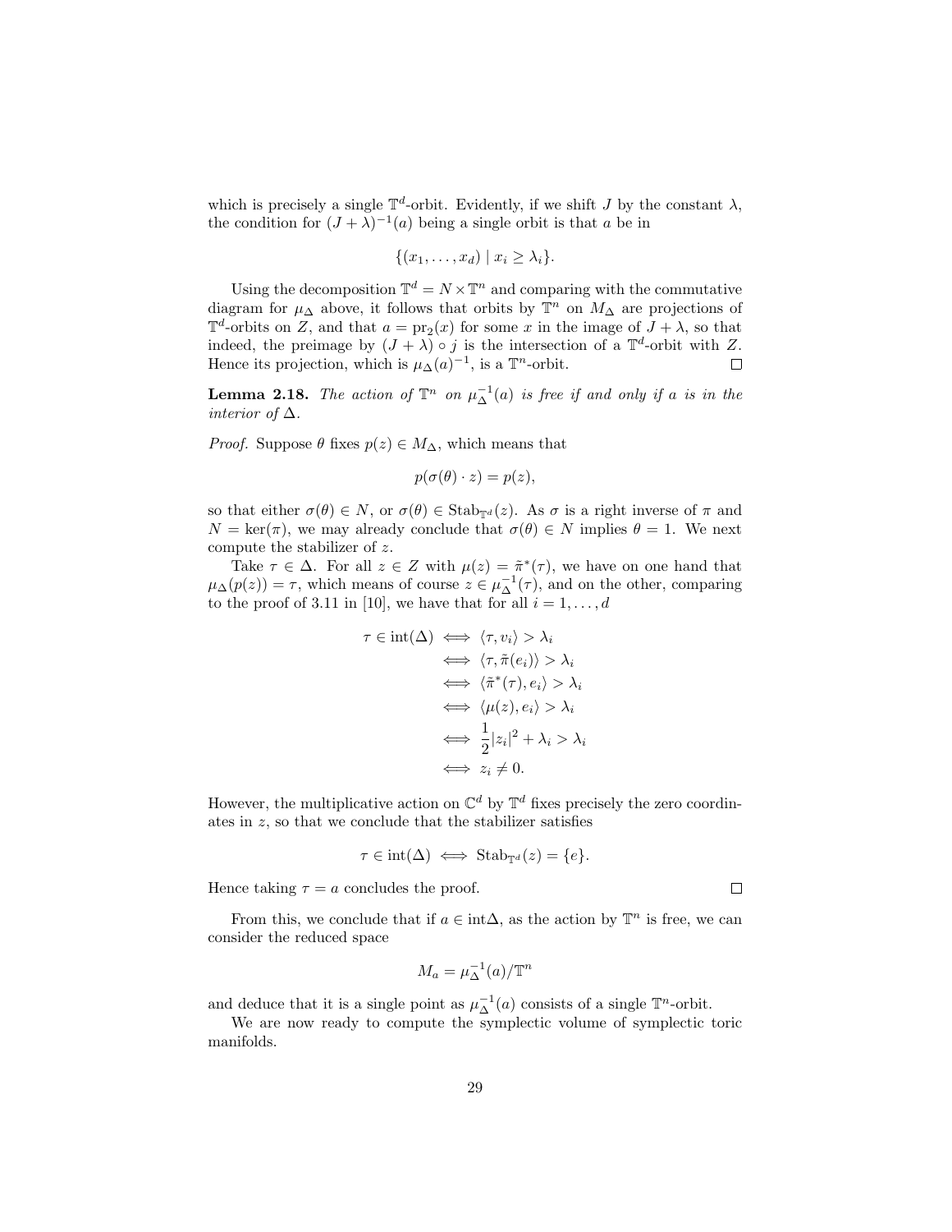which is precisely a single $\mathbb{T}^d$-orbit. Evidently, if we shift $J$ by the constant $\lambda$, the condition for $(J+\lambda)^{-1}(a)$ being a single orbit is that $a$ be in

$$\{(x_1, \dots, x_d) \mid x_i \geq \lambda_i\}.$$

Using the decomposition $\mathbb{T}^d = N \times \mathbb{T}^n$ and comparing with the commutative diagram for $\mu_\Delta$ above, it follows that orbits by $\mathbb{T}^n$ on $M_\Delta$ are projections of $\mathbb{T}^d$-orbits on $Z$, and that $a = \mathrm{pr}_2(x)$ for some $x$ in the image of $J + \lambda$, so that indeed, the preimage by $(J+\lambda) \circ j$ is the intersection of a $\mathbb{T}^d$-orbit with $Z$. Hence its projection, which is $\mu_\Delta(a)^{-1}$, is a $\mathbb{T}^n$-orbit. □

**Lemma 2.18.** *The action of $\mathbb{T}^n$ on $\mu_\Delta^{-1}(a)$ is free if and only if $a$ is in the interior of $\Delta$.*

*Proof.* Suppose $\theta$ fixes $p(z) \in M_\Delta$, which means that

$$p(\sigma(\theta) \cdot z) = p(z),$$

so that either $\sigma(\theta) \in N$, or $\sigma(\theta) \in \mathrm{Stab}_{\mathbb{T}^d}(z)$. As $\sigma$ is a right inverse of $\pi$ and $N = \ker(\pi)$, we may already conclude that $\sigma(\theta) \in N$ implies $\theta = 1$. We next compute the stabilizer of $z$.

Take $\tau \in \Delta$. For all $z \in Z$ with $\mu(z) = \tilde{\pi}^*(\tau)$, we have on one hand that $\mu_\Delta(p(z)) = \tau$, which means of course $z \in \mu_\Delta^{-1}(\tau)$, and on the other, comparing to the proof of 3.11 in [10], we have that for all $i = 1, \dots, d$

$$\begin{aligned}
\tau \in \mathrm{int}(\Delta) &\iff \langle \tau, v_i \rangle > \lambda_i \\
&\iff \langle \tau, \tilde{\pi}(e_i) \rangle > \lambda_i \\
&\iff \langle \tilde{\pi}^*(\tau), e_i \rangle > \lambda_i \\
&\iff \langle \mu(z), e_i \rangle > \lambda_i \\
&\iff \frac{1}{2}|z_i|^2 + \lambda_i > \lambda_i \\
&\iff z_i \neq 0.
\end{aligned}$$

However, the multiplicative action on $\mathbb{C}^d$ by $\mathbb{T}^d$ fixes precisely the zero coordinates in $z$, so that we conclude that the stabilizer satisfies

$$\tau \in \mathrm{int}(\Delta) \iff \mathrm{Stab}_{\mathbb{T}^d}(z) = \{e\}.$$

Hence taking $\tau = a$ concludes the proof. □

From this, we conclude that if $a \in \mathrm{int}\Delta$, as the action by $\mathbb{T}^n$ is free, we can consider the reduced space

$$M_a = \mu_\Delta^{-1}(a)/\mathbb{T}^n$$

and deduce that it is a single point as $\mu_\Delta^{-1}(a)$ consists of a single $\mathbb{T}^n$-orbit.

We are now ready to compute the symplectic volume of symplectic toric manifolds.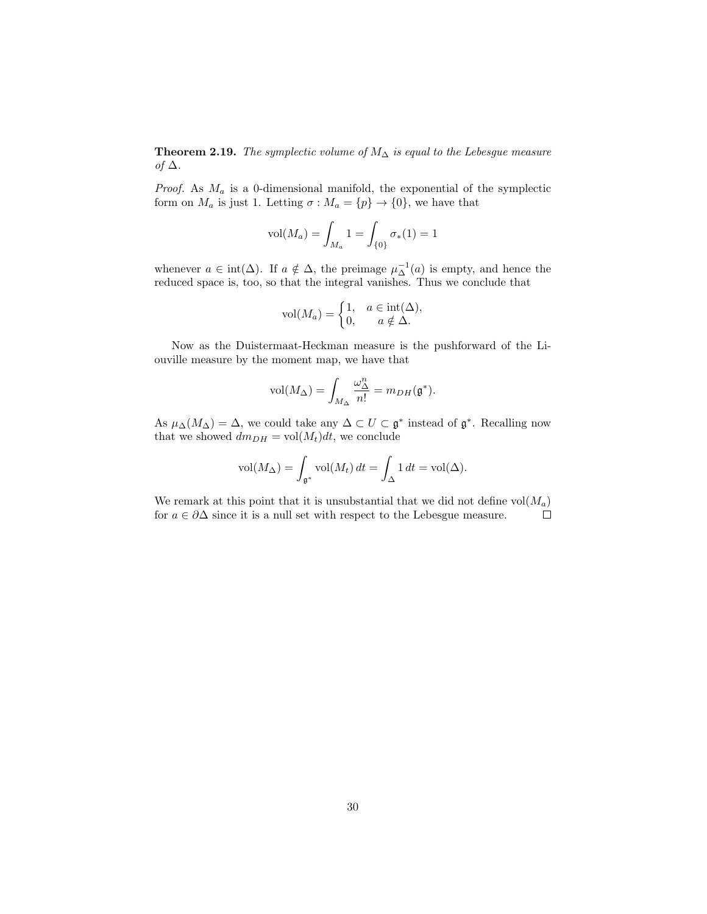**Theorem 2.19.** *The symplectic volume of $M_\Delta$ is equal to the Lebesgue measure of $\Delta$.*

*Proof.* As $M_a$ is a 0-dimensional manifold, the exponential of the symplectic form on $M_a$ is just 1. Letting $\sigma : M_a = \{p\} \to \{0\}$, we have that

$$\mathrm{vol}(M_a) = \int_{M_a} 1 = \int_{\{0\}} \sigma_*(1) = 1$$

whenever $a \in \mathrm{int}(\Delta)$. If $a \notin \Delta$, the preimage $\mu_\Delta^{-1}(a)$ is empty, and hence the reduced space is, too, so that the integral vanishes. Thus we conclude that

$$\mathrm{vol}(M_a) = \begin{cases} 1, & a \in \mathrm{int}(\Delta), \\ 0, & a \notin \Delta. \end{cases}$$

Now as the Duistermaat-Heckman measure is the pushforward of the Liouville measure by the moment map, we have that

$$\mathrm{vol}(M_\Delta) = \int_{M_\Delta} \frac{\omega_\Delta^n}{n!} = m_{DH}(\mathfrak{g}^*).$$

As $\mu_\Delta(M_\Delta) = \Delta$, we could take any $\Delta \subset U \subset \mathfrak{g}^*$ instead of $\mathfrak{g}^*$. Recalling now that we showed $dm_{DH} = \mathrm{vol}(M_t)dt$, we conclude

$$\mathrm{vol}(M_\Delta) = \int_{\mathfrak{g}^*} \mathrm{vol}(M_t)\, dt = \int_\Delta 1\, dt = \mathrm{vol}(\Delta).$$

We remark at this point that it is unsubstantial that we did not define $\mathrm{vol}(M_a)$ for $a \in \partial\Delta$ since it is a null set with respect to the Lebesgue measure. $\square$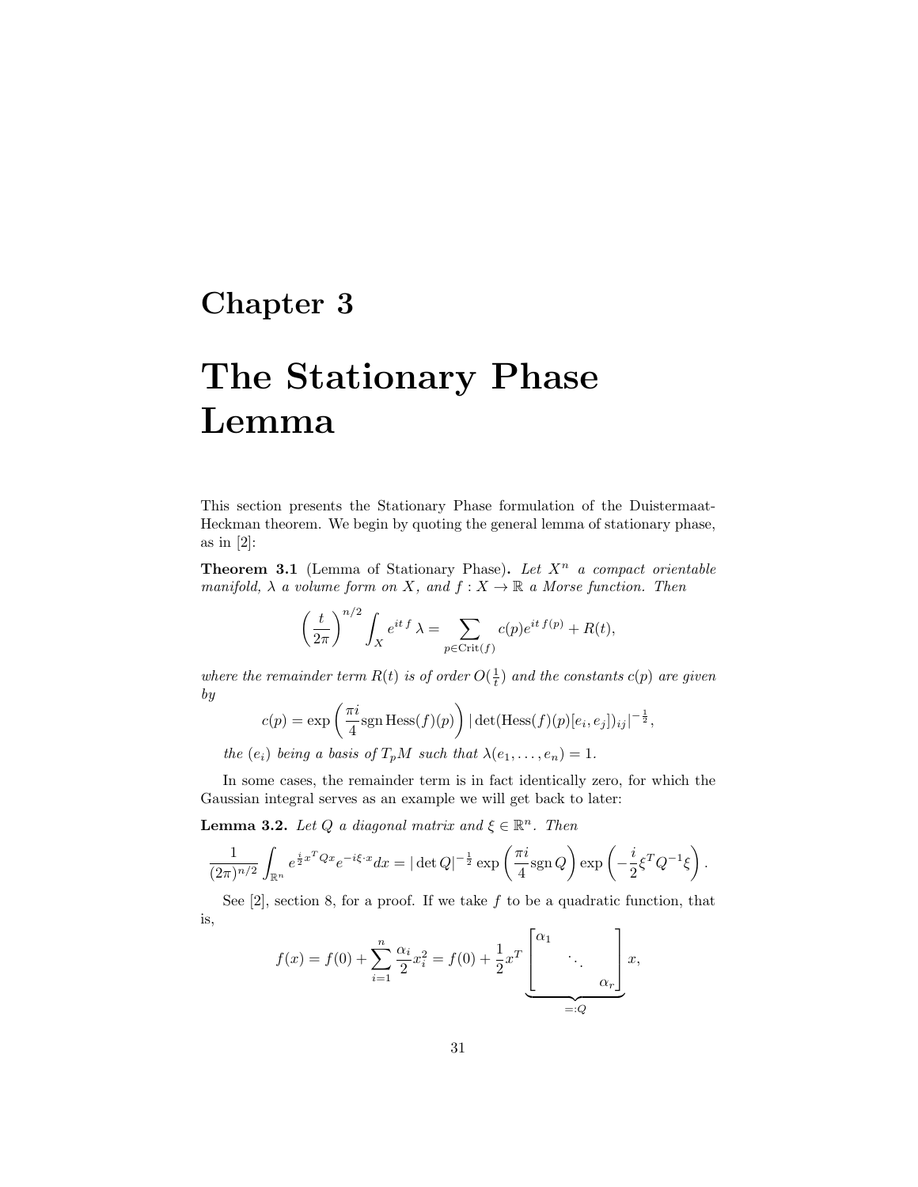# Chapter 3

# The Stationary Phase Lemma

This section presents the Stationary Phase formulation of the Duistermaat-Heckman theorem. We begin by quoting the general lemma of stationary phase, as in [2]:

**Theorem 3.1** (Lemma of Stationary Phase)**.** *Let $X^n$ a compact orientable manifold, $\lambda$ a volume form on $X$, and $f : X \to \mathbb{R}$ a Morse function. Then*

$$\left(\frac{t}{2\pi}\right)^{n/2} \int_X e^{it\,f}\,\lambda = \sum_{p \in \mathrm{Crit}(f)} c(p) e^{it\,f(p)} + R(t),$$

*where the remainder term $R(t)$ is of order $O(\frac{1}{t})$ and the constants $c(p)$ are given by*

$$c(p) = \exp\left(\frac{\pi i}{4} \mathrm{sgn}\,\mathrm{Hess}(f)(p)\right) |\det(\mathrm{Hess}(f)(p)[e_i, e_j])_{ij}|^{-\frac{1}{2}},$$

*the $(e_i)$ being a basis of $T_pM$ such that $\lambda(e_1, \ldots, e_n) = 1$.*

In some cases, the remainder term is in fact identically zero, for which the Gaussian integral serves as an example we will get back to later:

**Lemma 3.2.** *Let $Q$ a diagonal matrix and $\xi \in \mathbb{R}^n$. Then*

$$\frac{1}{(2\pi)^{n/2}} \int_{\mathbb{R}^n} e^{\frac{i}{2}x^T Q x} e^{-i\xi \cdot x} dx = |\det Q|^{-\frac{1}{2}} \exp\left(\frac{\pi i}{4} \mathrm{sgn}\,Q\right) \exp\left(-\frac{i}{2}\xi^T Q^{-1} \xi\right).$$

See [2], section 8, for a proof. If we take $f$ to be a quadratic function, that is,

$$f(x) = f(0) + \sum_{i=1}^{n} \frac{\alpha_i}{2} x_i^2 = f(0) + \frac{1}{2} x^T \underbrace{\begin{bmatrix} \alpha_1 & & \\ & \ddots & \\ & & \alpha_r \end{bmatrix}}_{=:Q} x,$$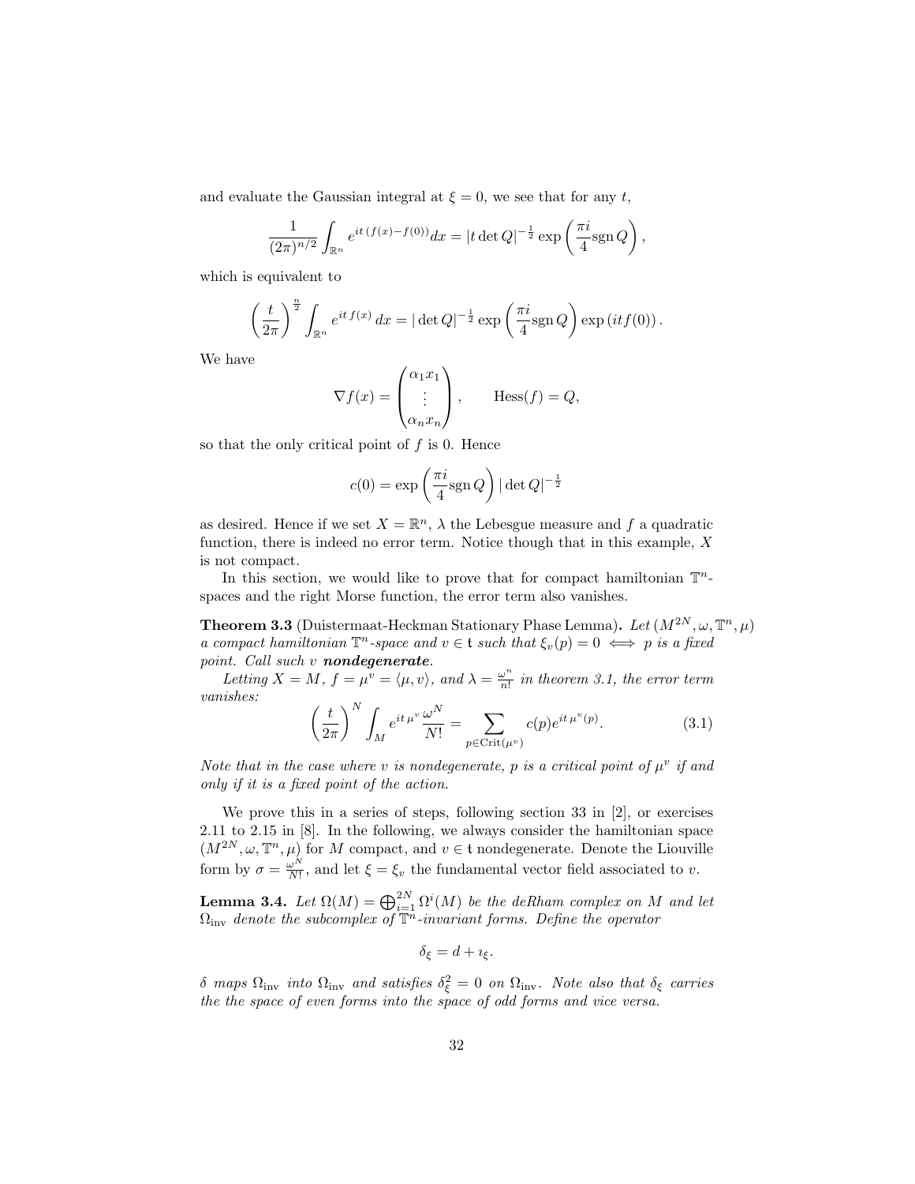and evaluate the Gaussian integral at $\xi = 0$, we see that for any $t$,

$$\frac{1}{(2\pi)^{n/2}} \int_{\mathbb{R}^n} e^{it\,(f(x)-f(0))} dx = |t \det Q|^{-\frac{1}{2}} \exp\left(\frac{\pi i}{4} \operatorname{sgn} Q\right),$$

which is equivalent to

$$\left(\frac{t}{2\pi}\right)^{\frac{n}{2}} \int_{\mathbb{R}^n} e^{it\,f(x)}\, dx = |\det Q|^{-\frac{1}{2}} \exp\left(\frac{\pi i}{4} \operatorname{sgn} Q\right) \exp\left(itf(0)\right).$$

We have

$$\nabla f(x) = \begin{pmatrix} \alpha_1 x_1 \\ \vdots \\ \alpha_n x_n \end{pmatrix}, \qquad \operatorname{Hess}(f) = Q,$$

so that the only critical point of $f$ is 0. Hence

$$c(0) = \exp\left(\frac{\pi i}{4} \operatorname{sgn} Q\right) |\det Q|^{-\frac{1}{2}}$$

as desired. Hence if we set $X = \mathbb{R}^n$, $\lambda$ the Lebesgue measure and $f$ a quadratic function, there is indeed no error term. Notice though that in this example, $X$ is not compact.

In this section, we would like to prove that for compact hamiltonian $\mathbb{T}^n$-spaces and the right Morse function, the error term also vanishes.

**Theorem 3.3** (Duistermaat-Heckman Stationary Phase Lemma)**.** *Let $(M^{2N}, \omega, \mathbb{T}^n, \mu)$ a compact hamiltonian $\mathbb{T}^n$-space and $v \in \mathfrak{t}$ such that $\xi_v(p) = 0 \iff p$ is a fixed point. Call such $v$ **nondegenerate**.*

*Letting $X = M$, $f = \mu^v = \langle \mu, v \rangle$, and $\lambda = \frac{\omega^n}{n!}$ in theorem 3.1, the error term vanishes:*

$$\left(\frac{t}{2\pi}\right)^N \int_M e^{it\,\mu^v} \frac{\omega^N}{N!} = \sum_{p \in \operatorname{Crit}(\mu^v)} c(p) e^{it\,\mu^v(p)}. \tag{3.1}$$

*Note that in the case where $v$ is nondegenerate, $p$ is a critical point of $\mu^v$ if and only if it is a fixed point of the action.*

We prove this in a series of steps, following section 33 in [2], or exercises 2.11 to 2.15 in [8]. In the following, we always consider the hamiltonian space $(M^{2N}, \omega, \mathbb{T}^n, \mu)$ for $M$ compact, and $v \in \mathfrak{t}$ nondegenerate. Denote the Liouville form by $\sigma = \frac{\omega^N}{N!}$, and let $\xi = \xi_v$ the fundamental vector field associated to $v$.

**Lemma 3.4.** *Let $\Omega(M) = \bigoplus_{i=1}^{2N} \Omega^i(M)$ be the deRham complex on $M$ and let $\Omega_{\text{inv}}$ denote the subcomplex of $\mathbb{T}^n$-invariant forms. Define the operator*

$$\delta_\xi = d + \imath_\xi.$$

*$\delta$ maps $\Omega_{\text{inv}}$ into $\Omega_{\text{inv}}$ and satisfies $\delta_\xi^2 = 0$ on $\Omega_{\text{inv}}$. Note also that $\delta_\xi$ carries the the space of even forms into the space of odd forms and vice versa.*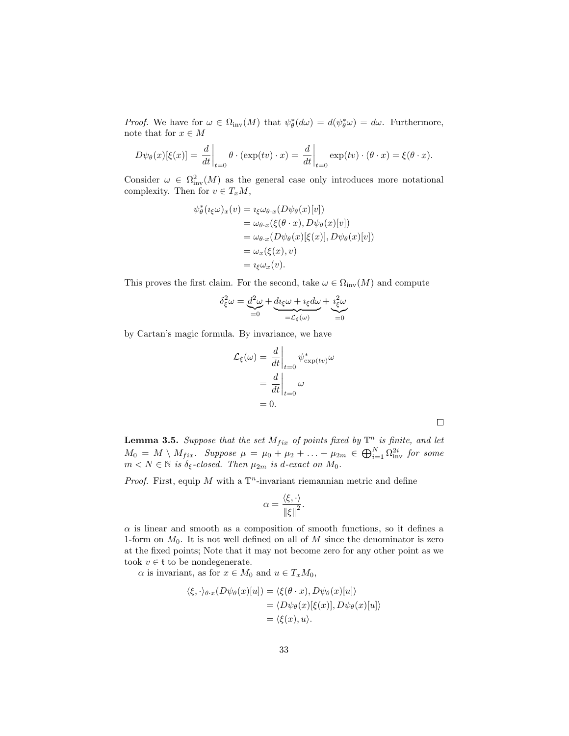*Proof.* We have for $\omega \in \Omega_{\text{inv}}(M)$ that $\psi_\theta^*(d\omega) = d(\psi_\theta^*\omega) = d\omega$. Furthermore, note that for $x \in M$

$$D\psi_\theta(x)[\xi(x)] = \left.\frac{d}{dt}\right|_{t=0} \theta \cdot (\exp(tv) \cdot x) = \left.\frac{d}{dt}\right|_{t=0} \exp(tv) \cdot (\theta \cdot x) = \xi(\theta \cdot x).$$

Consider $\omega \in \Omega^2_{\text{inv}}(M)$ as the general case only introduces more notational complexity. Then for $v \in T_xM$,

$$\begin{aligned}
\psi_\theta^*(\imath_\xi\omega)_x(v) &= \imath_\xi\omega_{\theta\cdot x}(D\psi_\theta(x)[v]) \\
&= \omega_{\theta\cdot x}(\xi(\theta\cdot x), D\psi_\theta(x)[v]) \\
&= \omega_{\theta\cdot x}(D\psi_\theta(x)[\xi(x)], D\psi_\theta(x)[v]) \\
&= \omega_x(\xi(x), v) \\
&= \imath_\xi\omega_x(v).
\end{aligned}$$

This proves the first claim. For the second, take $\omega \in \Omega_{\text{inv}}(M)$ and compute

$$\delta_\xi^2\omega = \underbrace{d^2\omega}_{=0} + \underbrace{d\imath_\xi\omega + \imath_\xi d\omega}_{=\mathcal{L}_\xi(\omega)} + \underbrace{\imath_\xi^2\omega}_{=0}$$

by Cartan's magic formula. By invariance, we have

$$\begin{aligned}
\mathcal{L}_\xi(\omega) &= \left.\frac{d}{dt}\right|_{t=0} \psi^*_{\exp(tv)}\omega \\
&= \left.\frac{d}{dt}\right|_{t=0} \omega \\
&= 0.
\end{aligned}$$

$\square$

**Lemma 3.5.** *Suppose that the set $M_{fix}$ of points fixed by $\mathbb{T}^n$ is finite, and let $M_0 = M \setminus M_{fix}$. Suppose $\mu = \mu_0 + \mu_2 + \ldots + \mu_{2m} \in \bigoplus_{i=1}^N \Omega^{2i}_{\text{inv}}$ for some $m < N \in \mathbb{N}$ is $\delta_\xi$-closed. Then $\mu_{2m}$ is $d$-exact on $M_0$.*

*Proof.* First, equip $M$ with a $\mathbb{T}^n$-invariant riemannian metric and define

$$\alpha = \frac{\langle \xi, \cdot \rangle}{\|\xi\|^2}.$$

$\alpha$ is linear and smooth as a composition of smooth functions, so it defines a 1-form on $M_0$. It is not well defined on all of $M$ since the denominator is zero at the fixed points; Note that it may not become zero for any other point as we took $v \in \mathfrak{t}$ to be nondegenerate.

$\alpha$ is invariant, as for $x \in M_0$ and $u \in T_xM_0$,

$$\begin{aligned}
\langle \xi, \cdot \rangle_{\theta\cdot x}(D\psi_\theta(x)[u]) &= \langle \xi(\theta \cdot x), D\psi_\theta(x)[u] \rangle \\
&= \langle D\psi_\theta(x)[\xi(x)], D\psi_\theta(x)[u] \rangle \\
&= \langle \xi(x), u \rangle.
\end{aligned}$$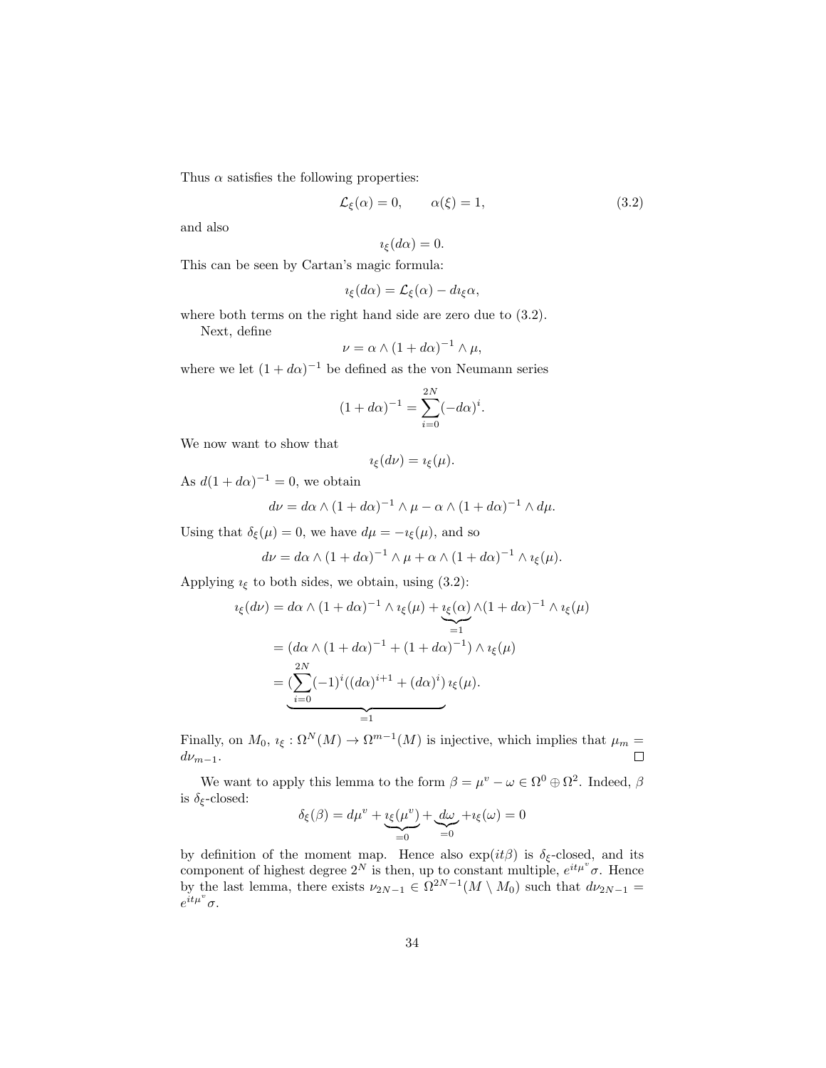Thus $\alpha$ satisfies the following properties:

$$\mathcal{L}_\xi(\alpha) = 0, \qquad \alpha(\xi) = 1, \tag{3.2}$$

and also

$$\imath_\xi(d\alpha) = 0.$$

This can be seen by Cartan's magic formula:

$$\imath_\xi(d\alpha) = \mathcal{L}_\xi(\alpha) - d\imath_\xi\alpha,$$

where both terms on the right hand side are zero due to (3.2).

Next, define

$$\nu = \alpha \wedge (1 + d\alpha)^{-1} \wedge \mu,$$

where we let $(1 + d\alpha)^{-1}$ be defined as the von Neumann series

$$(1 + d\alpha)^{-1} = \sum_{i=0}^{2N} (-d\alpha)^i.$$

We now want to show that

$$\imath_\xi(d\nu) = \imath_\xi(\mu).$$

As $d(1 + d\alpha)^{-1} = 0$, we obtain

$$d\nu = d\alpha \wedge (1 + d\alpha)^{-1} \wedge \mu - \alpha \wedge (1 + d\alpha)^{-1} \wedge d\mu.$$

Using that $\delta_\xi(\mu) = 0$, we have $d\mu = -\imath_\xi(\mu)$, and so

$$d\nu = d\alpha \wedge (1 + d\alpha)^{-1} \wedge \mu + \alpha \wedge (1 + d\alpha)^{-1} \wedge \imath_\xi(\mu).$$

Applying $\imath_\xi$ to both sides, we obtain, using (3.2):

$$\begin{aligned}
\imath_\xi(d\nu) &= d\alpha \wedge (1 + d\alpha)^{-1} \wedge \imath_\xi(\mu) + \underbrace{\imath_\xi(\alpha)}_{=1} \wedge (1 + d\alpha)^{-1} \wedge \imath_\xi(\mu) \\
&= (d\alpha \wedge (1 + d\alpha)^{-1} + (1 + d\alpha)^{-1}) \wedge \imath_\xi(\mu) \\
&= \underbrace{(\sum_{i=0}^{2N} (-1)^i ((d\alpha)^{i+1} + (d\alpha)^i)}_{=1} \imath_\xi(\mu).
\end{aligned}$$

Finally, on $M_0$, $\imath_\xi : \Omega^N(M) \to \Omega^{m-1}(M)$ is injective, which implies that $\mu_m = d\nu_{m-1}$. $\square$

We want to apply this lemma to the form $\beta = \mu^v - \omega \in \Omega^0 \oplus \Omega^2$. Indeed, $\beta$ is $\delta_\xi$-closed:

$$\delta_\xi(\beta) = d\mu^v + \underbrace{\imath_\xi(\mu^v)}_{=0} + \underbrace{d\omega}_{=0} + \imath_\xi(\omega) = 0$$

by definition of the moment map. Hence also $\exp(it\beta)$ is $\delta_\xi$-closed, and its component of highest degree $2^N$ is then, up to constant multiple, $e^{it\mu^v}\sigma$. Hence by the last lemma, there exists $\nu_{2N-1} \in \Omega^{2N-1}(M \setminus M_0)$ such that $d\nu_{2N-1} = e^{it\mu^v}\sigma$.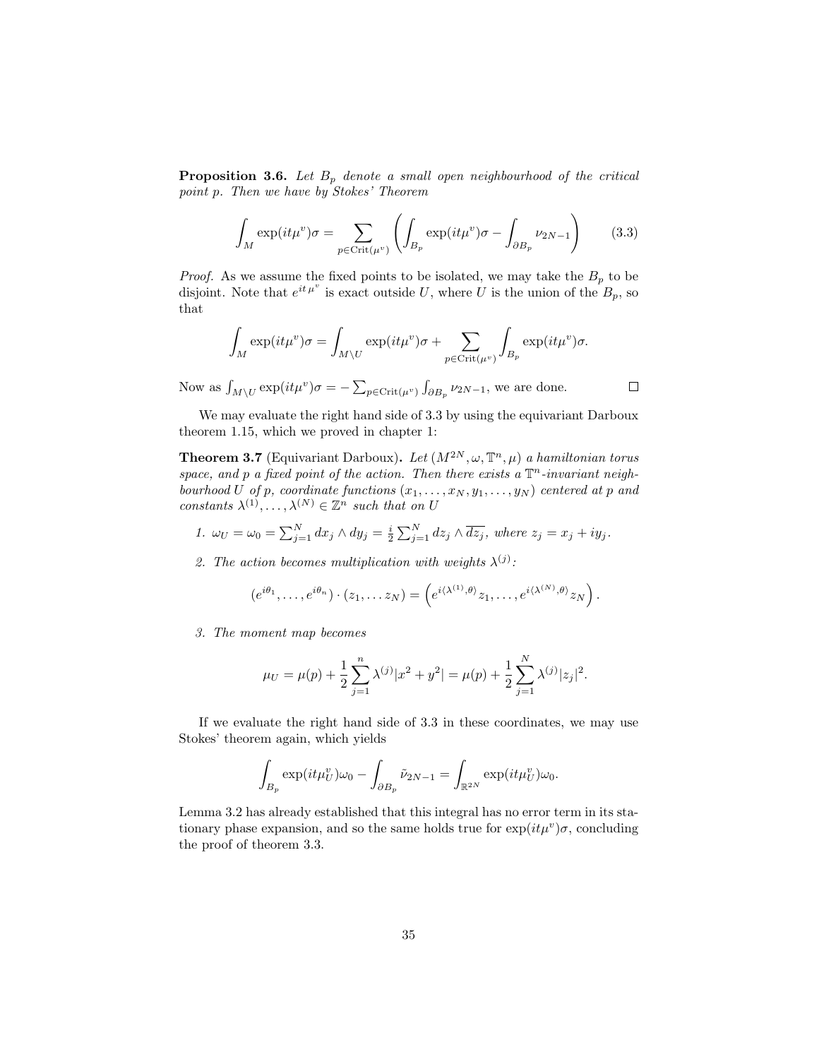**Proposition 3.6.** *Let $B_p$ denote a small open neighbourhood of the critical point $p$. Then we have by Stokes' Theorem*

$$\int_M \exp(it\mu^v)\sigma = \sum_{p\in \mathrm{Crit}(\mu^v)} \left( \int_{B_p} \exp(it\mu^v)\sigma - \int_{\partial B_p} \nu_{2N-1} \right) \tag{3.3}$$

*Proof.* As we assume the fixed points to be isolated, we may take the $B_p$ to be disjoint. Note that $e^{it\,\mu^v}$ is exact outside $U$, where $U$ is the union of the $B_p$, so that

$$\int_M \exp(it\mu^v)\sigma = \int_{M\setminus U} \exp(it\mu^v)\sigma + \sum_{p\in \mathrm{Crit}(\mu^v)} \int_{B_p} \exp(it\mu^v)\sigma.$$

Now as $\int_{M\setminus U} \exp(it\mu^v)\sigma = -\sum_{p\in \mathrm{Crit}(\mu^v)} \int_{\partial B_p} \nu_{2N-1}$, we are done. $\square$

We may evaluate the right hand side of 3.3 by using the equivariant Darboux theorem 1.15, which we proved in chapter 1:

**Theorem 3.7** (Equivariant Darboux)**.** *Let $(M^{2N}, \omega, \mathbb{T}^n, \mu)$ a hamiltonian torus space, and $p$ a fixed point of the action. Then there exists a $\mathbb{T}^n$-invariant neighbourhood $U$ of $p$, coordinate functions $(x_1, \dots, x_N, y_1, \dots, y_N)$ centered at $p$ and constants $\lambda^{(1)}, \dots, \lambda^{(N)} \in \mathbb{Z}^n$ such that on $U$*

1. *$\omega_U = \omega_0 = \sum_{j=1}^N dx_j \wedge dy_j = \frac{i}{2}\sum_{j=1}^N dz_j \wedge \overline{dz_j}$, where $z_j = x_j + iy_j$.*

2. *The action becomes multiplication with weights $\lambda^{(j)}$:*

$$(e^{i\theta_1}, \dots, e^{i\theta_n}) \cdot (z_1, \dots z_N) = \left( e^{i\langle \lambda^{(1)}, \theta\rangle} z_1, \dots, e^{i\langle \lambda^{(N)}, \theta\rangle} z_N \right).$$

3. *The moment map becomes*

$$\mu_U = \mu(p) + \frac{1}{2}\sum_{j=1}^n \lambda^{(j)} |x^2 + y^2| = \mu(p) + \frac{1}{2}\sum_{j=1}^N \lambda^{(j)} |z_j|^2.$$

If we evaluate the right hand side of 3.3 in these coordinates, we may use Stokes' theorem again, which yields

$$\int_{B_p} \exp(it\mu_U^v)\omega_0 - \int_{\partial B_p} \tilde{\nu}_{2N-1} = \int_{\mathbb{R}^{2N}} \exp(it\mu_U^v)\omega_0.$$

Lemma 3.2 has already established that this integral has no error term in its stationary phase expansion, and so the same holds true for $\exp(it\mu^v)\sigma$, concluding the proof of theorem 3.3.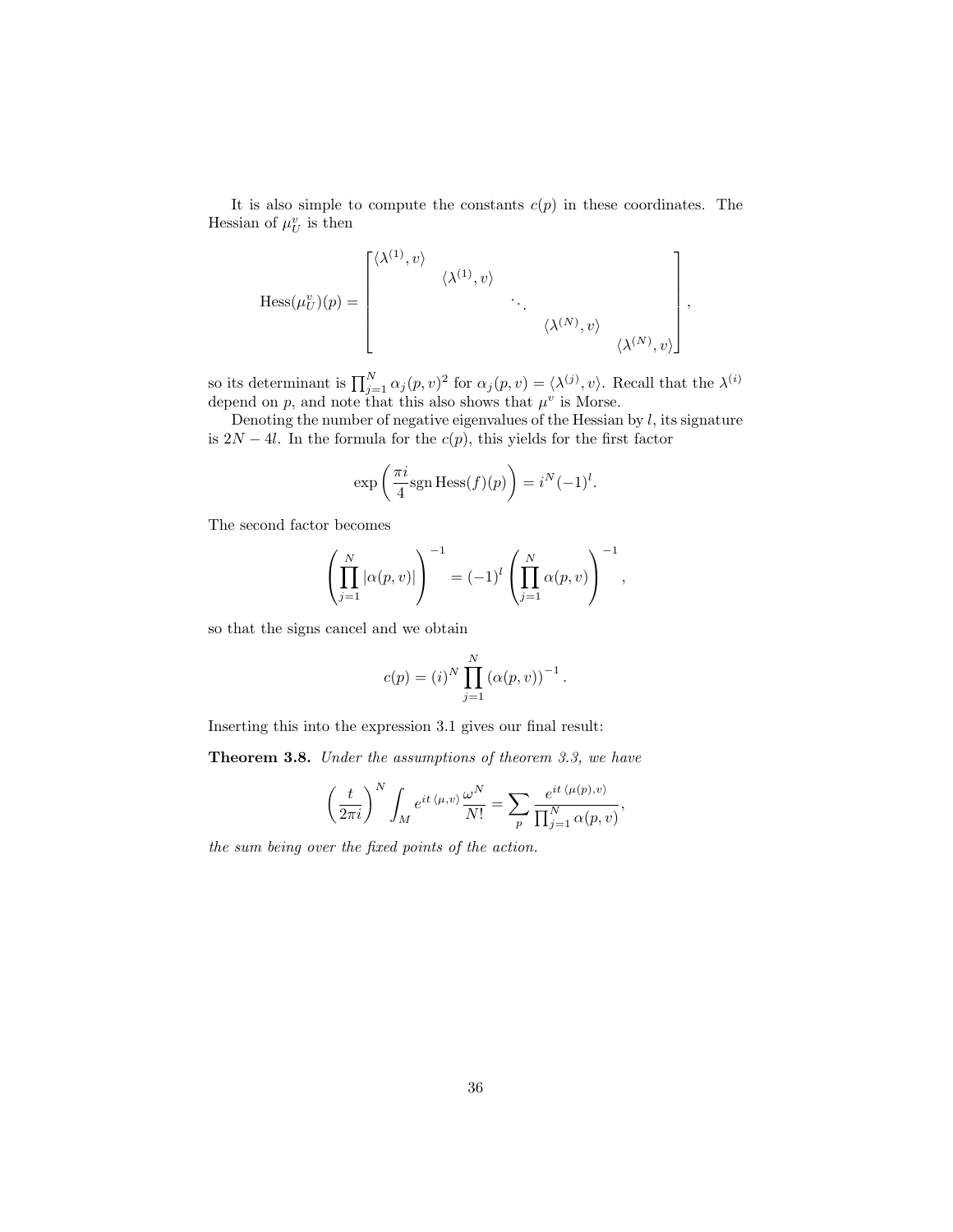It is also simple to compute the constants $c(p)$ in these coordinates. The Hessian of $\mu_U^v$ is then

$$\operatorname{Hess}(\mu_U^v)(p) = \begin{bmatrix} \langle \lambda^{(1)}, v \rangle & & & & \\ & \langle \lambda^{(1)}, v \rangle & & & \\ & & \ddots & & \\ & & & \langle \lambda^{(N)}, v \rangle & \\ & & & & \langle \lambda^{(N)}, v \rangle \end{bmatrix},$$

so its determinant is $\prod_{j=1}^N \alpha_j(p,v)^2$ for $\alpha_j(p,v) = \langle \lambda^{(j)}, v \rangle$. Recall that the $\lambda^{(i)}$ depend on $p$, and note that this also shows that $\mu^v$ is Morse.

Denoting the number of negative eigenvalues of the Hessian by $l$, its signature is $2N - 4l$. In the formula for the $c(p)$, this yields for the first factor

$$\exp\left(\frac{\pi i}{4} \operatorname{sgn} \operatorname{Hess}(f)(p)\right) = i^N (-1)^l.$$

The second factor becomes

$$\left(\prod_{j=1}^N |\alpha(p,v)|\right)^{-1} = (-1)^l \left(\prod_{j=1}^N \alpha(p,v)\right)^{-1},$$

so that the signs cancel and we obtain

$$c(p) = (i)^N \prod_{j=1}^N (\alpha(p,v))^{-1}.$$

Inserting this into the expression 3.1 gives our final result:

**Theorem 3.8.** *Under the assumptions of theorem 3.3, we have*

$$\left(\frac{t}{2\pi i}\right)^N \int_M e^{it\,\langle \mu, v \rangle} \frac{\omega^N}{N!} = \sum_p \frac{e^{it\,\langle \mu(p), v \rangle}}{\prod_{j=1}^N \alpha(p,v)},$$

*the sum being over the fixed points of the action.*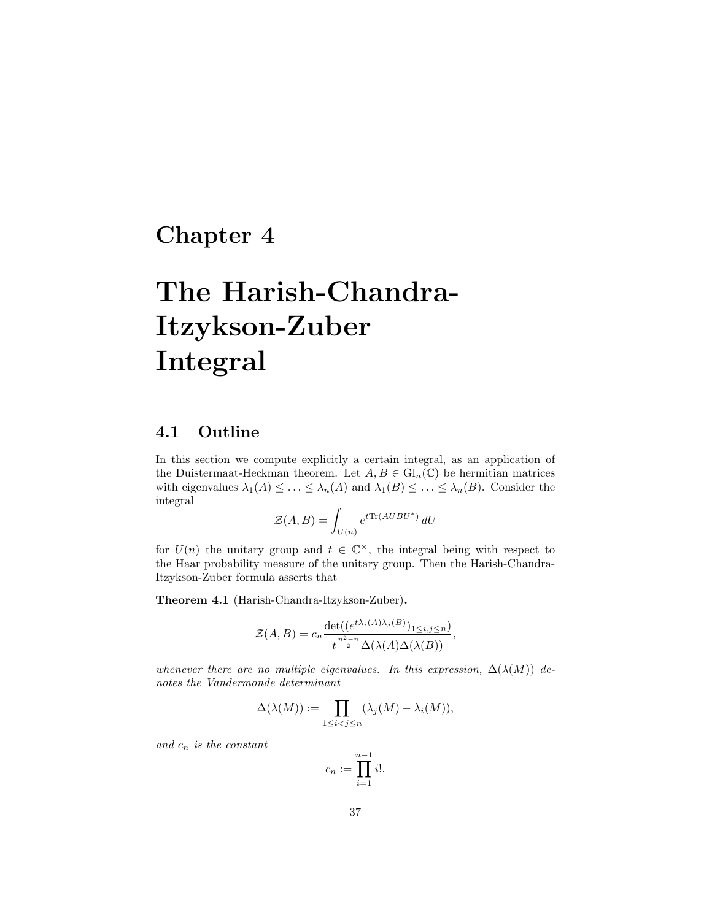# Chapter 4

# The Harish-Chandra-Itzykson-Zuber Integral

## 4.1 Outline

In this section we compute explicitly a certain integral, as an application of the Duistermaat-Heckman theorem. Let $A, B \in \mathrm{Gl}_n(\mathbb{C})$ be hermitian matrices with eigenvalues $\lambda_1(A) \leq \ldots \leq \lambda_n(A)$ and $\lambda_1(B) \leq \ldots \leq \lambda_n(B)$. Consider the integral

$$\mathcal{Z}(A, B) = \int_{U(n)} e^{t\mathrm{Tr}(AUBU^*)}\, dU$$

for $U(n)$ the unitary group and $t \in \mathbb{C}^\times$, the integral being with respect to the Haar probability measure of the unitary group. Then the Harish-Chandra-Itzykson-Zuber formula asserts that

**Theorem 4.1** (Harish-Chandra-Itzykson-Zuber)**.**

$$\mathcal{Z}(A, B) = c_n \frac{\det((e^{t\lambda_i(A)\lambda_j(B)})_{1 \leq i,j \leq n})}{t^{\frac{n^2-n}{2}} \Delta(\lambda(A)\Delta(\lambda(B))},$$

*whenever there are no multiple eigenvalues. In this expression, $\Delta(\lambda(M))$ denotes the Vandermonde determinant*

$$\Delta(\lambda(M)) := \prod_{1 \leq i < j \leq n} (\lambda_j(M) - \lambda_i(M)),$$

*and $c_n$ is the constant*

$$c_n := \prod_{i=1}^{n-1} i!.$$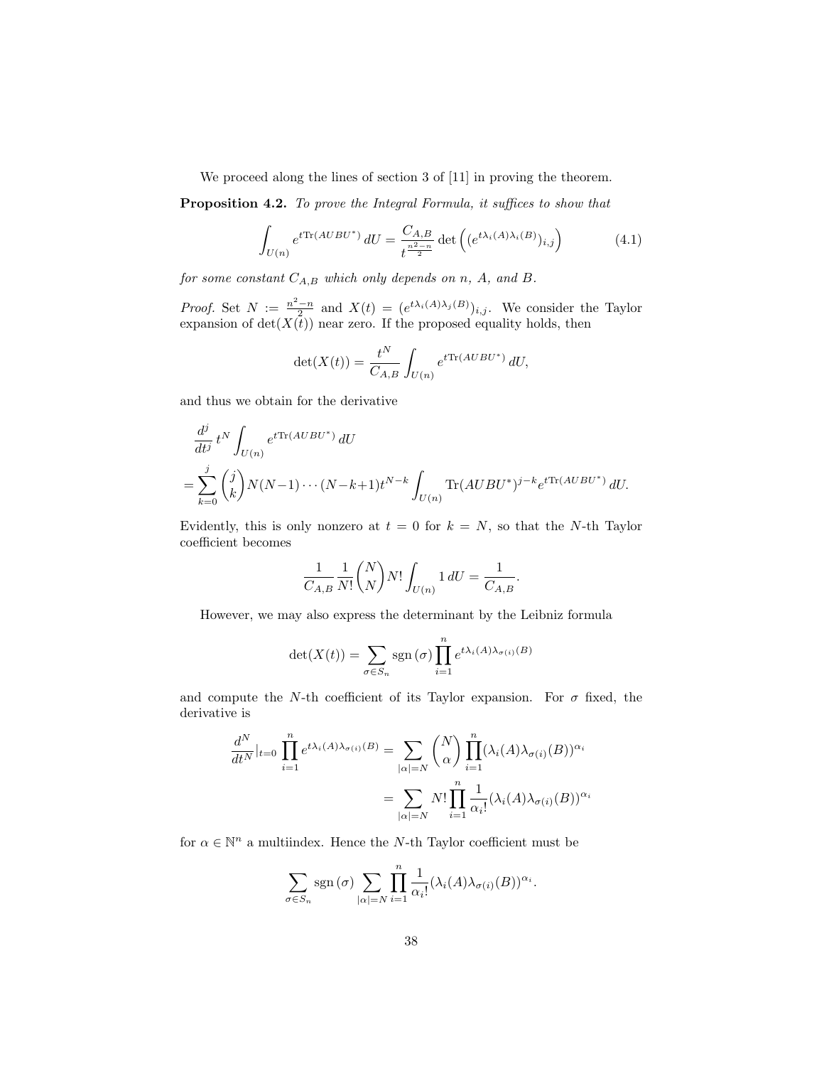We proceed along the lines of section 3 of [11] in proving the theorem.

**Proposition 4.2.** *To prove the Integral Formula, it suffices to show that*

$$\int_{U(n)} e^{t\mathrm{Tr}(AUBU^*)}\, dU = \frac{C_{A,B}}{t^{\frac{n^2-n}{2}}} \det\Big((e^{t\lambda_i(A)\lambda_i(B)})_{i,j}\Big) \tag{4.1}$$

*for some constant $C_{A,B}$ which only depends on $n$, $A$, and $B$.*

*Proof.* Set $N := \frac{n^2-n}{2}$ and $X(t) = (e^{t\lambda_i(A)\lambda_j(B)})_{i,j}$. We consider the Taylor expansion of $\det(X(t))$ near zero. If the proposed equality holds, then

$$\det(X(t)) = \frac{t^N}{C_{A,B}} \int_{U(n)} e^{t\mathrm{Tr}(AUBU^*)}\, dU,$$

and thus we obtain for the derivative

$$\begin{aligned}
&\frac{d^j}{dt^j}\, t^N \int_{U(n)} e^{t\mathrm{Tr}(AUBU^*)}\, dU \\
=& \sum_{k=0}^{j} \binom{j}{k} N(N-1)\cdots(N-k+1) t^{N-k} \int_{U(n)} \mathrm{Tr}(AUBU^*)^{j-k} e^{t\mathrm{Tr}(AUBU^*)}\, dU.
\end{aligned}$$

Evidently, this is only nonzero at $t=0$ for $k=N$, so that the $N$-th Taylor coefficient becomes

$$\frac{1}{C_{A,B}} \frac{1}{N!} \binom{N}{N} N! \int_{U(n)} 1\, dU = \frac{1}{C_{A,B}}.$$

However, we may also express the determinant by the Leibniz formula

$$\det(X(t)) = \sum_{\sigma \in S_n} \mathrm{sgn}\,(\sigma) \prod_{i=1}^{n} e^{t\lambda_i(A)\lambda_{\sigma(i)}(B)}$$

and compute the $N$-th coefficient of its Taylor expansion. For $\sigma$ fixed, the derivative is

$$\begin{aligned}
\frac{d^N}{dt^N}\Big|_{t=0} \prod_{i=1}^{n} e^{t\lambda_i(A)\lambda_{\sigma(i)}(B)} &= \sum_{|\alpha|=N} \binom{N}{\alpha} \prod_{i=1}^{n} (\lambda_i(A)\lambda_{\sigma(i)}(B))^{\alpha_i} \\
&= \sum_{|\alpha|=N} N! \prod_{i=1}^{n} \frac{1}{\alpha_i!} (\lambda_i(A)\lambda_{\sigma(i)}(B))^{\alpha_i}
\end{aligned}$$

for $\alpha \in \mathbb{N}^n$ a multiindex. Hence the $N$-th Taylor coefficient must be

$$\sum_{\sigma \in S_n} \mathrm{sgn}\,(\sigma) \sum_{|\alpha|=N} \prod_{i=1}^{n} \frac{1}{\alpha_i!} (\lambda_i(A)\lambda_{\sigma(i)}(B))^{\alpha_i}.$$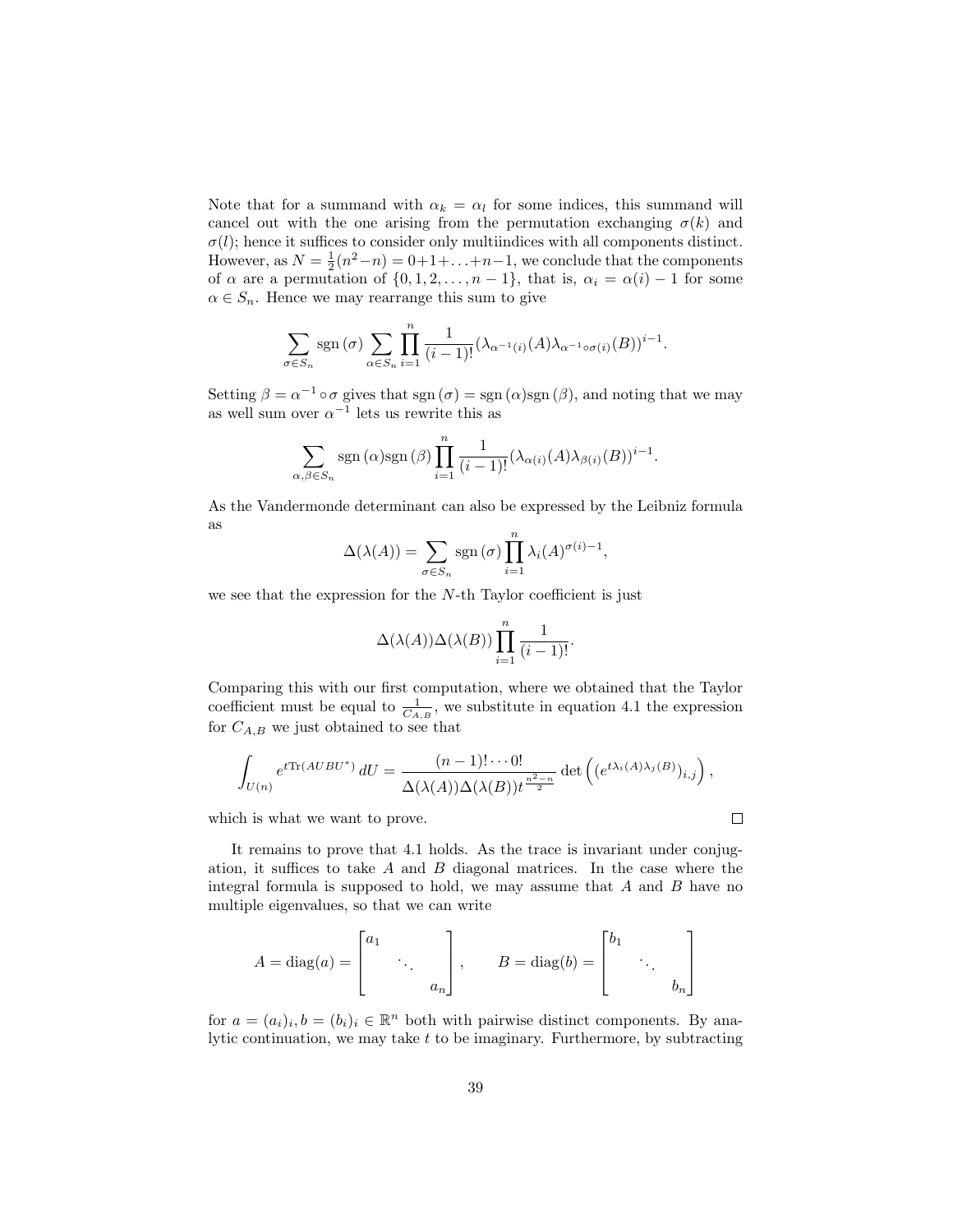Note that for a summand with $\alpha_k = \alpha_l$ for some indices, this summand will cancel out with the one arising from the permutation exchanging $\sigma(k)$ and $\sigma(l)$; hence it suffices to consider only multiindices with all components distinct. However, as $N = \frac{1}{2}(n^2-n) = 0+1+\ldots+n-1$, we conclude that the components of $\alpha$ are a permutation of $\{0, 1, 2, \ldots, n-1\}$, that is, $\alpha_i = \alpha(i) - 1$ for some $\alpha \in S_n$. Hence we may rearrange this sum to give

$$\sum_{\sigma \in S_n} \operatorname{sgn}(\sigma) \sum_{\alpha \in S_n} \prod_{i=1}^{n} \frac{1}{(i-1)!} (\lambda_{\alpha^{-1}(i)}(A)\lambda_{\alpha^{-1}\circ\sigma(i)}(B))^{i-1}.$$

Setting $\beta = \alpha^{-1} \circ \sigma$ gives that $\operatorname{sgn}(\sigma) = \operatorname{sgn}(\alpha)\operatorname{sgn}(\beta)$, and noting that we may as well sum over $\alpha^{-1}$ lets us rewrite this as

$$\sum_{\alpha,\beta \in S_n} \operatorname{sgn}(\alpha)\operatorname{sgn}(\beta) \prod_{i=1}^{n} \frac{1}{(i-1)!} (\lambda_{\alpha(i)}(A)\lambda_{\beta(i)}(B))^{i-1}.$$

As the Vandermonde determinant can also be expressed by the Leibniz formula as

$$\Delta(\lambda(A)) = \sum_{\sigma \in S_n} \operatorname{sgn}(\sigma) \prod_{i=1}^{n} \lambda_i(A)^{\sigma(i)-1},$$

we see that the expression for the $N$-th Taylor coefficient is just

$$\Delta(\lambda(A))\Delta(\lambda(B)) \prod_{i=1}^{n} \frac{1}{(i-1)!}.$$

Comparing this with our first computation, where we obtained that the Taylor coefficient must be equal to $\frac{1}{C_{A,B}}$, we substitute in equation 4.1 the expression for $C_{A,B}$ we just obtained to see that

$$\int_{U(n)} e^{t\operatorname{Tr}(AUBU^*)}\, dU = \frac{(n-1)!\cdots 0!}{\Delta(\lambda(A))\Delta(\lambda(B))t^{\frac{n^2-n}{2}}} \det\left((e^{t\lambda_i(A)\lambda_j(B)})_{i,j}\right),$$

which is what we want to prove. □

It remains to prove that 4.1 holds. As the trace is invariant under conjugation, it suffices to take $A$ and $B$ diagonal matrices. In the case where the integral formula is supposed to hold, we may assume that $A$ and $B$ have no multiple eigenvalues, so that we can write

$$A = \operatorname{diag}(a) = \begin{bmatrix} a_1 & & \\ & \ddots & \\ & & a_n \end{bmatrix}, \qquad B = \operatorname{diag}(b) = \begin{bmatrix} b_1 & & \\ & \ddots & \\ & & b_n \end{bmatrix}$$

for $a = (a_i)_i, b = (b_i)_i \in \mathbb{R}^n$ both with pairwise distinct components. By analytic continuation, we may take $t$ to be imaginary. Furthermore, by subtracting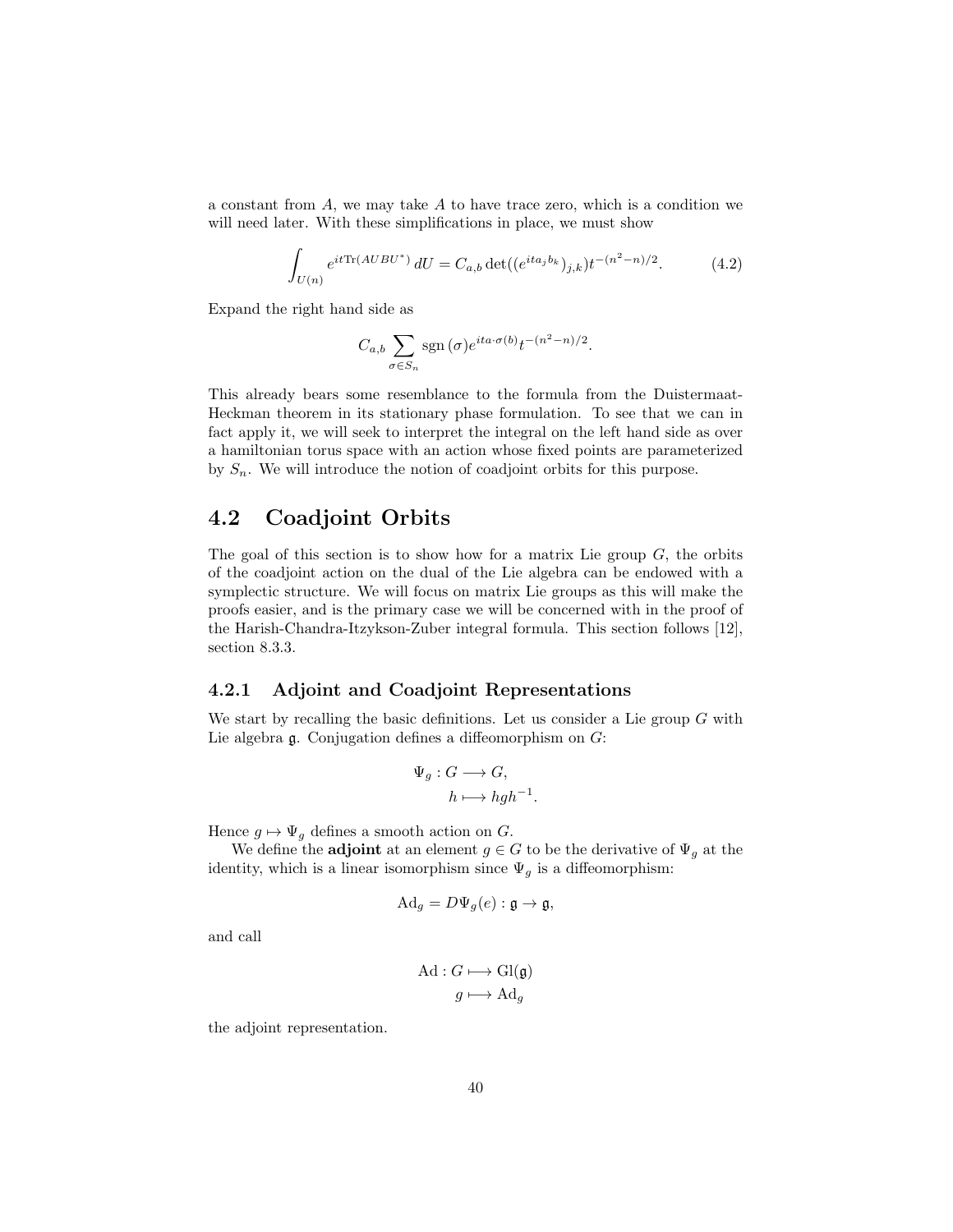a constant from $A$, we may take $A$ to have trace zero, which is a condition we will need later. With these simplifications in place, we must show

$$\int_{U(n)} e^{it\mathrm{Tr}(AUBU^*)}\, dU = C_{a,b} \det((e^{ita_j b_k})_{j,k}) t^{-(n^2-n)/2}. \tag{4.2}$$

Expand the right hand side as

$$C_{a,b} \sum_{\sigma \in S_n} \mathrm{sgn}\,(\sigma) e^{ita\cdot\sigma(b)} t^{-(n^2-n)/2}.$$

This already bears some resemblance to the formula from the Duistermaat-Heckman theorem in its stationary phase formulation. To see that we can in fact apply it, we will seek to interpret the integral on the left hand side as over a hamiltonian torus space with an action whose fixed points are parameterized by $S_n$. We will introduce the notion of coadjoint orbits for this purpose.

## 4.2 Coadjoint Orbits

The goal of this section is to show how for a matrix Lie group $G$, the orbits of the coadjoint action on the dual of the Lie algebra can be endowed with a symplectic structure. We will focus on matrix Lie groups as this will make the proofs easier, and is the primary case we will be concerned with in the proof of the Harish-Chandra-Itzykson-Zuber integral formula. This section follows [12], section 8.3.3.

### 4.2.1 Adjoint and Coadjoint Representations

We start by recalling the basic definitions. Let us consider a Lie group $G$ with Lie algebra $\mathfrak{g}$. Conjugation defines a diffeomorphism on $G$:

$$\Psi_g : G \longrightarrow G,$$
$$h \longmapsto hgh^{-1}.$$

Hence $g \mapsto \Psi_g$ defines a smooth action on $G$.

We define the **adjoint** at an element $g \in G$ to be the derivative of $\Psi_g$ at the identity, which is a linear isomorphism since $\Psi_g$ is a diffeomorphism:

$$\mathrm{Ad}_g = D\Psi_g(e) : \mathfrak{g} \to \mathfrak{g},$$

and call

$$\mathrm{Ad} : G \longmapsto \mathrm{Gl}(\mathfrak{g})$$
$$g \longmapsto \mathrm{Ad}_g$$

the adjoint representation.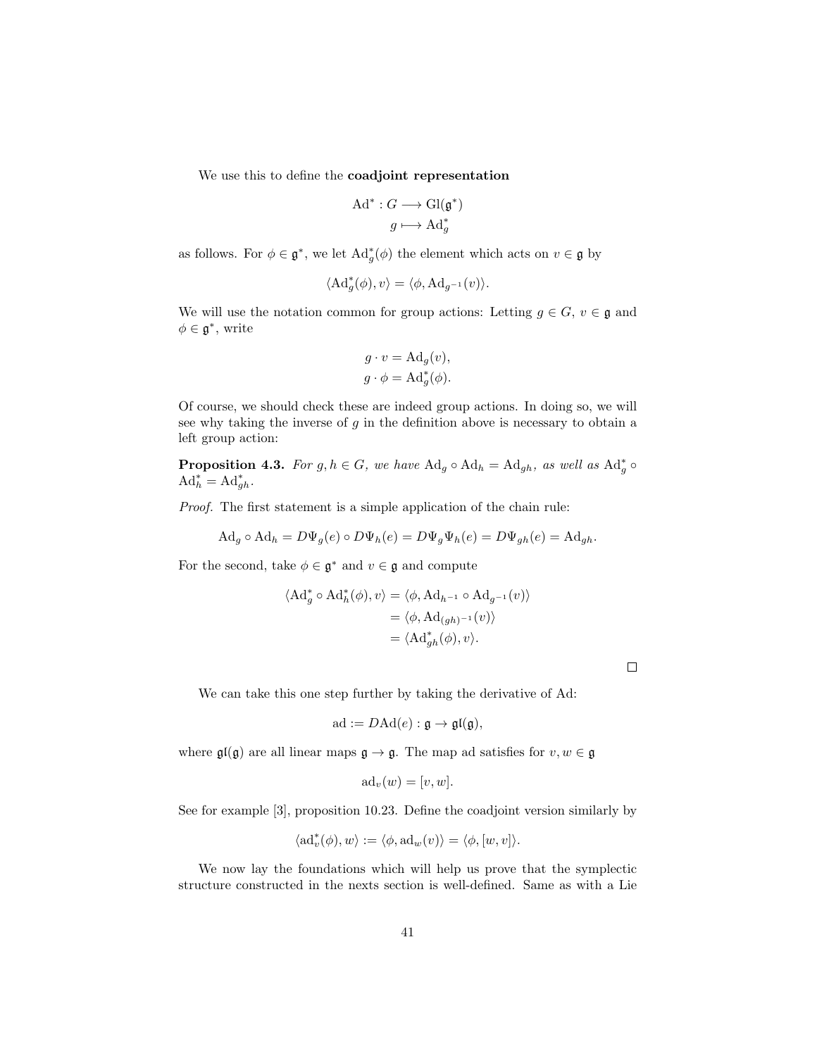We use this to define the **coadjoint representation**

$$\begin{aligned} \mathrm{Ad}^* : G &\longrightarrow \mathrm{Gl}(\mathfrak{g}^*) \\ g &\longmapsto \mathrm{Ad}_g^* \end{aligned}$$

as follows. For $\phi \in \mathfrak{g}^*$, we let $\mathrm{Ad}_g^*(\phi)$ the element which acts on $v \in \mathfrak{g}$ by

$$\langle \mathrm{Ad}_g^*(\phi), v \rangle = \langle \phi, \mathrm{Ad}_{g^{-1}}(v) \rangle.$$

We will use the notation common for group actions: Letting $g \in G$, $v \in \mathfrak{g}$ and $\phi \in \mathfrak{g}^*$, write

$$\begin{aligned} g \cdot v &= \mathrm{Ad}_g(v), \\ g \cdot \phi &= \mathrm{Ad}_g^*(\phi). \end{aligned}$$

Of course, we should check these are indeed group actions. In doing so, we will see why taking the inverse of $g$ in the definition above is necessary to obtain a left group action:

**Proposition 4.3.** *For $g, h \in G$, we have $\mathrm{Ad}_g \circ \mathrm{Ad}_h = \mathrm{Ad}_{gh}$, as well as $\mathrm{Ad}_g^* \circ \mathrm{Ad}_h^* = \mathrm{Ad}_{gh}^*$.*

*Proof.* The first statement is a simple application of the chain rule:

$$\mathrm{Ad}_g \circ \mathrm{Ad}_h = D\Psi_g(e) \circ D\Psi_h(e) = D\Psi_g \Psi_h(e) = D\Psi_{gh}(e) = \mathrm{Ad}_{gh}.$$

For the second, take $\phi \in \mathfrak{g}^*$ and $v \in \mathfrak{g}$ and compute

$$\begin{aligned} \langle \mathrm{Ad}_g^* \circ \mathrm{Ad}_h^*(\phi), v \rangle &= \langle \phi, \mathrm{Ad}_{h^{-1}} \circ \mathrm{Ad}_{g^{-1}}(v) \rangle \\ &= \langle \phi, \mathrm{Ad}_{(gh)^{-1}}(v) \rangle \\ &= \langle \mathrm{Ad}_{gh}^*(\phi), v \rangle. \end{aligned}$$

□

We can take this one step further by taking the derivative of Ad:

$$\mathrm{ad} := D\mathrm{Ad}(e) : \mathfrak{g} \to \mathfrak{gl}(\mathfrak{g}),$$

where $\mathfrak{gl}(\mathfrak{g})$ are all linear maps $\mathfrak{g} \to \mathfrak{g}$. The map ad satisfies for $v, w \in \mathfrak{g}$

$$\mathrm{ad}_v(w) = [v, w].$$

See for example [3], proposition 10.23. Define the coadjoint version similarly by

$$\langle \mathrm{ad}_v^*(\phi), w \rangle := \langle \phi, \mathrm{ad}_w(v) \rangle = \langle \phi, [w, v] \rangle.$$

We now lay the foundations which will help us prove that the symplectic structure constructed in the nexts section is well-defined. Same as with a Lie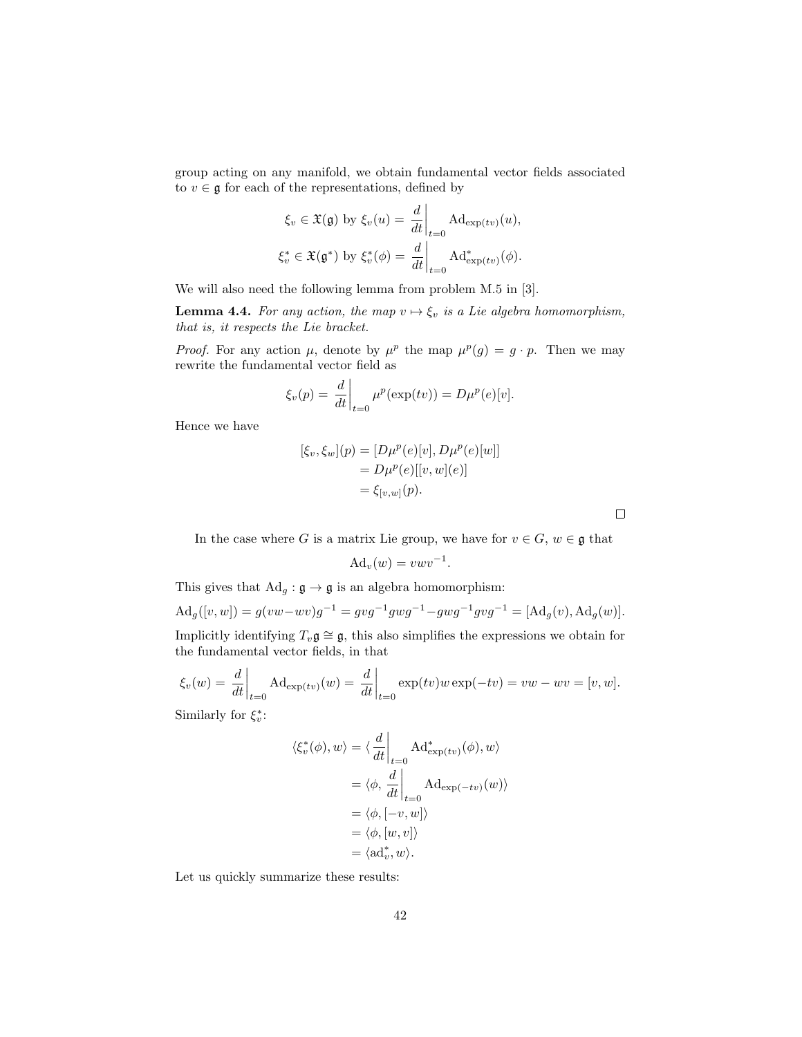group acting on any manifold, we obtain fundamental vector fields associated to $v \in \mathfrak{g}$ for each of the representations, defined by

$$\xi_v \in \mathfrak{X}(\mathfrak{g}) \text{ by } \xi_v(u) = \left.\frac{d}{dt}\right|_{t=0} \mathrm{Ad}_{\exp(tv)}(u),$$

$$\xi_v^* \in \mathfrak{X}(\mathfrak{g}^*) \text{ by } \xi_v^*(\phi) = \left.\frac{d}{dt}\right|_{t=0} \mathrm{Ad}^*_{\exp(tv)}(\phi).$$

We will also need the following lemma from problem M.5 in [3].

**Lemma 4.4.** *For any action, the map $v \mapsto \xi_v$ is a Lie algebra homomorphism, that is, it respects the Lie bracket.*

*Proof.* For any action $\mu$, denote by $\mu^p$ the map $\mu^p(g) = g \cdot p$. Then we may rewrite the fundamental vector field as

$$\xi_v(p) = \left.\frac{d}{dt}\right|_{t=0} \mu^p(\exp(tv)) = D\mu^p(e)[v].$$

Hence we have

$$\begin{aligned}
[\xi_v, \xi_w](p) &= [D\mu^p(e)[v], D\mu^p(e)[w]] \\
&= D\mu^p(e)[[v,w](e)] \\
&= \xi_{[v,w]}(p).
\end{aligned}$$

□

In the case where $G$ is a matrix Lie group, we have for $v \in G$, $w \in \mathfrak{g}$ that

$$\mathrm{Ad}_v(w) = vwv^{-1}.$$

This gives that $\mathrm{Ad}_g : \mathfrak{g} \to \mathfrak{g}$ is an algebra homomorphism:

$$\mathrm{Ad}_g([v,w]) = g(vw - wv)g^{-1} = gvg^{-1}gwg^{-1} - gwg^{-1}gvg^{-1} = [\mathrm{Ad}_g(v), \mathrm{Ad}_g(w)].$$

Implicitly identifying $T_v\mathfrak{g} \cong \mathfrak{g}$, this also simplifies the expressions we obtain for the fundamental vector fields, in that

$$\xi_v(w) = \left.\frac{d}{dt}\right|_{t=0} \mathrm{Ad}_{\exp(tv)}(w) = \left.\frac{d}{dt}\right|_{t=0} \exp(tv)w\exp(-tv) = vw - wv = [v,w].$$

Similarly for $\xi_v^*$:

$$\begin{aligned}
\langle \xi_v^*(\phi), w\rangle &= \langle \left.\frac{d}{dt}\right|_{t=0} \mathrm{Ad}^*_{\exp(tv)}(\phi), w\rangle \\
&= \langle \phi, \left.\frac{d}{dt}\right|_{t=0} \mathrm{Ad}_{\exp(-tv)}(w)\rangle \\
&= \langle \phi, [-v, w]\rangle \\
&= \langle \phi, [w, v]\rangle \\
&= \langle \mathrm{ad}_v^*, w\rangle.
\end{aligned}$$

Let us quickly summarize these results: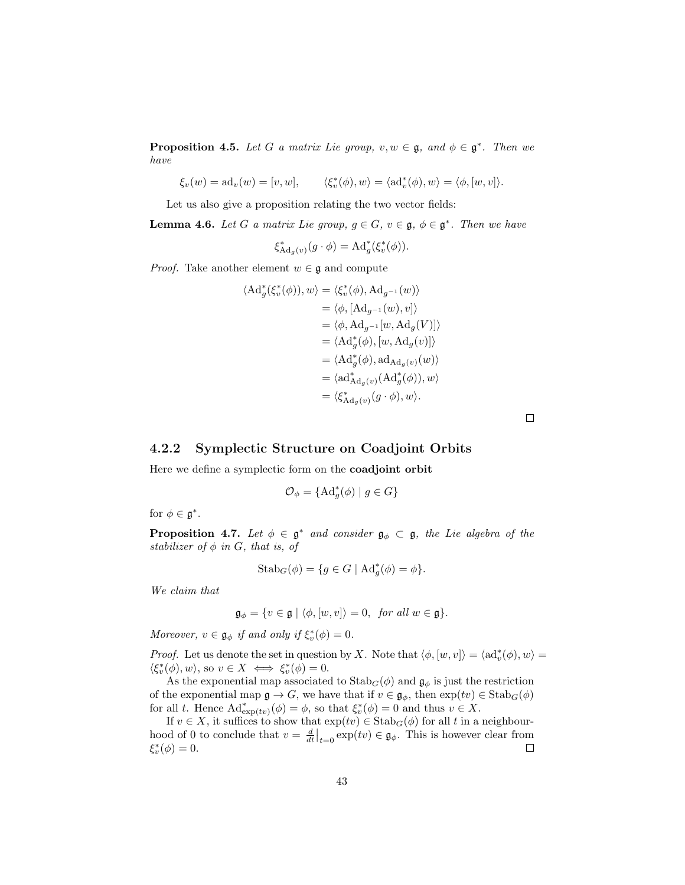**Proposition 4.5.** *Let $G$ a matrix Lie group, $v, w \in \mathfrak{g}$, and $\phi \in \mathfrak{g}^*$. Then we have*

$$\xi_v(w) = \mathrm{ad}_v(w) = [v, w], \qquad \langle \xi_v^*(\phi), w \rangle = \langle \mathrm{ad}_v^*(\phi), w \rangle = \langle \phi, [w, v] \rangle.$$

Let us also give a proposition relating the two vector fields:

**Lemma 4.6.** *Let $G$ a matrix Lie group, $g \in G$, $v \in \mathfrak{g}$, $\phi \in \mathfrak{g}^*$. Then we have*

$$\xi^*_{\mathrm{Ad}_g(v)}(g \cdot \phi) = \mathrm{Ad}_g^*(\xi_v^*(\phi)).$$

*Proof.* Take another element $w \in \mathfrak{g}$ and compute

$$\begin{aligned}
\langle \mathrm{Ad}_g^*(\xi_v^*(\phi)), w \rangle &= \langle \xi_v^*(\phi), \mathrm{Ad}_{g^{-1}}(w) \rangle \\
&= \langle \phi, [\mathrm{Ad}_{g^{-1}}(w), v] \rangle \\
&= \langle \phi, \mathrm{Ad}_{g^{-1}}[w, \mathrm{Ad}_g(V)] \rangle \\
&= \langle \mathrm{Ad}_g^*(\phi), [w, \mathrm{Ad}_g(v)] \rangle \\
&= \langle \mathrm{Ad}_g^*(\phi), \mathrm{ad}_{\mathrm{Ad}_g(v)}(w) \rangle \\
&= \langle \mathrm{ad}^*_{\mathrm{Ad}_g(v)}(\mathrm{Ad}_g^*(\phi)), w \rangle \\
&= \langle \xi^*_{\mathrm{Ad}_g(v)}(g \cdot \phi), w \rangle.
\end{aligned}$$

□

### 4.2.2 Symplectic Structure on Coadjoint Orbits

Here we define a symplectic form on the **coadjoint orbit**

$$\mathcal{O}_\phi = \{\mathrm{Ad}_g^*(\phi) \mid g \in G\}$$

for $\phi \in \mathfrak{g}^*$.

**Proposition 4.7.** *Let $\phi \in \mathfrak{g}^*$ and consider $\mathfrak{g}_\phi \subset \mathfrak{g}$, the Lie algebra of the stabilizer of $\phi$ in $G$, that is, of*

$$\mathrm{Stab}_G(\phi) = \{g \in G \mid \mathrm{Ad}_g^*(\phi) = \phi\}.$$

*We claim that*

$$\mathfrak{g}_\phi = \{v \in \mathfrak{g} \mid \langle \phi, [w, v] \rangle = 0, \ \text{for all } w \in \mathfrak{g}\}.$$

*Moreover, $v \in \mathfrak{g}_\phi$ if and only if $\xi_v^*(\phi) = 0$.*

*Proof.* Let us denote the set in question by $X$. Note that $\langle \phi, [w, v] \rangle = \langle \mathrm{ad}_v^*(\phi), w \rangle = \langle \xi_v^*(\phi), w \rangle$, so $v \in X \iff \xi_v^*(\phi) = 0$.

As the exponential map associated to $\mathrm{Stab}_G(\phi)$ and $\mathfrak{g}_\phi$ is just the restriction of the exponential map $\mathfrak{g} \to G$, we have that if $v \in \mathfrak{g}_\phi$, then $\exp(tv) \in \mathrm{Stab}_G(\phi)$ for all $t$. Hence $\mathrm{Ad}^*_{\exp(tv)}(\phi) = \phi$, so that $\xi_v^*(\phi) = 0$ and thus $v \in X$.

If $v \in X$, it suffices to show that $\exp(tv) \in \mathrm{Stab}_G(\phi)$ for all $t$ in a neighbourhood of 0 to conclude that $v = \frac{d}{dt}\big|_{t=0} \exp(tv) \in \mathfrak{g}_\phi$. This is however clear from $\xi_v^*(\phi) = 0$. □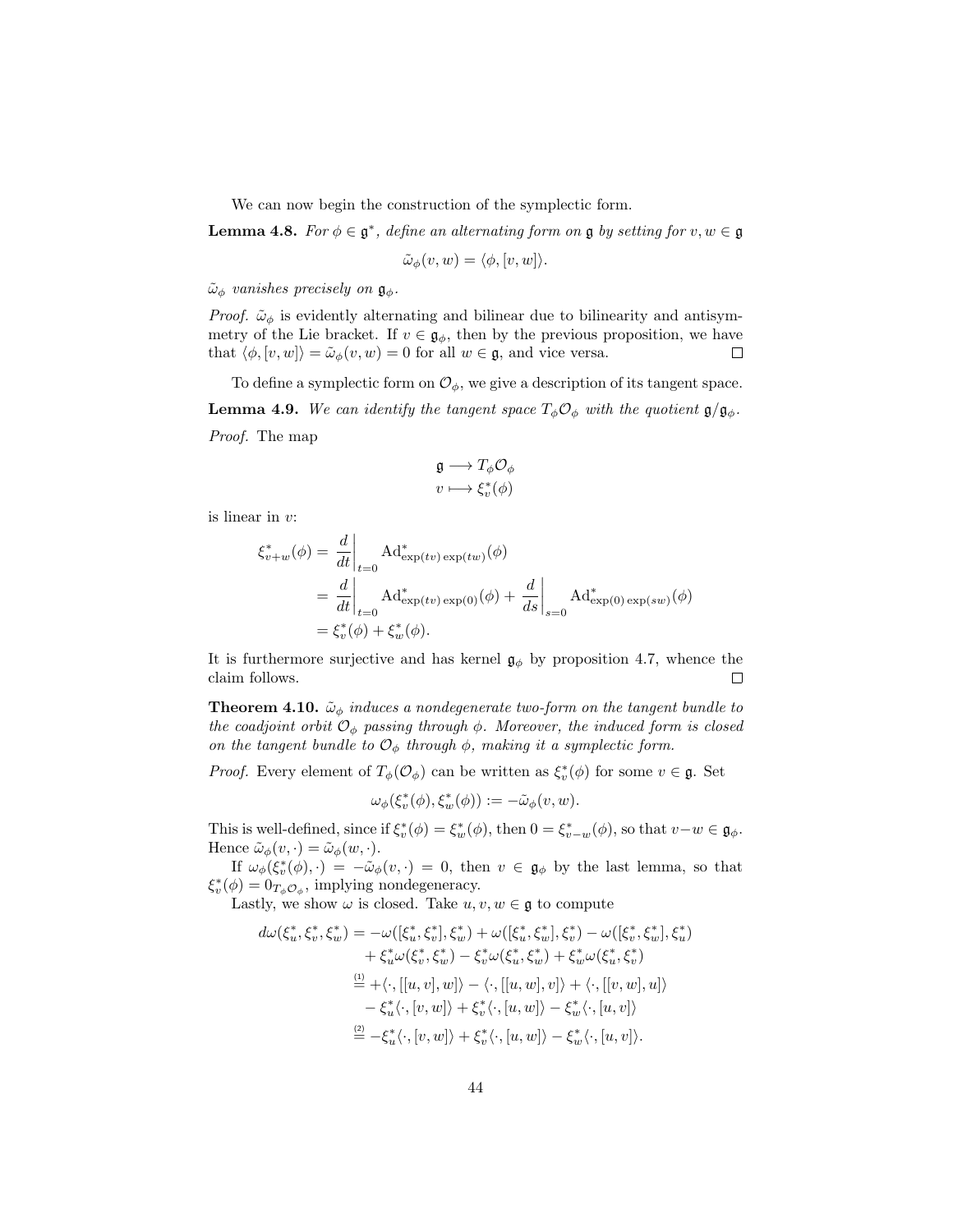We can now begin the construction of the symplectic form.

**Lemma 4.8.** *For $\phi \in \mathfrak{g}^*$, define an alternating form on $\mathfrak{g}$ by setting for $v, w \in \mathfrak{g}$*

$$\tilde{\omega}_\phi(v, w) = \langle \phi, [v, w] \rangle.$$

*$\tilde{\omega}_\phi$ vanishes precisely on $\mathfrak{g}_\phi$.*

*Proof.* $\tilde{\omega}_\phi$ is evidently alternating and bilinear due to bilinearity and antisymmetry of the Lie bracket. If $v \in \mathfrak{g}_\phi$, then by the previous proposition, we have that $\langle \phi, [v, w] \rangle = \tilde{\omega}_\phi(v, w) = 0$ for all $w \in \mathfrak{g}$, and vice versa. $\square$

To define a symplectic form on $\mathcal{O}_\phi$, we give a description of its tangent space.

**Lemma 4.9.** *We can identify the tangent space $T_\phi \mathcal{O}_\phi$ with the quotient $\mathfrak{g}/\mathfrak{g}_\phi$.*

*Proof.* The map

$$\begin{aligned} \mathfrak{g} &\longrightarrow T_\phi \mathcal{O}_\phi \\ v &\longmapsto \xi_v^*(\phi) \end{aligned}$$

is linear in $v$:

$$\begin{aligned} \xi_{v+w}^*(\phi) &= \left.\frac{d}{dt}\right|_{t=0} \mathrm{Ad}^*_{\exp(tv)\exp(tw)}(\phi) \\ &= \left.\frac{d}{dt}\right|_{t=0} \mathrm{Ad}^*_{\exp(tv)\exp(0)}(\phi) + \left.\frac{d}{ds}\right|_{s=0} \mathrm{Ad}^*_{\exp(0)\exp(sw)}(\phi) \\ &= \xi_v^*(\phi) + \xi_w^*(\phi). \end{aligned}$$

It is furthermore surjective and has kernel $\mathfrak{g}_\phi$ by proposition 4.7, whence the claim follows. $\square$

**Theorem 4.10.** *$\tilde{\omega}_\phi$ induces a nondegenerate two-form on the tangent bundle to the coadjoint orbit $\mathcal{O}_\phi$ passing through $\phi$. Moreover, the induced form is closed on the tangent bundle to $\mathcal{O}_\phi$ through $\phi$, making it a symplectic form.*

*Proof.* Every element of $T_\phi(\mathcal{O}_\phi)$ can be written as $\xi_v^*(\phi)$ for some $v \in \mathfrak{g}$. Set

$$\omega_\phi(\xi_v^*(\phi), \xi_w^*(\phi)) := -\tilde{\omega}_\phi(v, w).$$

This is well-defined, since if $\xi_v^*(\phi) = \xi_w^*(\phi)$, then $0 = \xi_{v-w}^*(\phi)$, so that $v - w \in \mathfrak{g}_\phi$. Hence $\tilde{\omega}_\phi(v, \cdot) = \tilde{\omega}_\phi(w, \cdot)$.

If $\omega_\phi(\xi_v^*(\phi), \cdot) = -\tilde{\omega}_\phi(v, \cdot) = 0$, then $v \in \mathfrak{g}_\phi$ by the last lemma, so that $\xi_v^*(\phi) = 0_{T_\phi \mathcal{O}_\phi}$, implying nondegeneracy.

Lastly, we show $\omega$ is closed. Take $u, v, w \in \mathfrak{g}$ to compute

$$\begin{aligned} d\omega(\xi_u^*, \xi_v^*, \xi_w^*) &= -\omega([\xi_u^*, \xi_v^*], \xi_w^*) + \omega([\xi_u^*, \xi_w^*], \xi_v^*) - \omega([\xi_v^*, \xi_w^*], \xi_u^*) \\ &\quad + \xi_u^* \omega(\xi_v^*, \xi_w^*) - \xi_v^* \omega(\xi_u^*, \xi_w^*) + \xi_w^* \omega(\xi_u^*, \xi_v^*) \\ &\overset{(1)}{=} + \langle \cdot, [[u, v], w] \rangle - \langle \cdot, [[u, w], v] \rangle + \langle \cdot, [[v, w], u] \rangle \\ &\quad - \xi_u^* \langle \cdot, [v, w] \rangle + \xi_v^* \langle \cdot, [u, w] \rangle - \xi_w^* \langle \cdot, [u, v] \rangle \\ &\overset{(2)}{=} -\xi_u^* \langle \cdot, [v, w] \rangle + \xi_v^* \langle \cdot, [u, w] \rangle - \xi_w^* \langle \cdot, [u, v] \rangle. \end{aligned}$$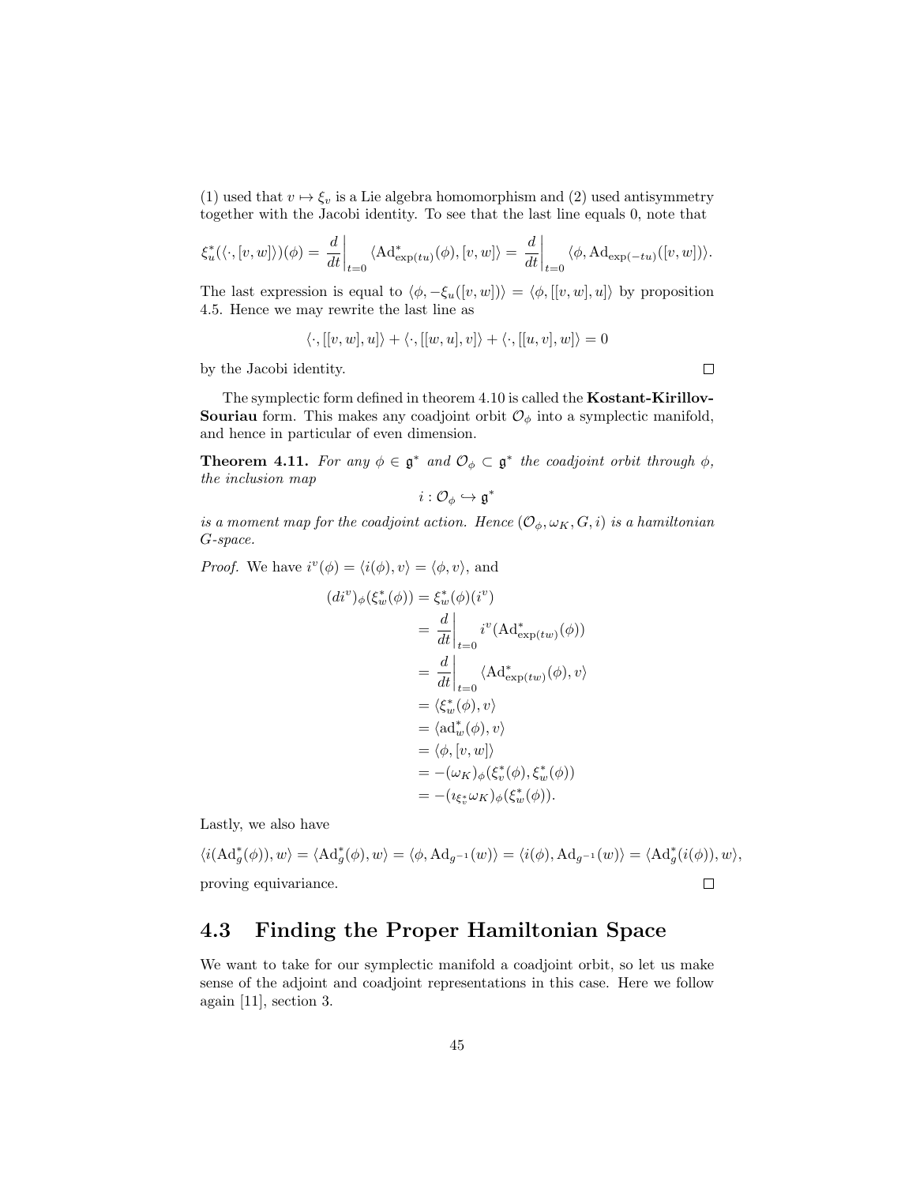(1) used that $v \mapsto \xi_v$ is a Lie algebra homomorphism and (2) used antisymmetry together with the Jacobi identity. To see that the last line equals 0, note that

$$\xi_u^*(\langle \cdot, [v,w] \rangle)(\phi) = \left.\frac{d}{dt}\right|_{t=0} \langle \mathrm{Ad}^*_{\exp(tu)}(\phi), [v,w] \rangle = \left.\frac{d}{dt}\right|_{t=0} \langle \phi, \mathrm{Ad}_{\exp(-tu)}([v,w]) \rangle.$$

The last expression is equal to $\langle \phi, -\xi_u([v,w]) \rangle = \langle \phi, [[v,w],u] \rangle$ by proposition 4.5. Hence we may rewrite the last line as

$$\langle \cdot, [[v,w],u] \rangle + \langle \cdot, [[w,u],v] \rangle + \langle \cdot, [[u,v],w] \rangle = 0$$

by the Jacobi identity. □

The symplectic form defined in theorem 4.10 is called the **Kostant-Kirillov-Souriau** form. This makes any coadjoint orbit $\mathcal{O}_\phi$ into a symplectic manifold, and hence in particular of even dimension.

**Theorem 4.11.** *For any $\phi \in \mathfrak{g}^*$ and $\mathcal{O}_\phi \subset \mathfrak{g}^*$ the coadjoint orbit through $\phi$, the inclusion map*

$$i : \mathcal{O}_\phi \hookrightarrow \mathfrak{g}^*$$

*is a moment map for the coadjoint action. Hence $(\mathcal{O}_\phi, \omega_K, G, i)$ is a hamiltonian $G$-space.*

*Proof.* We have $i^v(\phi) = \langle i(\phi), v \rangle = \langle \phi, v \rangle$, and

$$\begin{aligned}
(di^v)_\phi(\xi_w^*(\phi)) &= \xi_w^*(\phi)(i^v) \\
&= \left.\frac{d}{dt}\right|_{t=0} i^v(\mathrm{Ad}^*_{\exp(tw)}(\phi)) \\
&= \left.\frac{d}{dt}\right|_{t=0} \langle \mathrm{Ad}^*_{\exp(tw)}(\phi), v \rangle \\
&= \langle \xi_w^*(\phi), v \rangle \\
&= \langle \mathrm{ad}_w^*(\phi), v \rangle \\
&= \langle \phi, [v,w] \rangle \\
&= -(\omega_K)_\phi(\xi_v^*(\phi), \xi_w^*(\phi)) \\
&= -(\imath_{\xi_v^*}\omega_K)_\phi(\xi_w^*(\phi)).
\end{aligned}$$

Lastly, we also have

$$\langle i(\mathrm{Ad}_g^*(\phi)), w \rangle = \langle \mathrm{Ad}_g^*(\phi), w \rangle = \langle \phi, \mathrm{Ad}_{g^{-1}}(w) \rangle = \langle i(\phi), \mathrm{Ad}_{g^{-1}}(w) \rangle = \langle \mathrm{Ad}_g^*(i(\phi)), w \rangle,$$

proving equivariance. □

## 4.3 Finding the Proper Hamiltonian Space

We want to take for our symplectic manifold a coadjoint orbit, so let us make sense of the adjoint and coadjoint representations in this case. Here we follow again [11], section 3.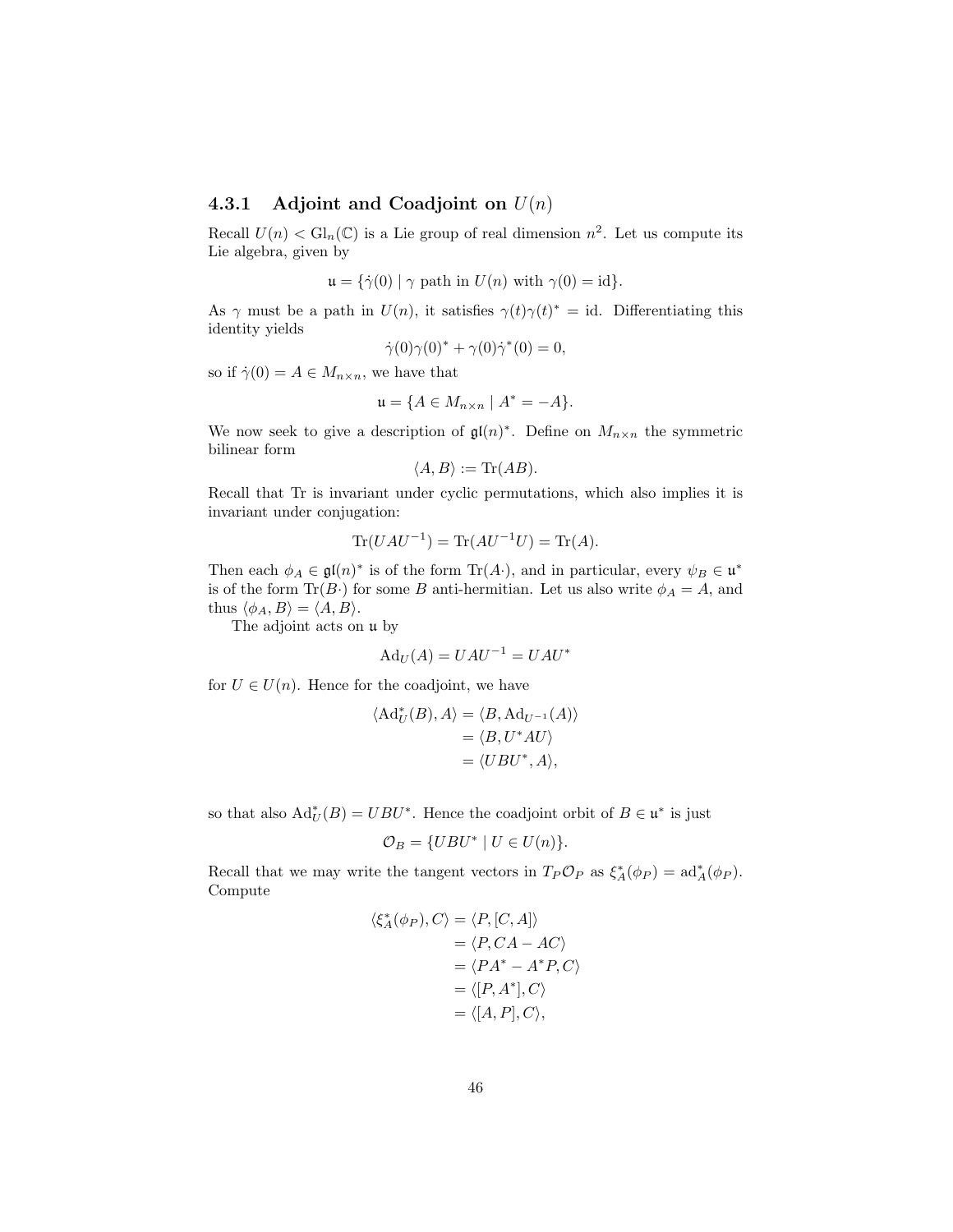### 4.3.1 Adjoint and Coadjoint on $U(n)$

Recall $U(n) < \mathrm{Gl}_n(\mathbb{C})$ is a Lie group of real dimension $n^2$. Let us compute its Lie algebra, given by

$$\mathfrak{u} = \{\dot{\gamma}(0) \mid \gamma \text{ path in } U(n) \text{ with } \gamma(0) = \mathrm{id}\}.$$

As $\gamma$ must be a path in $U(n)$, it satisfies $\gamma(t)\gamma(t)^* = \mathrm{id}$. Differentiating this identity yields

$$\dot{\gamma}(0)\gamma(0)^* + \gamma(0)\dot{\gamma}^*(0) = 0,$$

so if $\dot{\gamma}(0) = A \in M_{n\times n}$, we have that

$$\mathfrak{u} = \{A \in M_{n\times n} \mid A^* = -A\}.$$

We now seek to give a description of $\mathfrak{gl}(n)^*$. Define on $M_{n\times n}$ the symmetric bilinear form

$$\langle A, B\rangle := \mathrm{Tr}(AB).$$

Recall that Tr is invariant under cyclic permutations, which also implies it is invariant under conjugation:

$$\mathrm{Tr}(UAU^{-1}) = \mathrm{Tr}(AU^{-1}U) = \mathrm{Tr}(A).$$

Then each $\phi_A \in \mathfrak{gl}(n)^*$ is of the form $\mathrm{Tr}(A\cdot)$, and in particular, every $\psi_B \in \mathfrak{u}^*$ is of the form $\mathrm{Tr}(B\cdot)$ for some $B$ anti-hermitian. Let us also write $\phi_A = A$, and thus $\langle \phi_A, B\rangle = \langle A, B\rangle$.

The adjoint acts on $\mathfrak{u}$ by

$$\mathrm{Ad}_U(A) = UAU^{-1} = UAU^*$$

for $U \in U(n)$. Hence for the coadjoint, we have

$$\begin{aligned}
\langle \mathrm{Ad}^*_U(B), A\rangle &= \langle B, \mathrm{Ad}_{U^{-1}}(A)\rangle \\
&= \langle B, U^*AU\rangle \\
&= \langle UBU^*, A\rangle,
\end{aligned}$$

so that also $\mathrm{Ad}^*_U(B) = UBU^*$. Hence the coadjoint orbit of $B \in \mathfrak{u}^*$ is just

$$\mathcal{O}_B = \{UBU^* \mid U \in U(n)\}.$$

Recall that we may write the tangent vectors in $T_P\mathcal{O}_P$ as $\xi^*_A(\phi_P) = \mathrm{ad}^*_A(\phi_P)$. Compute

$$\begin{aligned}
\langle \xi^*_A(\phi_P), C\rangle &= \langle P, [C, A]\rangle \\
&= \langle P, CA - AC\rangle \\
&= \langle PA^* - A^*P, C\rangle \\
&= \langle [P, A^*], C\rangle \\
&= \langle [A, P], C\rangle,
\end{aligned}$$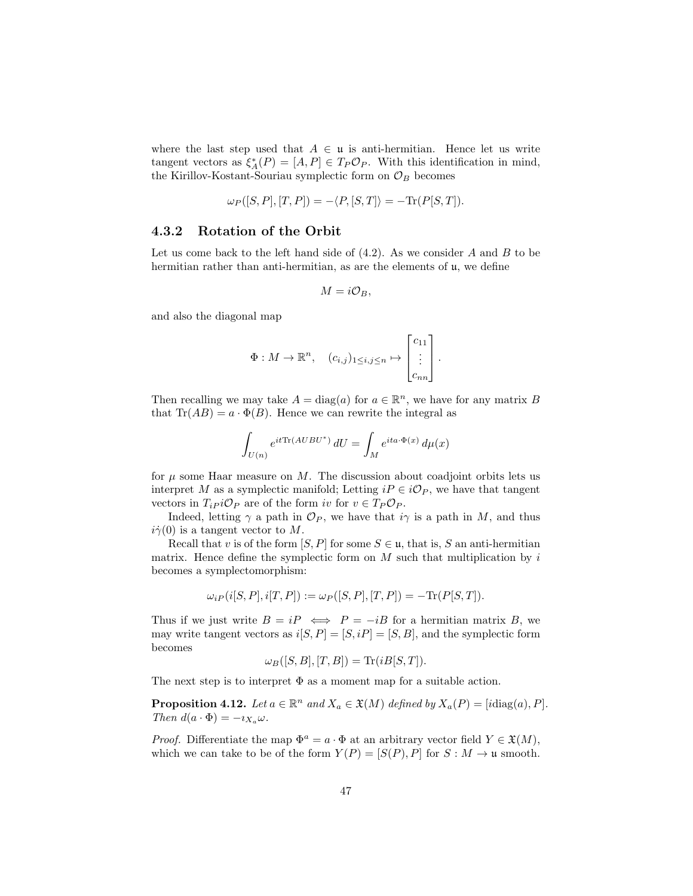where the last step used that $A \in \mathfrak{u}$ is anti-hermitian. Hence let us write tangent vectors as $\xi_A^*(P) = [A, P] \in T_P\mathcal{O}_P$. With this identification in mind, the Kirillov-Kostant-Souriau symplectic form on $\mathcal{O}_B$ becomes

$$\omega_P([S, P], [T, P]) = -\langle P, [S, T] \rangle = -\mathrm{Tr}(P[S, T]).$$

### 4.3.2 Rotation of the Orbit

Let us come back to the left hand side of (4.2). As we consider $A$ and $B$ to be hermitian rather than anti-hermitian, as are the elements of $\mathfrak{u}$, we define

$$M = i\mathcal{O}_B,$$

and also the diagonal map

$$\Phi : M \to \mathbb{R}^n, \quad (c_{i,j})_{1 \le i,j \le n} \mapsto \begin{bmatrix} c_{11} \\ \vdots \\ c_{nn} \end{bmatrix}.$$

Then recalling we may take $A = \mathrm{diag}(a)$ for $a \in \mathbb{R}^n$, we have for any matrix $B$ that $\mathrm{Tr}(AB) = a \cdot \Phi(B)$. Hence we can rewrite the integral as

$$\int_{U(n)} e^{it\mathrm{Tr}(AUBU^*)}\, dU = \int_M e^{ita\cdot\Phi(x)}\, d\mu(x)$$

for $\mu$ some Haar measure on $M$. The discussion about coadjoint orbits lets us interpret $M$ as a symplectic manifold; Letting $iP \in i\mathcal{O}_P$, we have that tangent vectors in $T_{iP}i\mathcal{O}_P$ are of the form $iv$ for $v \in T_P\mathcal{O}_P$.

Indeed, letting $\gamma$ a path in $\mathcal{O}_P$, we have that $i\gamma$ is a path in $M$, and thus $i\dot{\gamma}(0)$ is a tangent vector to $M$.

Recall that $v$ is of the form $[S, P]$ for some $S \in \mathfrak{u}$, that is, $S$ an anti-hermitian matrix. Hence define the symplectic form on $M$ such that multiplication by $i$ becomes a symplectomorphism:

$$\omega_{iP}(i[S, P], i[T, P]) := \omega_P([S, P], [T, P]) = -\mathrm{Tr}(P[S, T]).$$

Thus if we just write $B = iP \iff P = -iB$ for a hermitian matrix $B$, we may write tangent vectors as $i[S, P] = [S, iP] = [S, B]$, and the symplectic form becomes

$$\omega_B([S, B], [T, B]) = \mathrm{Tr}(iB[S, T]).$$

The next step is to interpret $\Phi$ as a moment map for a suitable action.

**Proposition 4.12.** *Let $a \in \mathbb{R}^n$ and $X_a \in \mathfrak{X}(M)$ defined by $X_a(P) = [i\mathrm{diag}(a), P]$. Then $d(a \cdot \Phi) = -\imath_{X_a}\omega$.*

*Proof.* Differentiate the map $\Phi^a = a \cdot \Phi$ at an arbitrary vector field $Y \in \mathfrak{X}(M)$, which we can take to be of the form $Y(P) = [S(P), P]$ for $S : M \to \mathfrak{u}$ smooth.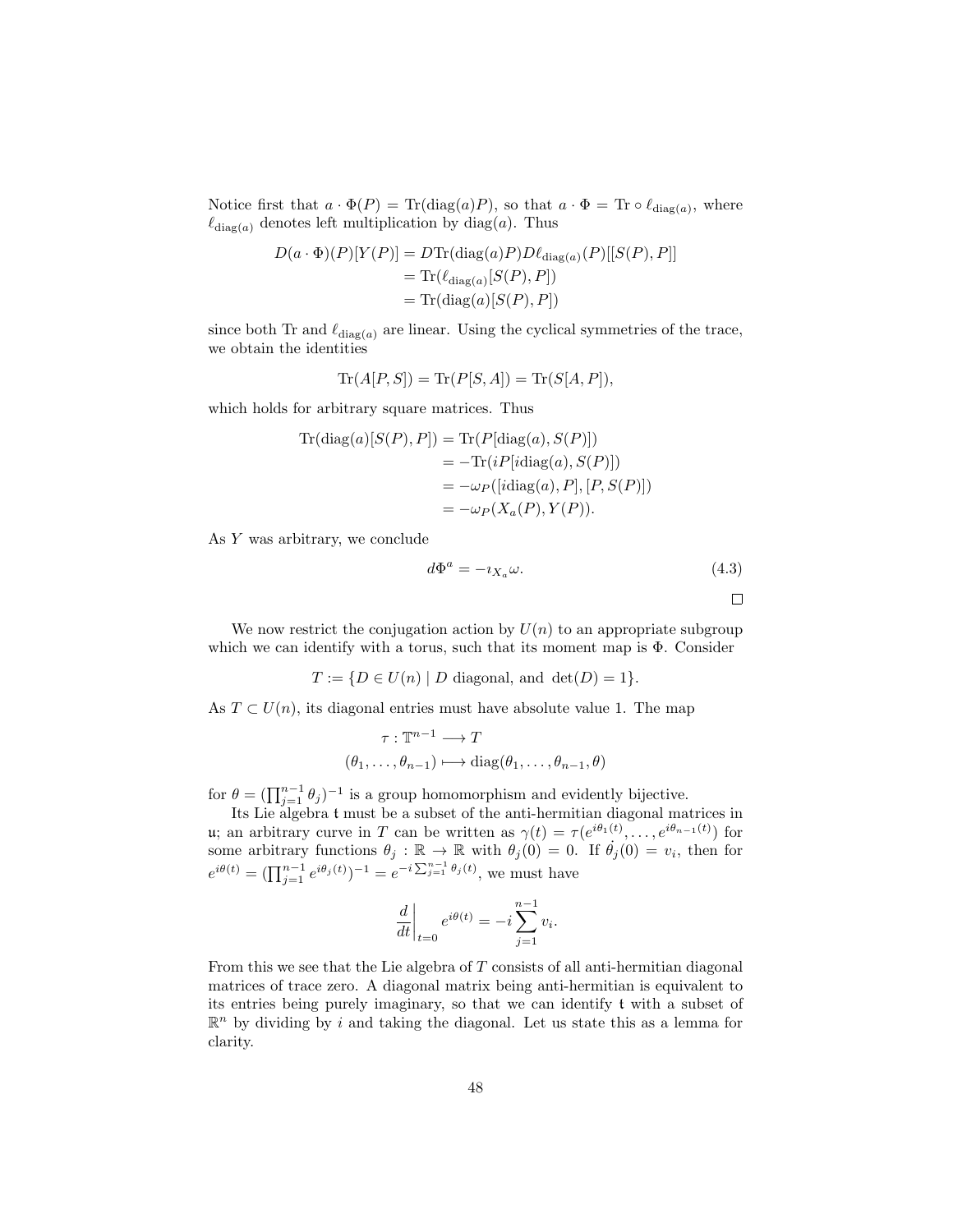Notice first that $a \cdot \Phi(P) = \operatorname{Tr}(\operatorname{diag}(a)P)$, so that $a \cdot \Phi = \operatorname{Tr} \circ \ell_{\operatorname{diag}(a)}$, where $\ell_{\operatorname{diag}(a)}$ denotes left multiplication by $\operatorname{diag}(a)$. Thus

$$
\begin{aligned}
D(a \cdot \Phi)(P)[Y(P)] &= D\operatorname{Tr}(\operatorname{diag}(a)P) D\ell_{\operatorname{diag}(a)}(P)[[S(P), P]] \\
&= \operatorname{Tr}(\ell_{\operatorname{diag}(a)}[S(P), P]) \\
&= \operatorname{Tr}(\operatorname{diag}(a)[S(P), P])
\end{aligned}
$$

since both Tr and $\ell_{\operatorname{diag}(a)}$ are linear. Using the cyclical symmetries of the trace, we obtain the identities

$$
\operatorname{Tr}(A[P, S]) = \operatorname{Tr}(P[S, A]) = \operatorname{Tr}(S[A, P]),
$$

which holds for arbitrary square matrices. Thus

$$
\begin{aligned}
\operatorname{Tr}(\operatorname{diag}(a)[S(P), P]) &= \operatorname{Tr}(P[\operatorname{diag}(a), S(P)]) \\
&= -\operatorname{Tr}(iP[i\operatorname{diag}(a), S(P)]) \\
&= -\omega_P([i\operatorname{diag}(a), P], [P, S(P)]) \\
&= -\omega_P(X_a(P), Y(P)).
\end{aligned}
$$

As $Y$ was arbitrary, we conclude

$$
d\Phi^a = -\imath_{X_a}\omega. \tag{4.3}
$$

□

We now restrict the conjugation action by $U(n)$ to an appropriate subgroup which we can identify with a torus, such that its moment map is $\Phi$. Consider

$$
T := \{D \in U(n) \mid D \text{ diagonal, and } \det(D) = 1\}.
$$

As $T \subset U(n)$, its diagonal entries must have absolute value 1. The map

$$
\begin{aligned}
\tau : \mathbb{T}^{n-1} &\longrightarrow T \\
(\theta_1, \ldots, \theta_{n-1}) &\longmapsto \operatorname{diag}(\theta_1, \ldots, \theta_{n-1}, \theta)
\end{aligned}
$$

for $\theta = (\prod_{j=1}^{n-1} \theta_j)^{-1}$ is a group homomorphism and evidently bijective.

Its Lie algebra $\mathfrak{t}$ must be a subset of the anti-hermitian diagonal matrices in $\mathfrak{u}$; an arbitrary curve in $T$ can be written as $\gamma(t) = \tau(e^{i\theta_1(t)}, \ldots, e^{i\theta_{n-1}(t)})$ for some arbitrary functions $\theta_j : \mathbb{R} \to \mathbb{R}$ with $\theta_j(0) = 0$. If $\dot{\theta_j}(0) = v_i$, then for $e^{i\theta(t)} = (\prod_{j=1}^{n-1} e^{i\theta_j(t)})^{-1} = e^{-i\sum_{j=1}^{n-1}\theta_j(t)}$, we must have

$$
\left.\frac{d}{dt}\right|_{t=0} e^{i\theta(t)} = -i\sum_{j=1}^{n-1} v_i.
$$

From this we see that the Lie algebra of $T$ consists of all anti-hermitian diagonal matrices of trace zero. A diagonal matrix being anti-hermitian is equivalent to its entries being purely imaginary, so that we can identify $\mathfrak{t}$ with a subset of $\mathbb{R}^n$ by dividing by $i$ and taking the diagonal. Let us state this as a lemma for clarity.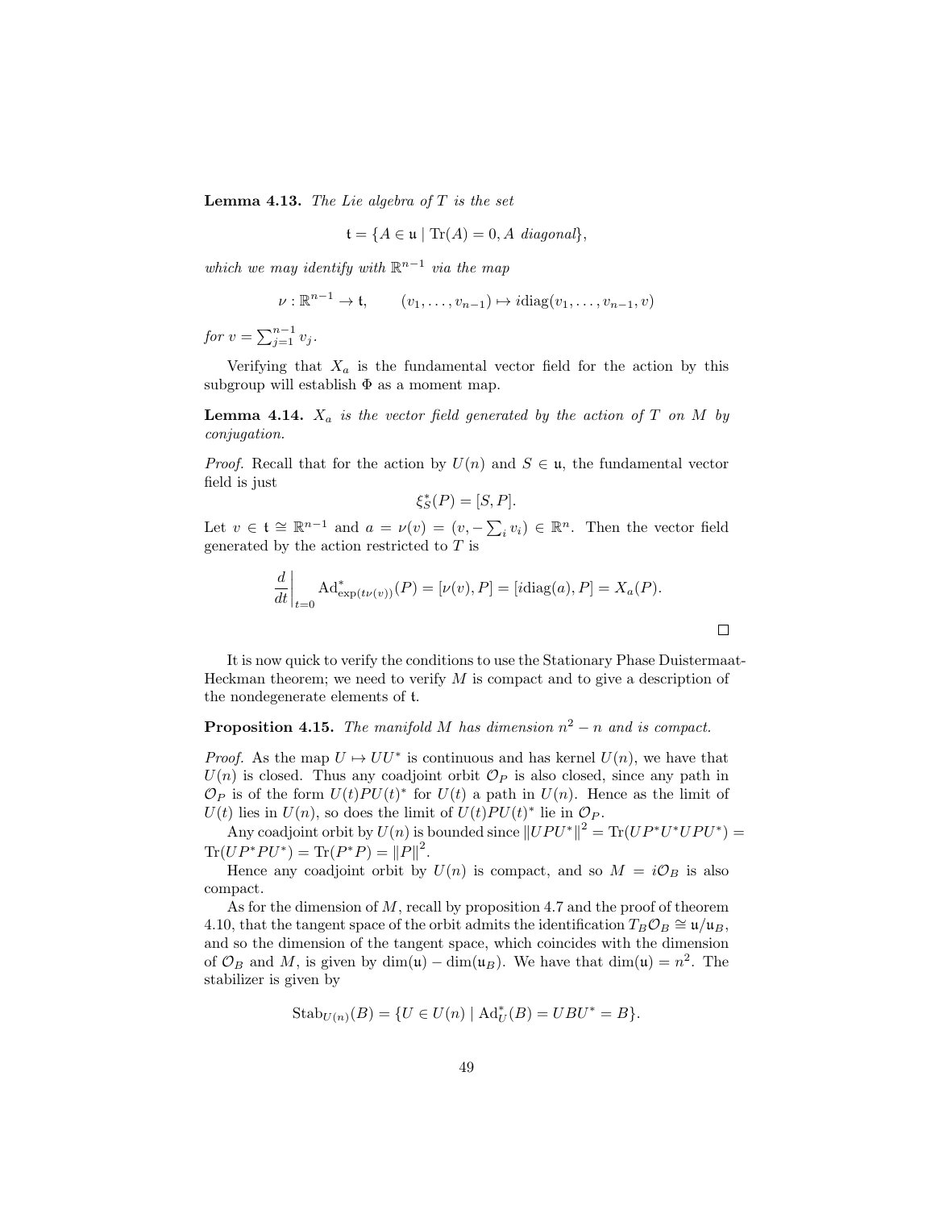**Lemma 4.13.** *The Lie algebra of $T$ is the set*

$$\mathfrak{t} = \{A \in \mathfrak{u} \mid \mathrm{Tr}(A) = 0, A \text{ diagonal}\},$$

*which we may identify with $\mathbb{R}^{n-1}$ via the map*

$$\nu : \mathbb{R}^{n-1} \to \mathfrak{t}, \qquad (v_1, \ldots, v_{n-1}) \mapsto i\mathrm{diag}(v_1, \ldots, v_{n-1}, v)$$

*for $v = \sum_{j=1}^{n-1} v_j$.*

Verifying that $X_a$ is the fundamental vector field for the action by this subgroup will establish $\Phi$ as a moment map.

**Lemma 4.14.** *$X_a$ is the vector field generated by the action of $T$ on $M$ by conjugation.*

*Proof.* Recall that for the action by $U(n)$ and $S \in \mathfrak{u}$, the fundamental vector field is just

$$\xi_S^*(P) = [S, P].$$

Let $v \in \mathfrak{t} \cong \mathbb{R}^{n-1}$ and $a = \nu(v) = (v, -\sum_i v_i) \in \mathbb{R}^n$. Then the vector field generated by the action restricted to $T$ is

$$\left.\frac{d}{dt}\right|_{t=0} \mathrm{Ad}^*_{\exp(t\nu(v))}(P) = [\nu(v), P] = [i\mathrm{diag}(a), P] = X_a(P).$$

□

It is now quick to verify the conditions to use the Stationary Phase Duistermaat-Heckman theorem; we need to verify $M$ is compact and to give a description of the nondegenerate elements of $\mathfrak{t}$.

**Proposition 4.15.** *The manifold $M$ has dimension $n^2 - n$ and is compact.*

*Proof.* As the map $U \mapsto UU^*$ is continuous and has kernel $U(n)$, we have that $U(n)$ is closed. Thus any coadjoint orbit $\mathcal{O}_P$ is also closed, since any path in $\mathcal{O}_P$ is of the form $U(t)PU(t)^*$ for $U(t)$ a path in $U(n)$. Hence as the limit of $U(t)$ lies in $U(n)$, so does the limit of $U(t)PU(t)^*$ lie in $\mathcal{O}_P$.

Any coadjoint orbit by $U(n)$ is bounded since $\|UPU^*\|^2 = \mathrm{Tr}(UP^*U^*UPU^*) = \mathrm{Tr}(UP^*PU^*) = \mathrm{Tr}(P^*P) = \|P\|^2$.

Hence any coadjoint orbit by $U(n)$ is compact, and so $M = i\mathcal{O}_B$ is also compact.

As for the dimension of $M$, recall by proposition 4.7 and the proof of theorem 4.10, that the tangent space of the orbit admits the identification $T_B\mathcal{O}_B \cong \mathfrak{u}/\mathfrak{u}_B$, and so the dimension of the tangent space, which coincides with the dimension of $\mathcal{O}_B$ and $M$, is given by $\dim(\mathfrak{u}) - \dim(\mathfrak{u}_B)$. We have that $\dim(\mathfrak{u}) = n^2$. The stabilizer is given by

$$\mathrm{Stab}_{U(n)}(B) = \{U \in U(n) \mid \mathrm{Ad}^*_U(B) = UBU^* = B\}.$$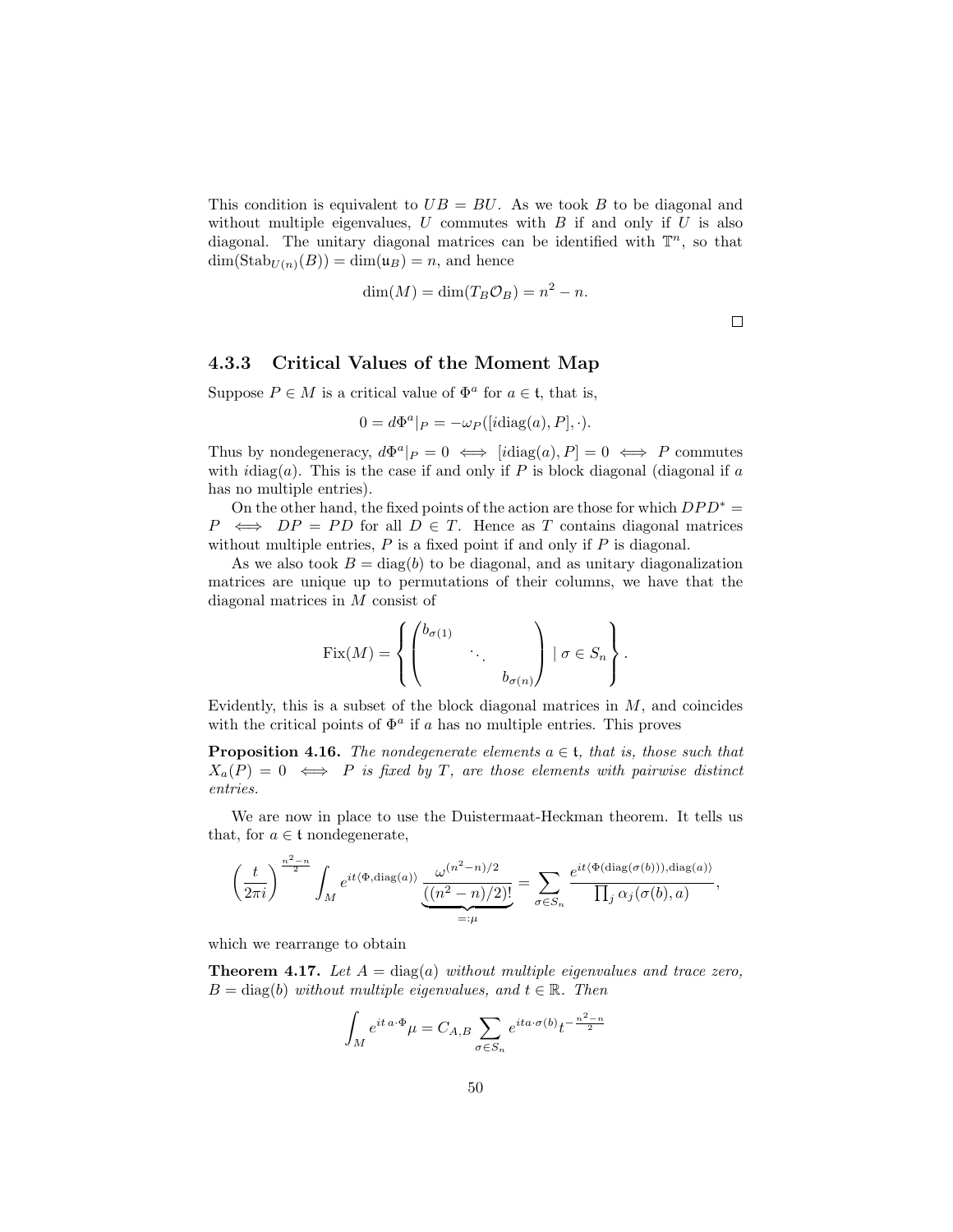This condition is equivalent to $UB = BU$. As we took $B$ to be diagonal and without multiple eigenvalues, $U$ commutes with $B$ if and only if $U$ is also diagonal. The unitary diagonal matrices can be identified with $\mathbb{T}^n$, so that $\dim(\mathrm{Stab}_{U(n)}(B)) = \dim(\mathfrak{u}_B) = n$, and hence

$$\dim(M) = \dim(T_B\mathcal{O}_B) = n^2 - n.$$

□

### 4.3.3 Critical Values of the Moment Map

Suppose $P \in M$ is a critical value of $\Phi^a$ for $a \in \mathfrak{t}$, that is,

$$0 = d\Phi^a|_P = -\omega_P([i\mathrm{diag}(a), P], \cdot).$$

Thus by nondegeneracy, $d\Phi^a|_P = 0 \iff [i\mathrm{diag}(a), P] = 0 \iff P$ commutes with $i\mathrm{diag}(a)$. This is the case if and only if $P$ is block diagonal (diagonal if $a$ has no multiple entries).

On the other hand, the fixed points of the action are those for which $DPD^* = P \iff DP = PD$ for all $D \in T$. Hence as $T$ contains diagonal matrices without multiple entries, $P$ is a fixed point if and only if $P$ is diagonal.

As we also took $B = \mathrm{diag}(b)$ to be diagonal, and as unitary diagonalization matrices are unique up to permutations of their columns, we have that the diagonal matrices in $M$ consist of

$$\mathrm{Fix}(M) = \left\{ \begin{pmatrix} b_{\sigma(1)} & & \\ & \ddots & \\ & & b_{\sigma(n)} \end{pmatrix} \mid \sigma \in S_n \right\}.$$

Evidently, this is a subset of the block diagonal matrices in $M$, and coincides with the critical points of $\Phi^a$ if $a$ has no multiple entries. This proves

**Proposition 4.16.** *The nondegenerate elements $a \in \mathfrak{t}$, that is, those such that $X_a(P) = 0 \iff P$ is fixed by $T$, are those elements with pairwise distinct entries.*

We are now in place to use the Duistermaat-Heckman theorem. It tells us that, for $a \in \mathfrak{t}$ nondegenerate,

$$\left(\frac{t}{2\pi i}\right)^{\frac{n^2-n}{2}} \int_M e^{it\langle \Phi, \mathrm{diag}(a)\rangle} \underbrace{\frac{\omega^{(n^2-n)/2}}{((n^2-n)/2)!}}_{=:\mu} = \sum_{\sigma \in S_n} \frac{e^{it\langle \Phi(\mathrm{diag}(\sigma(b))), \mathrm{diag}(a)\rangle}}{\prod_j \alpha_j(\sigma(b), a)},$$

which we rearrange to obtain

**Theorem 4.17.** *Let $A = \mathrm{diag}(a)$ without multiple eigenvalues and trace zero, $B = \mathrm{diag}(b)$ without multiple eigenvalues, and $t \in \mathbb{R}$. Then*

$$\int_M e^{it\, a \cdot \Phi} \mu = C_{A,B} \sum_{\sigma \in S_n} e^{ita \cdot \sigma(b)} t^{-\frac{n^2-n}{2}}$$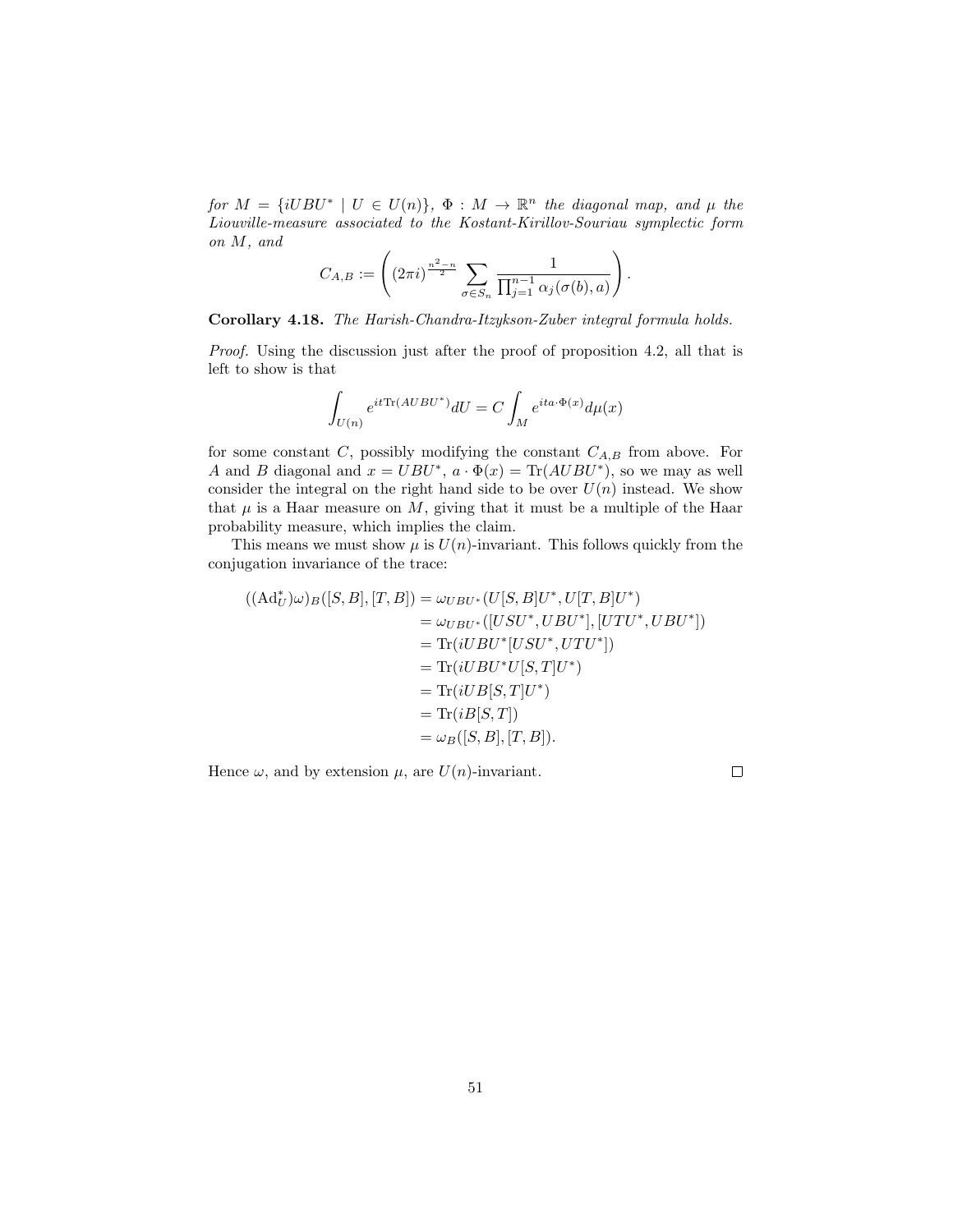*for $M = \{iUBU^* \mid U \in U(n)\}$, $\Phi : M \to \mathbb{R}^n$ the diagonal map, and $\mu$ the Liouville-measure associated to the Kostant-Kirillov-Souriau symplectic form on $M$, and*

$$C_{A,B} := \left( (2\pi i)^{\frac{n^2-n}{2}} \sum_{\sigma \in S_n} \frac{1}{\prod_{j=1}^{n-1} \alpha_j(\sigma(b), a)} \right).$$

**Corollary 4.18.** *The Harish-Chandra-Itzykson-Zuber integral formula holds.*

*Proof.* Using the discussion just after the proof of proposition 4.2, all that is left to show is that

$$\int_{U(n)} e^{it\mathrm{Tr}(AUBU^*)} dU = C \int_M e^{ita\cdot\Phi(x)} d\mu(x)$$

for some constant $C$, possibly modifying the constant $C_{A,B}$ from above. For $A$ and $B$ diagonal and $x = UBU^*$, $a \cdot \Phi(x) = \mathrm{Tr}(AUBU^*)$, so we may as well consider the integral on the right hand side to be over $U(n)$ instead. We show that $\mu$ is a Haar measure on $M$, giving that it must be a multiple of the Haar probability measure, which implies the claim.

This means we must show $\mu$ is $U(n)$-invariant. This follows quickly from the conjugation invariance of the trace:

$$\begin{aligned}
((\mathrm{Ad}_U^*)\omega)_B([S,B],[T,B]) &= \omega_{UBU^*}(U[S,B]U^*, U[T,B]U^*) \\
&= \omega_{UBU^*}([USU^*, UBU^*], [UTU^*, UBU^*]) \\
&= \mathrm{Tr}(iUBU^*[USU^*, UTU^*]) \\
&= \mathrm{Tr}(iUBU^*U[S,T]U^*) \\
&= \mathrm{Tr}(iUB[S,T]U^*) \\
&= \mathrm{Tr}(iB[S,T]) \\
&= \omega_B([S,B],[T,B]).
\end{aligned}$$

Hence $\omega$, and by extension $\mu$, are $U(n)$-invariant. ◻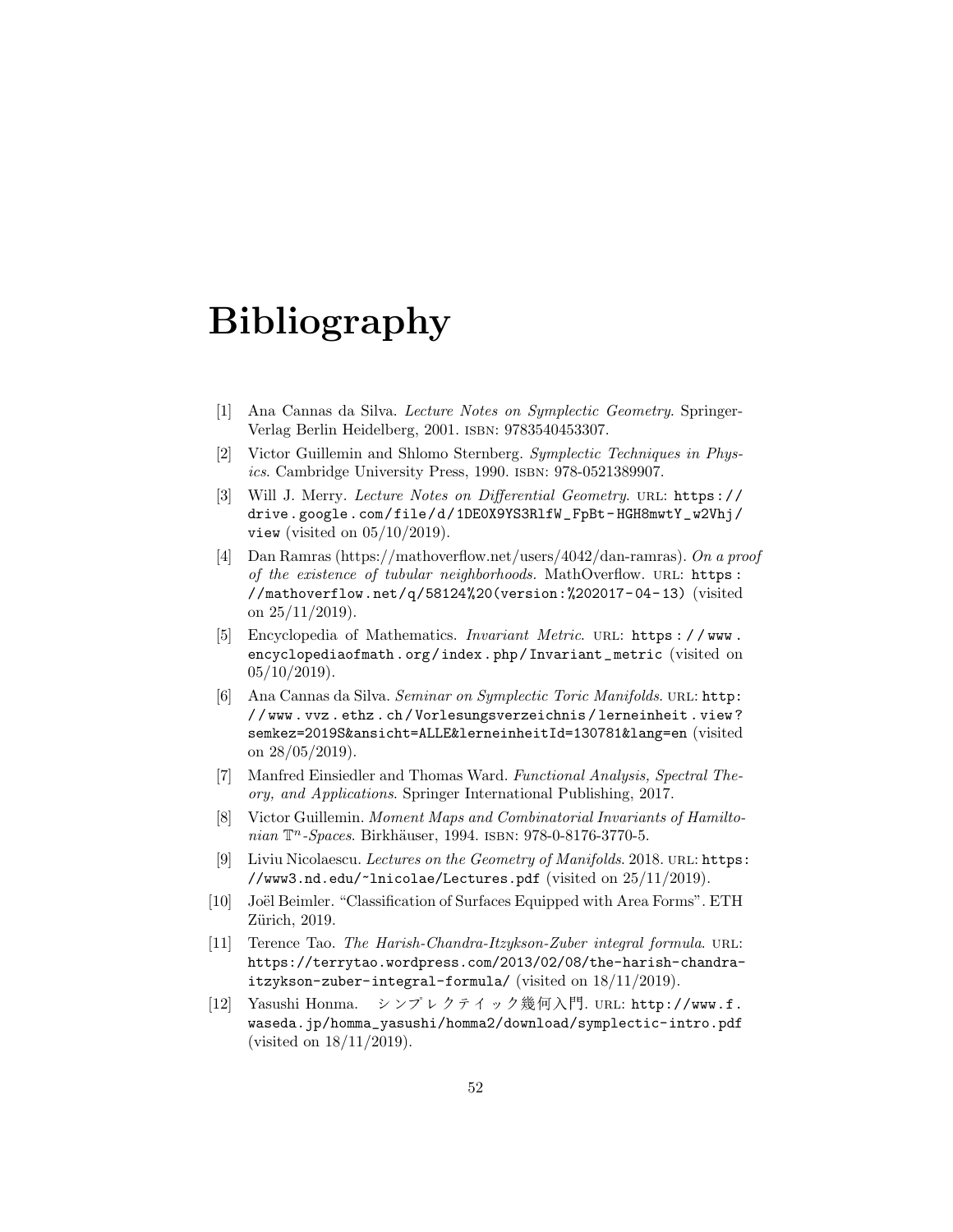# Bibliography

[1] Ana Cannas da Silva. *Lecture Notes on Symplectic Geometry*. Springer-Verlag Berlin Heidelberg, 2001. ISBN: 9783540453307.

[2] Victor Guillemin and Shlomo Sternberg. *Symplectic Techniques in Physics*. Cambridge University Press, 1990. ISBN: 978-0521389907.

[3] Will J. Merry. *Lecture Notes on Differential Geometry*. URL: https://drive.google.com/file/d/1DE0X9YS3RlfW_FpBt-HGH8mwtY_w2Vhj/view (visited on 05/10/2019).

[4] Dan Ramras (https://mathoverflow.net/users/4042/dan-ramras). *On a proof of the existence of tubular neighborhoods.* MathOverflow. URL: https://mathoverflow.net/q/58124%20(version:%202017-04-13) (visited on 25/11/2019).

[5] Encyclopedia of Mathematics. *Invariant Metric.* URL: https://www.encyclopediaofmath.org/index.php/Invariant_metric (visited on 05/10/2019).

[6] Ana Cannas da Silva. *Seminar on Symplectic Toric Manifolds.* URL: http://www.vvz.ethz.ch/Vorlesungsverzeichnis/lerneinheit.view?semkez=2019S&ansicht=ALLE&lerneinheitId=130781&lang=en (visited on 28/05/2019).

[7] Manfred Einsiedler and Thomas Ward. *Functional Analysis, Spectral Theory, and Applications*. Springer International Publishing, 2017.

[8] Victor Guillemin. *Moment Maps and Combinatorial Invariants of Hamiltonian $\mathbb{T}^n$-Spaces*. Birkhäuser, 1994. ISBN: 978-0-8176-3770-5.

[9] Liviu Nicolaescu. *Lectures on the Geometry of Manifolds*. 2018. URL: https://www3.nd.edu/~lnicolae/Lectures.pdf (visited on 25/11/2019).

[10] Joël Beimler. "Classification of Surfaces Equipped with Area Forms". ETH Zürich, 2019.

[11] Terence Tao. *The Harish-Chandra-Itzykson-Zuber integral formula*. URL: https://terrytao.wordpress.com/2013/02/08/the-harish-chandra-itzykson-zuber-integral-formula/ (visited on 18/11/2019).

[12] Yasushi Honma. シンプレクティック幾何入門. URL: http://www.f.waseda.jp/homma_yasushi/homma2/download/symplectic-intro.pdf (visited on 18/11/2019).